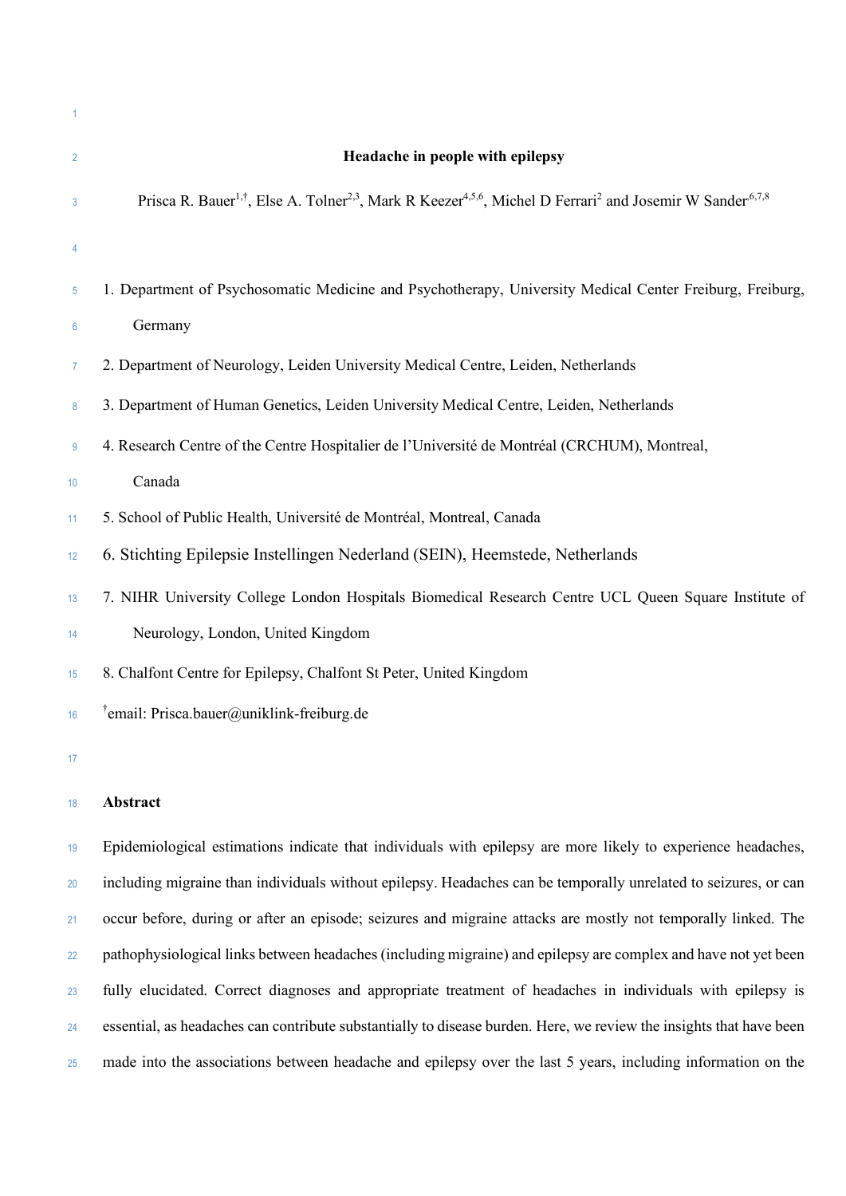# Headache in people with epilepsy

Prisca R. Bauer[1,†], Else A. Tolner[2,3], Mark R Keezer[4,5,6], Michel D Ferrari[2] and Josemir W Sander[6,7,8]

1. Department of Psychosomatic Medicine and Psychotherapy, University Medical Center Freiburg, Freiburg, Germany
2. Department of Neurology, Leiden University Medical Centre, Leiden, Netherlands
3. Department of Human Genetics, Leiden University Medical Centre, Leiden, Netherlands
4. Research Centre of the Centre Hospitalier de l'Université de Montréal (CRCHUM), Montreal, Canada
5. School of Public Health, Université de Montréal, Montreal, Canada
6. Stichting Epilepsie Instellingen Nederland (SEIN), Heemstede, Netherlands
7. NIHR University College London Hospitals Biomedical Research Centre UCL Queen Square Institute of Neurology, London, United Kingdom
8. Chalfont Centre for Epilepsy, Chalfont St Peter, United Kingdom

[†]email: Prisca.bauer@uniklink-freiburg.de

## Abstract

Epidemiological estimations indicate that individuals with epilepsy are more likely to experience headaches, including migraine than individuals without epilepsy. Headaches can be temporally unrelated to seizures, or can occur before, during or after an episode; seizures and migraine attacks are mostly not temporally linked. The pathophysiological links between headaches (including migraine) and epilepsy are complex and have not yet been fully elucidated. Correct diagnoses and appropriate treatment of headaches in individuals with epilepsy is essential, as headaches can contribute substantially to disease burden. Here, we review the insights that have been made into the associations between headache and epilepsy over the last 5 years, including information on the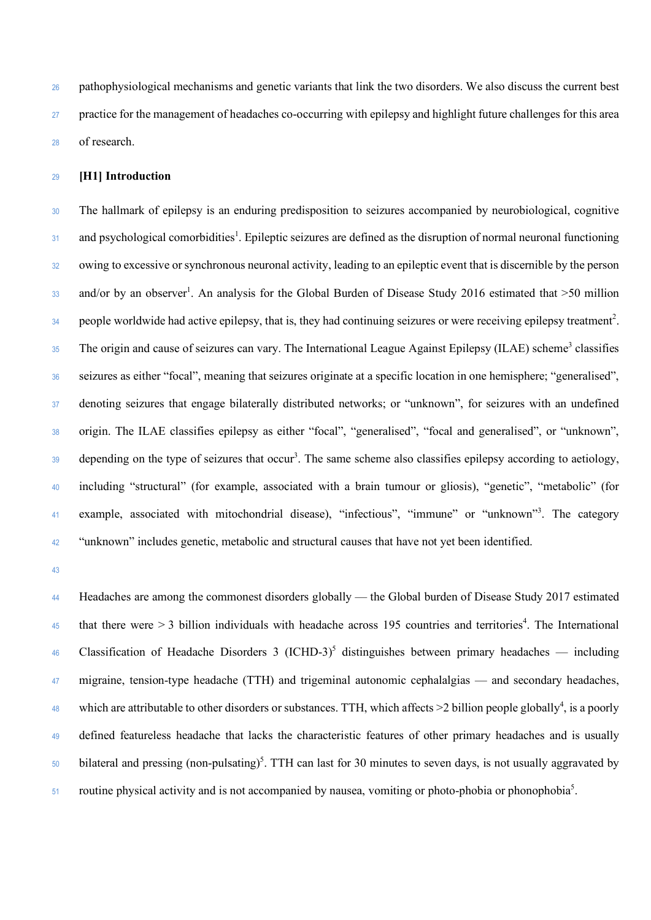pathophysiological mechanisms and genetic variants that link the two disorders. We also discuss the current best practice for the management of headaches co-occurring with epilepsy and highlight future challenges for this area of research.

# [H1] Introduction

The hallmark of epilepsy is an enduring predisposition to seizures accompanied by neurobiological, cognitive and psychological comorbidities[1]. Epileptic seizures are defined as the disruption of normal neuronal functioning owing to excessive or synchronous neuronal activity, leading to an epileptic event that is discernible by the person and/or by an observer[1]. An analysis for the Global Burden of Disease Study 2016 estimated that >50 million people worldwide had active epilepsy, that is, they had continuing seizures or were receiving epilepsy treatment[2]. The origin and cause of seizures can vary. The International League Against Epilepsy (ILAE) scheme[3] classifies seizures as either "focal", meaning that seizures originate at a specific location in one hemisphere; "generalised", denoting seizures that engage bilaterally distributed networks; or "unknown", for seizures with an undefined origin. The ILAE classifies epilepsy as either "focal", "generalised", "focal and generalised", or "unknown", depending on the type of seizures that occur[3]. The same scheme also classifies epilepsy according to aetiology, including "structural" (for example, associated with a brain tumour or gliosis), "genetic", "metabolic" (for example, associated with mitochondrial disease), "infectious", "immune" or "unknown"[3]. The category "unknown" includes genetic, metabolic and structural causes that have not yet been identified.

Headaches are among the commonest disorders globally — the Global burden of Disease Study 2017 estimated that there were > 3 billion individuals with headache across 195 countries and territories[4]. The International Classification of Headache Disorders 3 (ICHD-3)[5] distinguishes between primary headaches — including migraine, tension-type headache (TTH) and trigeminal autonomic cephalalgias — and secondary headaches, which are attributable to other disorders or substances. TTH, which affects >2 billion people globally[4], is a poorly defined featureless headache that lacks the characteristic features of other primary headaches and is usually bilateral and pressing (non-pulsating)[5]. TTH can last for 30 minutes to seven days, is not usually aggravated by routine physical activity and is not accompanied by nausea, vomiting or photo-phobia or phonophobia[5].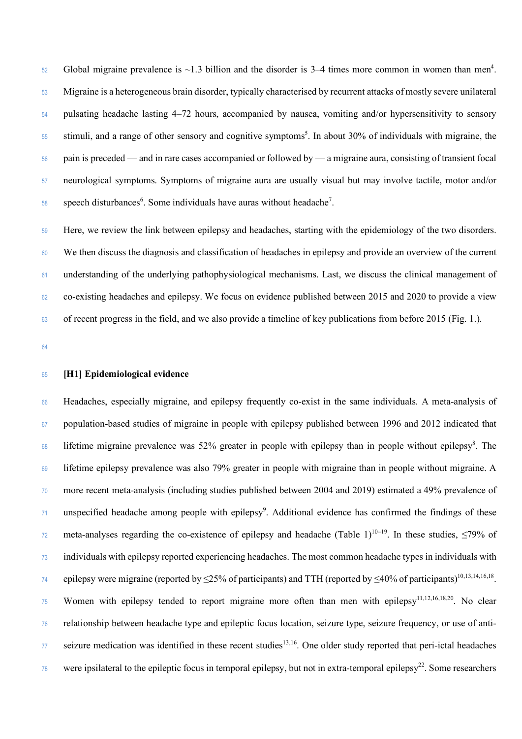Global migraine prevalence is ~1.3 billion and the disorder is 3–4 times more common in women than men[4]. Migraine is a heterogeneous brain disorder, typically characterised by recurrent attacks of mostly severe unilateral pulsating headache lasting 4–72 hours, accompanied by nausea, vomiting and/or hypersensitivity to sensory stimuli, and a range of other sensory and cognitive symptoms[5]. In about 30% of individuals with migraine, the pain is preceded — and in rare cases accompanied or followed by — a migraine aura, consisting of transient focal neurological symptoms. Symptoms of migraine aura are usually visual but may involve tactile, motor and/or speech disturbances[6]. Some individuals have auras without headache[7].

Here, we review the link between epilepsy and headaches, starting with the epidemiology of the two disorders. We then discuss the diagnosis and classification of headaches in epilepsy and provide an overview of the current understanding of the underlying pathophysiological mechanisms. Last, we discuss the clinical management of co-existing headaches and epilepsy. We focus on evidence published between 2015 and 2020 to provide a view of recent progress in the field, and we also provide a timeline of key publications from before 2015 (Fig. 1.).

## [H1] Epidemiological evidence

Headaches, especially migraine, and epilepsy frequently co-exist in the same individuals. A meta-analysis of population-based studies of migraine in people with epilepsy published between 1996 and 2012 indicated that lifetime migraine prevalence was 52% greater in people with epilepsy than in people without epilepsy[8]. The lifetime epilepsy prevalence was also 79% greater in people with migraine than in people without migraine. A more recent meta-analysis (including studies published between 2004 and 2019) estimated a 49% prevalence of unspecified headache among people with epilepsy[9]. Additional evidence has confirmed the findings of these meta-analyses regarding the co-existence of epilepsy and headache (Table 1)[10–19]. In these studies, ≤79% of individuals with epilepsy reported experiencing headaches. The most common headache types in individuals with epilepsy were migraine (reported by ≤25% of participants) and TTH (reported by ≤40% of participants)[10,13,14,16,18]. Women with epilepsy tended to report migraine more often than men with epilepsy[11,12,16,18,20]. No clear relationship between headache type and epileptic focus location, seizure type, seizure frequency, or use of anti-seizure medication was identified in these recent studies[13,16]. One older study reported that peri-ictal headaches were ipsilateral to the epileptic focus in temporal epilepsy, but not in extra-temporal epilepsy[22]. Some researchers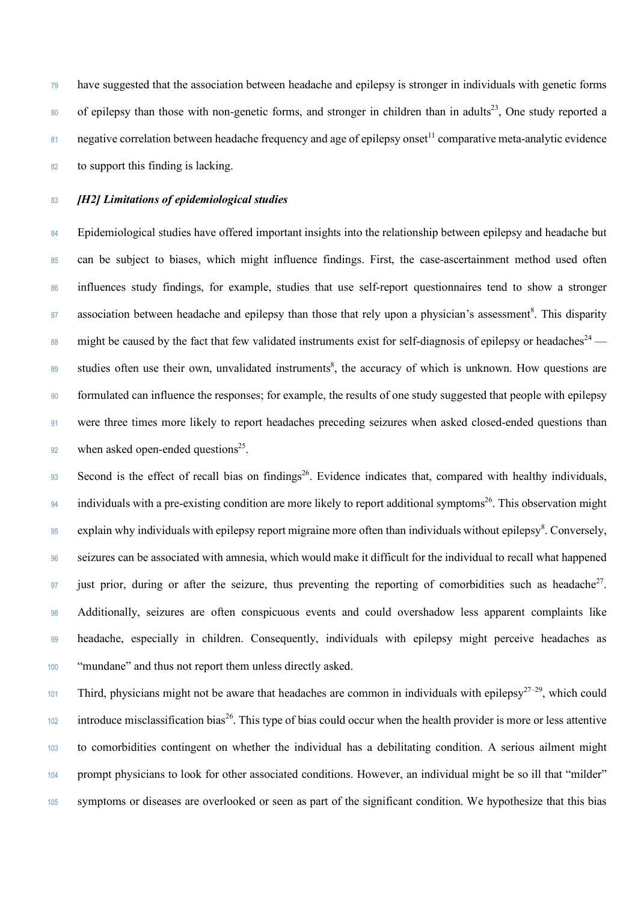have suggested that the association between headache and epilepsy is stronger in individuals with genetic forms of epilepsy than those with non-genetic forms, and stronger in children than in adults[23], One study reported a negative correlation between headache frequency and age of epilepsy onset[11] comparative meta-analytic evidence to support this finding is lacking.

## *[H2] Limitations of epidemiological studies*

Epidemiological studies have offered important insights into the relationship between epilepsy and headache but can be subject to biases, which might influence findings. First, the case-ascertainment method used often influences study findings, for example, studies that use self-report questionnaires tend to show a stronger association between headache and epilepsy than those that rely upon a physician's assessment[8]. This disparity might be caused by the fact that few validated instruments exist for self-diagnosis of epilepsy or headaches[24] — studies often use their own, unvalidated instruments[8], the accuracy of which is unknown. How questions are formulated can influence the responses; for example, the results of one study suggested that people with epilepsy were three times more likely to report headaches preceding seizures when asked closed-ended questions than when asked open-ended questions[25].

Second is the effect of recall bias on findings[26]. Evidence indicates that, compared with healthy individuals, individuals with a pre-existing condition are more likely to report additional symptoms[26]. This observation might explain why individuals with epilepsy report migraine more often than individuals without epilepsy[8]. Conversely, seizures can be associated with amnesia, which would make it difficult for the individual to recall what happened just prior, during or after the seizure, thus preventing the reporting of comorbidities such as headache[27]. Additionally, seizures are often conspicuous events and could overshadow less apparent complaints like headache, especially in children. Consequently, individuals with epilepsy might perceive headaches as "mundane" and thus not report them unless directly asked.

Third, physicians might not be aware that headaches are common in individuals with epilepsy[27–29], which could introduce misclassification bias[26]. This type of bias could occur when the health provider is more or less attentive to comorbidities contingent on whether the individual has a debilitating condition. A serious ailment might prompt physicians to look for other associated conditions. However, an individual might be so ill that "milder" symptoms or diseases are overlooked or seen as part of the significant condition. We hypothesize that this bias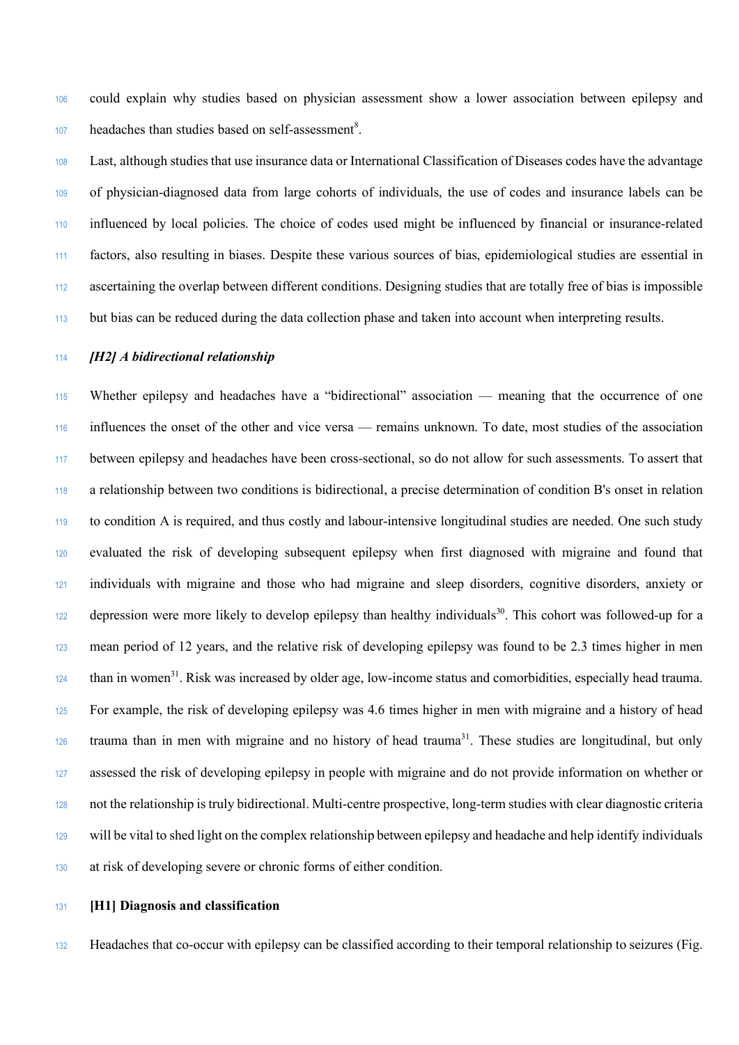could explain why studies based on physician assessment show a lower association between epilepsy and headaches than studies based on self-assessment[8].

Last, although studies that use insurance data or International Classification of Diseases codes have the advantage of physician-diagnosed data from large cohorts of individuals, the use of codes and insurance labels can be influenced by local policies. The choice of codes used might be influenced by financial or insurance-related factors, also resulting in biases. Despite these various sources of bias, epidemiological studies are essential in ascertaining the overlap between different conditions. Designing studies that are totally free of bias is impossible but bias can be reduced during the data collection phase and taken into account when interpreting results.

### *[H2] A bidirectional relationship*

Whether epilepsy and headaches have a "bidirectional" association — meaning that the occurrence of one influences the onset of the other and vice versa — remains unknown. To date, most studies of the association between epilepsy and headaches have been cross-sectional, so do not allow for such assessments. To assert that a relationship between two conditions is bidirectional, a precise determination of condition B's onset in relation to condition A is required, and thus costly and labour-intensive longitudinal studies are needed. One such study evaluated the risk of developing subsequent epilepsy when first diagnosed with migraine and found that individuals with migraine and those who had migraine and sleep disorders, cognitive disorders, anxiety or depression were more likely to develop epilepsy than healthy individuals[30]. This cohort was followed-up for a mean period of 12 years, and the relative risk of developing epilepsy was found to be 2.3 times higher in men than in women[31]. Risk was increased by older age, low-income status and comorbidities, especially head trauma. For example, the risk of developing epilepsy was 4.6 times higher in men with migraine and a history of head trauma than in men with migraine and no history of head trauma[31]. These studies are longitudinal, but only assessed the risk of developing epilepsy in people with migraine and do not provide information on whether or not the relationship is truly bidirectional. Multi-centre prospective, long-term studies with clear diagnostic criteria will be vital to shed light on the complex relationship between epilepsy and headache and help identify individuals at risk of developing severe or chronic forms of either condition.

## [H1] Diagnosis and classification

Headaches that co-occur with epilepsy can be classified according to their temporal relationship to seizures (Fig.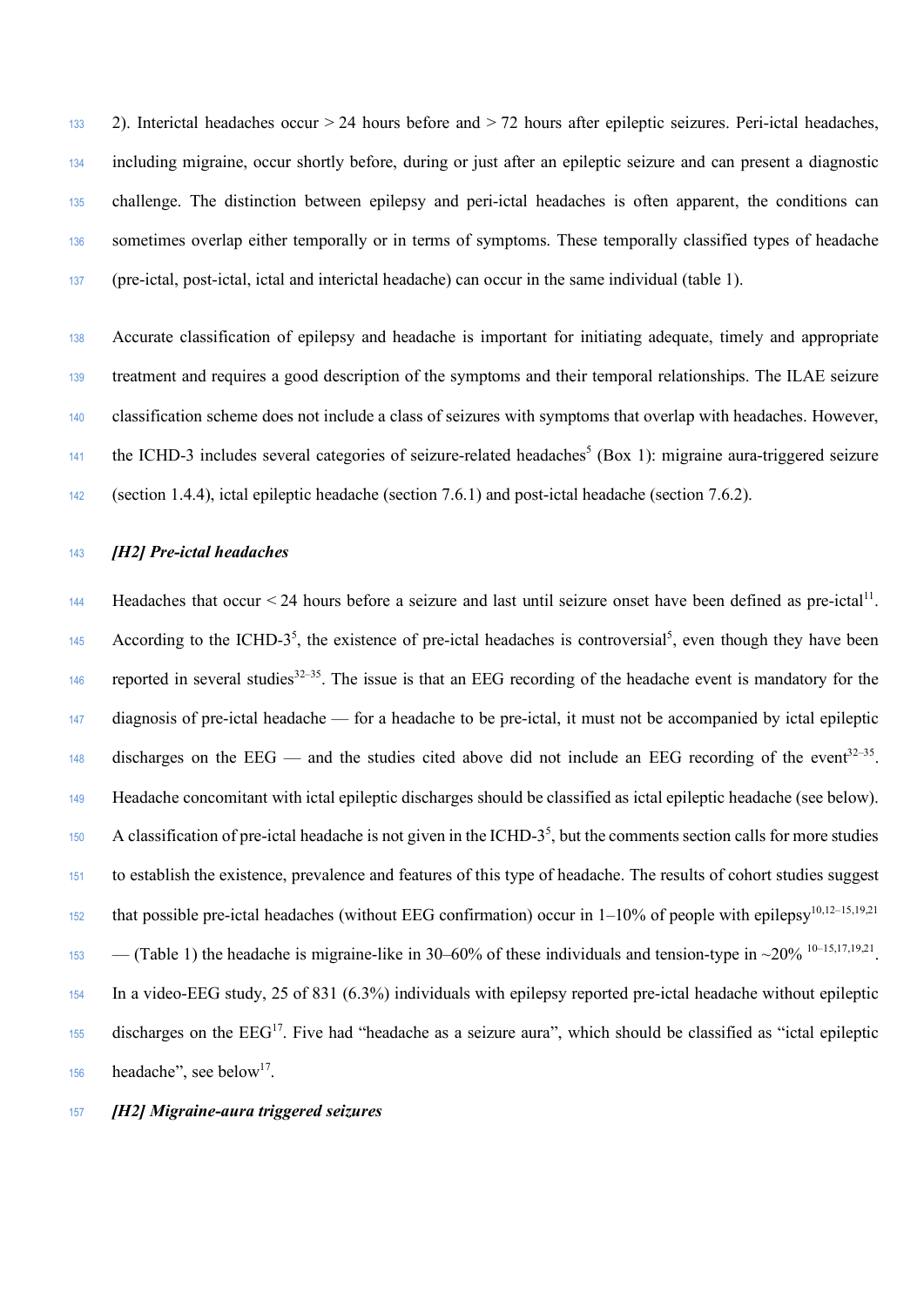2). Interictal headaches occur > 24 hours before and > 72 hours after epileptic seizures. Peri-ictal headaches, including migraine, occur shortly before, during or just after an epileptic seizure and can present a diagnostic challenge. The distinction between epilepsy and peri-ictal headaches is often apparent, the conditions can sometimes overlap either temporally or in terms of symptoms. These temporally classified types of headache (pre-ictal, post-ictal, ictal and interictal headache) can occur in the same individual (table 1).

Accurate classification of epilepsy and headache is important for initiating adequate, timely and appropriate treatment and requires a good description of the symptoms and their temporal relationships. The ILAE seizure classification scheme does not include a class of seizures with symptoms that overlap with headaches. However, the ICHD-3 includes several categories of seizure-related headaches[5] (Box 1): migraine aura-triggered seizure (section 1.4.4), ictal epileptic headache (section 7.6.1) and post-ictal headache (section 7.6.2).

## *[H2] Pre-ictal headaches*

Headaches that occur < 24 hours before a seizure and last until seizure onset have been defined as pre-ictal[11]. According to the ICHD-3[5], the existence of pre-ictal headaches is controversial[5], even though they have been reported in several studies[32–35]. The issue is that an EEG recording of the headache event is mandatory for the diagnosis of pre-ictal headache — for a headache to be pre-ictal, it must not be accompanied by ictal epileptic discharges on the EEG — and the studies cited above did not include an EEG recording of the event[32–35]. Headache concomitant with ictal epileptic discharges should be classified as ictal epileptic headache (see below). A classification of pre-ictal headache is not given in the ICHD-3[5], but the comments section calls for more studies to establish the existence, prevalence and features of this type of headache. The results of cohort studies suggest that possible pre-ictal headaches (without EEG confirmation) occur in 1–10% of people with epilepsy[10,12–15,19,21] — (Table 1) the headache is migraine-like in 30–60% of these individuals and tension-type in ~20% [10–15,17,19,21]. In a video-EEG study, 25 of 831 (6.3%) individuals with epilepsy reported pre-ictal headache without epileptic discharges on the EEG[17]. Five had "headache as a seizure aura", which should be classified as "ictal epileptic headache", see below[17].

## *[H2] Migraine-aura triggered seizures*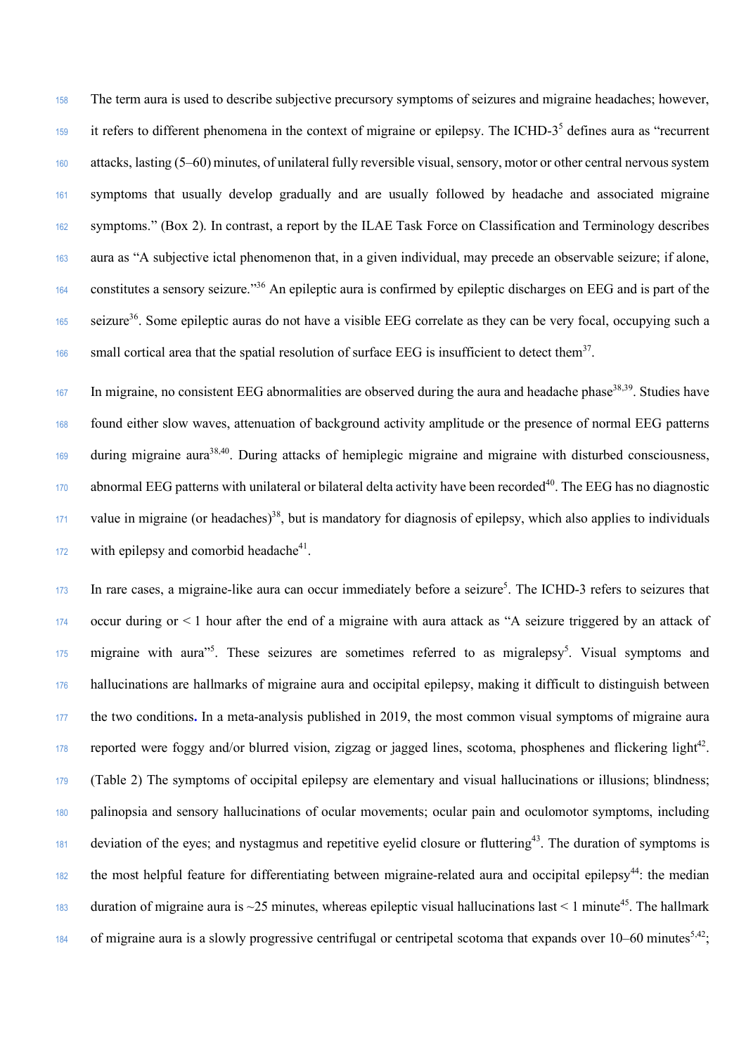The term aura is used to describe subjective precursory symptoms of seizures and migraine headaches; however, it refers to different phenomena in the context of migraine or epilepsy. The ICHD-3[5] defines aura as "recurrent attacks, lasting (5–60) minutes, of unilateral fully reversible visual, sensory, motor or other central nervous system symptoms that usually develop gradually and are usually followed by headache and associated migraine symptoms." (Box 2). In contrast, a report by the ILAE Task Force on Classification and Terminology describes aura as "A subjective ictal phenomenon that, in a given individual, may precede an observable seizure; if alone, constitutes a sensory seizure."[36] An epileptic aura is confirmed by epileptic discharges on EEG and is part of the seizure[36]. Some epileptic auras do not have a visible EEG correlate as they can be very focal, occupying such a small cortical area that the spatial resolution of surface EEG is insufficient to detect them[37].

In migraine, no consistent EEG abnormalities are observed during the aura and headache phase[38,39]. Studies have found either slow waves, attenuation of background activity amplitude or the presence of normal EEG patterns during migraine aura[38,40]. During attacks of hemiplegic migraine and migraine with disturbed consciousness, abnormal EEG patterns with unilateral or bilateral delta activity have been recorded[40]. The EEG has no diagnostic value in migraine (or headaches)[38], but is mandatory for diagnosis of epilepsy, which also applies to individuals with epilepsy and comorbid headache[41].

In rare cases, a migraine-like aura can occur immediately before a seizure[5]. The ICHD-3 refers to seizures that occur during or < 1 hour after the end of a migraine with aura attack as "A seizure triggered by an attack of migraine with aura"[5]. These seizures are sometimes referred to as migralepsy[5]. Visual symptoms and hallucinations are hallmarks of migraine aura and occipital epilepsy, making it difficult to distinguish between the two conditions. In a meta-analysis published in 2019, the most common visual symptoms of migraine aura reported were foggy and/or blurred vision, zigzag or jagged lines, scotoma, phosphenes and flickering light[42]. (Table 2) The symptoms of occipital epilepsy are elementary and visual hallucinations or illusions; blindness; palinopsia and sensory hallucinations of ocular movements; ocular pain and oculomotor symptoms, including deviation of the eyes; and nystagmus and repetitive eyelid closure or fluttering[43]. The duration of symptoms is the most helpful feature for differentiating between migraine-related aura and occipital epilepsy[44]: the median duration of migraine aura is ~25 minutes, whereas epileptic visual hallucinations last < 1 minute[45]. The hallmark of migraine aura is a slowly progressive centrifugal or centripetal scotoma that expands over 10–60 minutes[5,42];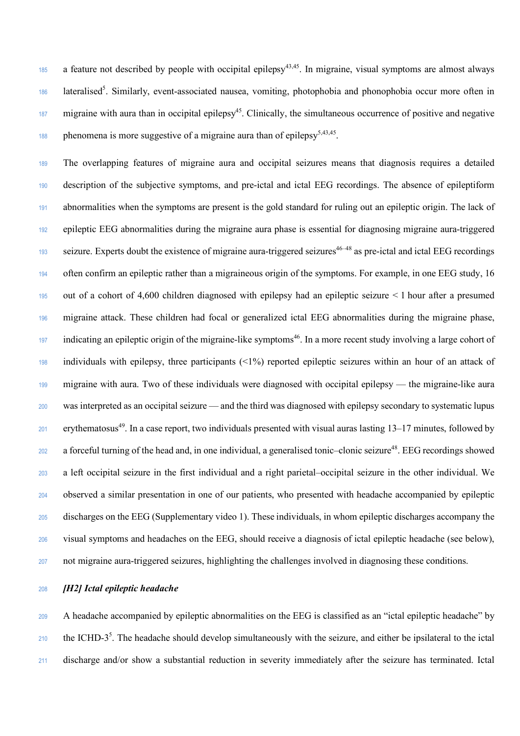a feature not described by people with occipital epilepsy[43,45]. In migraine, visual symptoms are almost always lateralised[5]. Similarly, event-associated nausea, vomiting, photophobia and phonophobia occur more often in migraine with aura than in occipital epilepsy[45]. Clinically, the simultaneous occurrence of positive and negative phenomena is more suggestive of a migraine aura than of epilepsy[5,43,45].

The overlapping features of migraine aura and occipital seizures means that diagnosis requires a detailed description of the subjective symptoms, and pre-ictal and ictal EEG recordings. The absence of epileptiform abnormalities when the symptoms are present is the gold standard for ruling out an epileptic origin. The lack of epileptic EEG abnormalities during the migraine aura phase is essential for diagnosing migraine aura-triggered seizure. Experts doubt the existence of migraine aura-triggered seizures[46–48] as pre-ictal and ictal EEG recordings often confirm an epileptic rather than a migraineous origin of the symptoms. For example, in one EEG study, 16 out of a cohort of 4,600 children diagnosed with epilepsy had an epileptic seizure < 1 hour after a presumed migraine attack. These children had focal or generalized ictal EEG abnormalities during the migraine phase, indicating an epileptic origin of the migraine-like symptoms[46]. In a more recent study involving a large cohort of individuals with epilepsy, three participants (<1%) reported epileptic seizures within an hour of an attack of migraine with aura. Two of these individuals were diagnosed with occipital epilepsy — the migraine-like aura was interpreted as an occipital seizure — and the third was diagnosed with epilepsy secondary to systematic lupus erythematosus[49]. In a case report, two individuals presented with visual auras lasting 13–17 minutes, followed by a forceful turning of the head and, in one individual, a generalised tonic–clonic seizure[48]. EEG recordings showed a left occipital seizure in the first individual and a right parietal–occipital seizure in the other individual. We observed a similar presentation in one of our patients, who presented with headache accompanied by epileptic discharges on the EEG (Supplementary video 1). These individuals, in whom epileptic discharges accompany the visual symptoms and headaches on the EEG, should receive a diagnosis of ictal epileptic headache (see below), not migraine aura-triggered seizures, highlighting the challenges involved in diagnosing these conditions.

## *[H2] Ictal epileptic headache*

A headache accompanied by epileptic abnormalities on the EEG is classified as an "ictal epileptic headache" by the ICHD-3[5]. The headache should develop simultaneously with the seizure, and either be ipsilateral to the ictal discharge and/or show a substantial reduction in severity immediately after the seizure has terminated. Ictal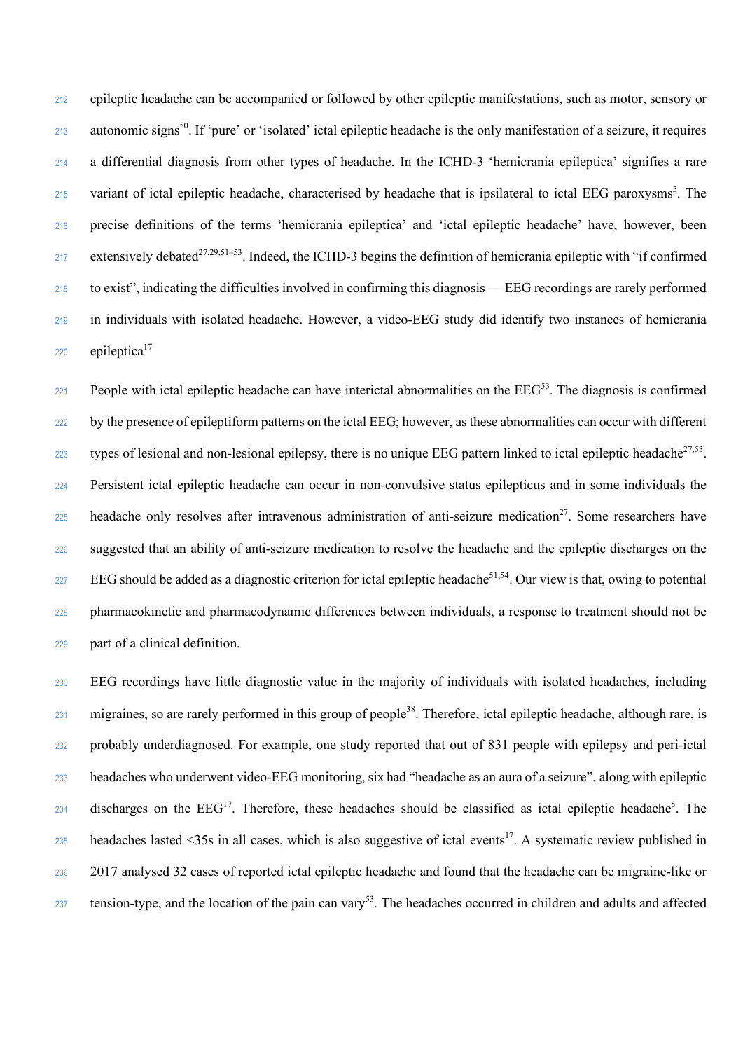epileptic headache can be accompanied or followed by other epileptic manifestations, such as motor, sensory or autonomic signs[50]. If 'pure' or 'isolated' ictal epileptic headache is the only manifestation of a seizure, it requires a differential diagnosis from other types of headache. In the ICHD-3 'hemicrania epileptica' signifies a rare variant of ictal epileptic headache, characterised by headache that is ipsilateral to ictal EEG paroxysms[5]. The precise definitions of the terms 'hemicrania epileptica' and 'ictal epileptic headache' have, however, been extensively debated[27,29,51–53]. Indeed, the ICHD-3 begins the definition of hemicrania epileptic with "if confirmed to exist", indicating the difficulties involved in confirming this diagnosis — EEG recordings are rarely performed in individuals with isolated headache. However, a video-EEG study did identify two instances of hemicrania epileptica[17]

People with ictal epileptic headache can have interictal abnormalities on the EEG[53]. The diagnosis is confirmed by the presence of epileptiform patterns on the ictal EEG; however, as these abnormalities can occur with different types of lesional and non-lesional epilepsy, there is no unique EEG pattern linked to ictal epileptic headache[27,53]. Persistent ictal epileptic headache can occur in non-convulsive status epilepticus and in some individuals the headache only resolves after intravenous administration of anti-seizure medication[27]. Some researchers have suggested that an ability of anti-seizure medication to resolve the headache and the epileptic discharges on the EEG should be added as a diagnostic criterion for ictal epileptic headache[51,54]. Our view is that, owing to potential pharmacokinetic and pharmacodynamic differences between individuals, a response to treatment should not be part of a clinical definition.

EEG recordings have little diagnostic value in the majority of individuals with isolated headaches, including migraines, so are rarely performed in this group of people[38]. Therefore, ictal epileptic headache, although rare, is probably underdiagnosed. For example, one study reported that out of 831 people with epilepsy and peri-ictal headaches who underwent video-EEG monitoring, six had "headache as an aura of a seizure", along with epileptic discharges on the EEG[17]. Therefore, these headaches should be classified as ictal epileptic headache[5]. The headaches lasted <35s in all cases, which is also suggestive of ictal events[17]. A systematic review published in 2017 analysed 32 cases of reported ictal epileptic headache and found that the headache can be migraine-like or tension-type, and the location of the pain can vary[53]. The headaches occurred in children and adults and affected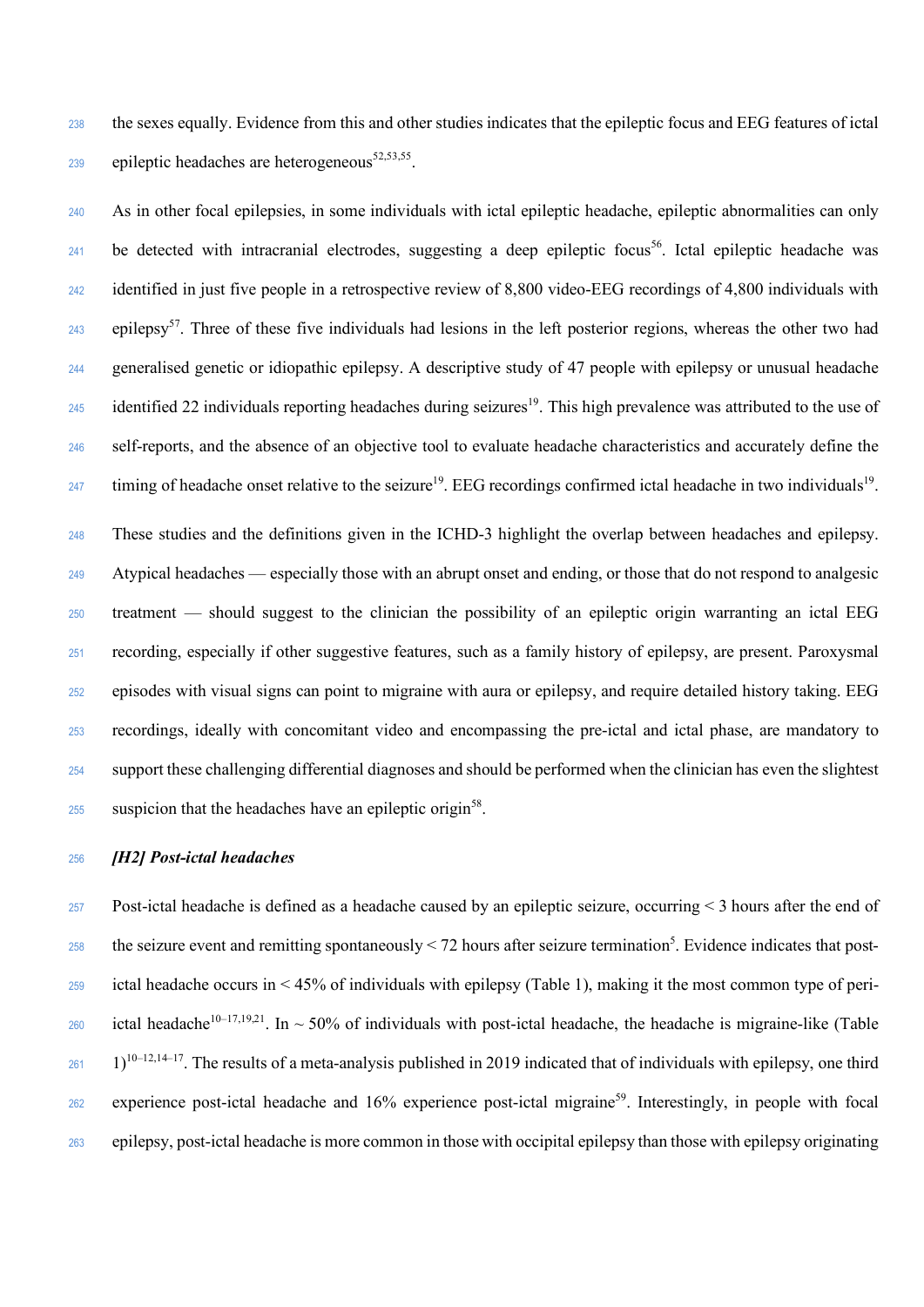the sexes equally. Evidence from this and other studies indicates that the epileptic focus and EEG features of ictal epileptic headaches are heterogeneous[52,53,55].

As in other focal epilepsies, in some individuals with ictal epileptic headache, epileptic abnormalities can only be detected with intracranial electrodes, suggesting a deep epileptic focus[56]. Ictal epileptic headache was identified in just five people in a retrospective review of 8,800 video-EEG recordings of 4,800 individuals with epilepsy[57]. Three of these five individuals had lesions in the left posterior regions, whereas the other two had generalised genetic or idiopathic epilepsy. A descriptive study of 47 people with epilepsy or unusual headache identified 22 individuals reporting headaches during seizures[19]. This high prevalence was attributed to the use of self-reports, and the absence of an objective tool to evaluate headache characteristics and accurately define the timing of headache onset relative to the seizure[19]. EEG recordings confirmed ictal headache in two individuals[19].

These studies and the definitions given in the ICHD-3 highlight the overlap between headaches and epilepsy. Atypical headaches — especially those with an abrupt onset and ending, or those that do not respond to analgesic treatment — should suggest to the clinician the possibility of an epileptic origin warranting an ictal EEG recording, especially if other suggestive features, such as a family history of epilepsy, are present. Paroxysmal episodes with visual signs can point to migraine with aura or epilepsy, and require detailed history taking. EEG recordings, ideally with concomitant video and encompassing the pre-ictal and ictal phase, are mandatory to support these challenging differential diagnoses and should be performed when the clinician has even the slightest suspicion that the headaches have an epileptic origin[58].

## *[H2] Post-ictal headaches*

Post-ictal headache is defined as a headache caused by an epileptic seizure, occurring < 3 hours after the end of the seizure event and remitting spontaneously < 72 hours after seizure termination[5]. Evidence indicates that post-ictal headache occurs in < 45% of individuals with epilepsy (Table 1), making it the most common type of peri-ictal headache[10–17,19,21]. In ~ 50% of individuals with post-ictal headache, the headache is migraine-like (Table 1)[10–12,14–17]. The results of a meta-analysis published in 2019 indicated that of individuals with epilepsy, one third experience post-ictal headache and 16% experience post-ictal migraine[59]. Interestingly, in people with focal epilepsy, post-ictal headache is more common in those with occipital epilepsy than those with epilepsy originating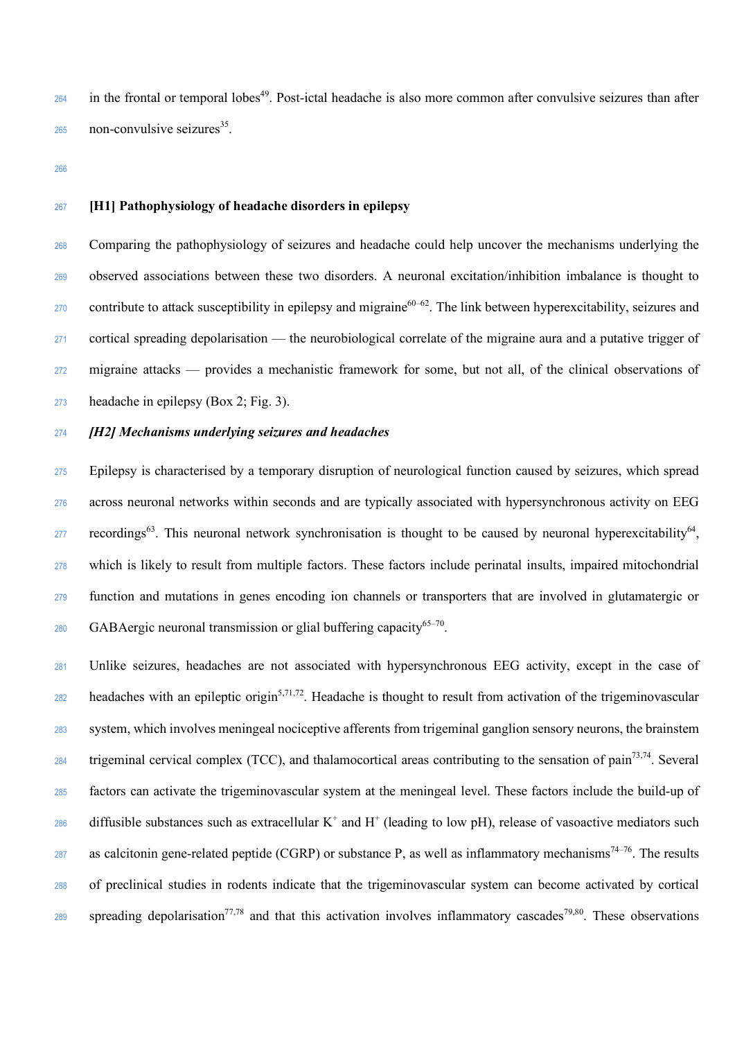in the frontal or temporal lobes[49]. Post-ictal headache is also more common after convulsive seizures than after non-convulsive seizures[35].

# [H1] Pathophysiology of headache disorders in epilepsy

Comparing the pathophysiology of seizures and headache could help uncover the mechanisms underlying the observed associations between these two disorders. A neuronal excitation/inhibition imbalance is thought to contribute to attack susceptibility in epilepsy and migraine[60–62]. The link between hyperexcitability, seizures and cortical spreading depolarisation — the neurobiological correlate of the migraine aura and a putative trigger of migraine attacks — provides a mechanistic framework for some, but not all, of the clinical observations of headache in epilepsy (Box 2; Fig. 3).

## *[H2] Mechanisms underlying seizures and headaches*

Epilepsy is characterised by a temporary disruption of neurological function caused by seizures, which spread across neuronal networks within seconds and are typically associated with hypersynchronous activity on EEG recordings[63]. This neuronal network synchronisation is thought to be caused by neuronal hyperexcitability[64], which is likely to result from multiple factors. These factors include perinatal insults, impaired mitochondrial function and mutations in genes encoding ion channels or transporters that are involved in glutamatergic or GABAergic neuronal transmission or glial buffering capacity[65–70].

Unlike seizures, headaches are not associated with hypersynchronous EEG activity, except in the case of headaches with an epileptic origin[5,71,72]. Headache is thought to result from activation of the trigeminovascular system, which involves meningeal nociceptive afferents from trigeminal ganglion sensory neurons, the brainstem trigeminal cervical complex (TCC), and thalamocortical areas contributing to the sensation of pain[73,74]. Several factors can activate the trigeminovascular system at the meningeal level. These factors include the build-up of diffusible substances such as extracellular $K^+$ and $H^+$ (leading to low pH), release of vasoactive mediators such as calcitonin gene-related peptide (CGRP) or substance P, as well as inflammatory mechanisms[74–76]. The results of preclinical studies in rodents indicate that the trigeminovascular system can become activated by cortical spreading depolarisation[77,78] and that this activation involves inflammatory cascades[79,80]. These observations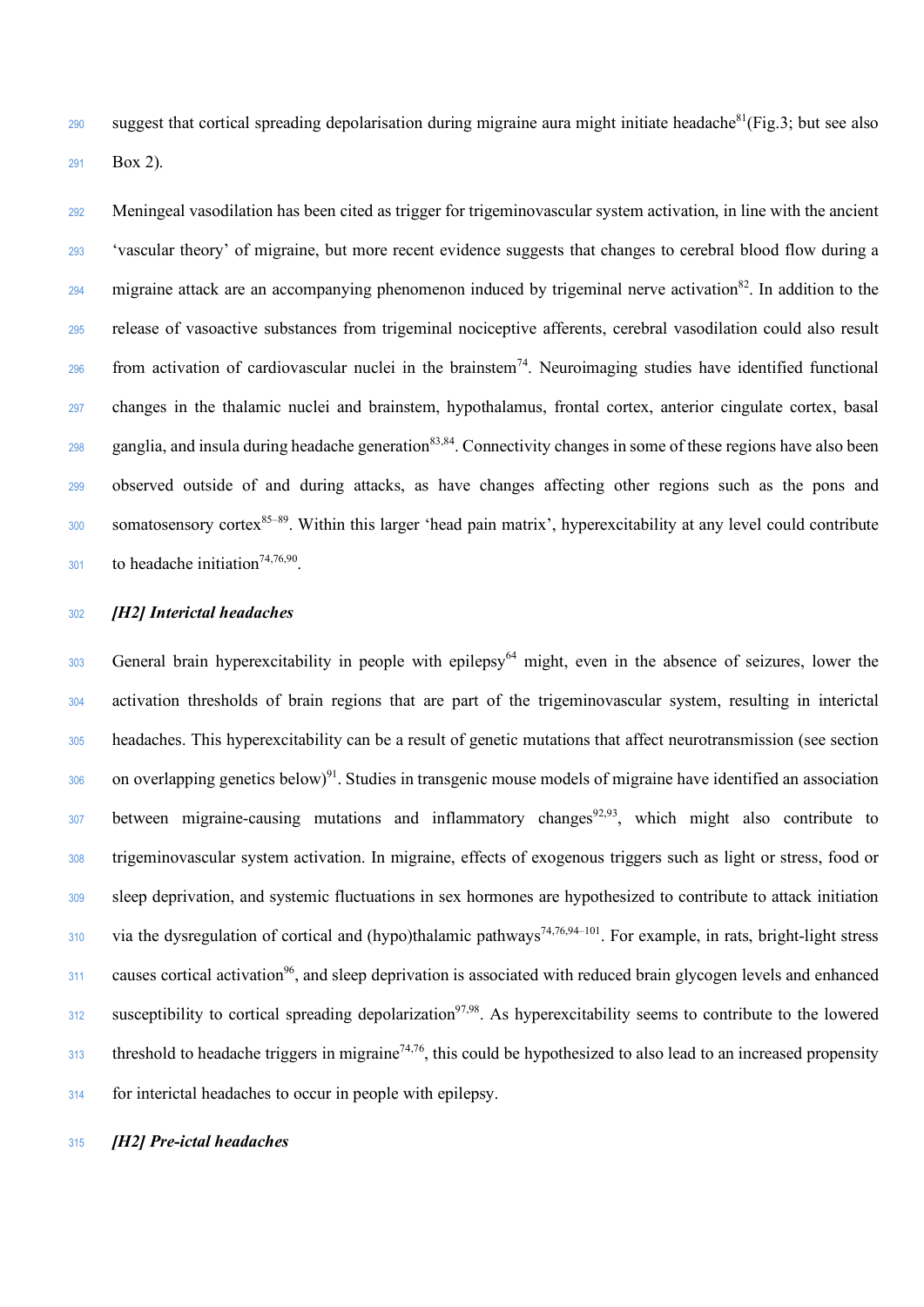suggest that cortical spreading depolarisation during migraine aura might initiate headache[81](Fig.3; but see also Box 2).

Meningeal vasodilation has been cited as trigger for trigeminovascular system activation, in line with the ancient 'vascular theory' of migraine, but more recent evidence suggests that changes to cerebral blood flow during a migraine attack are an accompanying phenomenon induced by trigeminal nerve activation[82]. In addition to the release of vasoactive substances from trigeminal nociceptive afferents, cerebral vasodilation could also result from activation of cardiovascular nuclei in the brainstem[74]. Neuroimaging studies have identified functional changes in the thalamic nuclei and brainstem, hypothalamus, frontal cortex, anterior cingulate cortex, basal ganglia, and insula during headache generation[83,84]. Connectivity changes in some of these regions have also been observed outside of and during attacks, as have changes affecting other regions such as the pons and somatosensory cortex[85–89]. Within this larger 'head pain matrix', hyperexcitability at any level could contribute to headache initiation[74,76,90].

## *[H2] Interictal headaches*

General brain hyperexcitability in people with epilepsy[64] might, even in the absence of seizures, lower the activation thresholds of brain regions that are part of the trigeminovascular system, resulting in interictal headaches. This hyperexcitability can be a result of genetic mutations that affect neurotransmission (see section on overlapping genetics below)[91]. Studies in transgenic mouse models of migraine have identified an association between migraine-causing mutations and inflammatory changes[92,93], which might also contribute to trigeminovascular system activation. In migraine, effects of exogenous triggers such as light or stress, food or sleep deprivation, and systemic fluctuations in sex hormones are hypothesized to contribute to attack initiation via the dysregulation of cortical and (hypo)thalamic pathways[74,76,94–101]. For example, in rats, bright-light stress causes cortical activation[96], and sleep deprivation is associated with reduced brain glycogen levels and enhanced susceptibility to cortical spreading depolarization[97,98]. As hyperexcitability seems to contribute to the lowered threshold to headache triggers in migraine[74,76], this could be hypothesized to also lead to an increased propensity for interictal headaches to occur in people with epilepsy.

## *[H2] Pre-ictal headaches*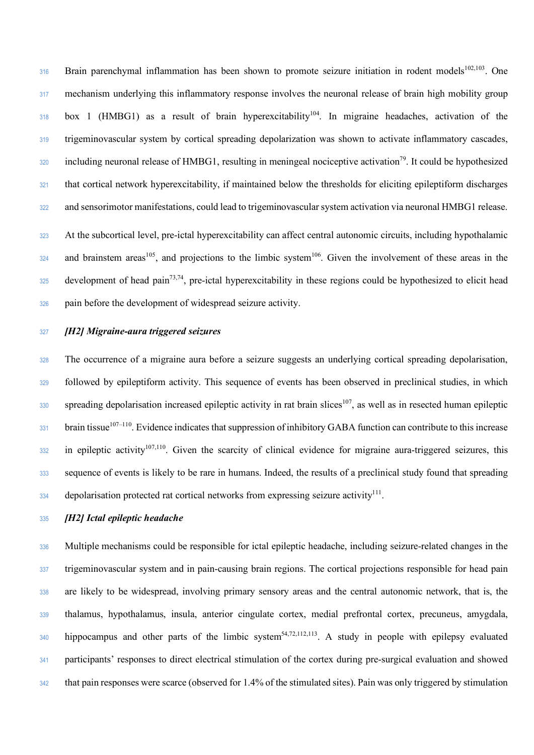Brain parenchymal inflammation has been shown to promote seizure initiation in rodent models[102,103]. One mechanism underlying this inflammatory response involves the neuronal release of brain high mobility group box 1 (HMBG1) as a result of brain hyperexcitability[104]. In migraine headaches, activation of the trigeminovascular system by cortical spreading depolarization was shown to activate inflammatory cascades, including neuronal release of HMBG1, resulting in meningeal nociceptive activation[79]. It could be hypothesized that cortical network hyperexcitability, if maintained below the thresholds for eliciting epileptiform discharges and sensorimotor manifestations, could lead to trigeminovascular system activation via neuronal HMBG1 release.

At the subcortical level, pre-ictal hyperexcitability can affect central autonomic circuits, including hypothalamic and brainstem areas[105], and projections to the limbic system[106]. Given the involvement of these areas in the development of head pain[73,74], pre-ictal hyperexcitability in these regions could be hypothesized to elicit head pain before the development of widespread seizure activity.

## *[H2] Migraine-aura triggered seizures*

The occurrence of a migraine aura before a seizure suggests an underlying cortical spreading depolarisation, followed by epileptiform activity. This sequence of events has been observed in preclinical studies, in which spreading depolarisation increased epileptic activity in rat brain slices[107], as well as in resected human epileptic brain tissue[107–110]. Evidence indicates that suppression of inhibitory GABA function can contribute to this increase in epileptic activity[107,110]. Given the scarcity of clinical evidence for migraine aura-triggered seizures, this sequence of events is likely to be rare in humans. Indeed, the results of a preclinical study found that spreading depolarisation protected rat cortical networks from expressing seizure activity[111].

## *[H2] Ictal epileptic headache*

Multiple mechanisms could be responsible for ictal epileptic headache, including seizure-related changes in the trigeminovascular system and in pain-causing brain regions. The cortical projections responsible for head pain are likely to be widespread, involving primary sensory areas and the central autonomic network, that is, the thalamus, hypothalamus, insula, anterior cingulate cortex, medial prefrontal cortex, precuneus, amygdala, hippocampus and other parts of the limbic system[54,72,112,113]. A study in people with epilepsy evaluated participants' responses to direct electrical stimulation of the cortex during pre-surgical evaluation and showed that pain responses were scarce (observed for 1.4% of the stimulated sites). Pain was only triggered by stimulation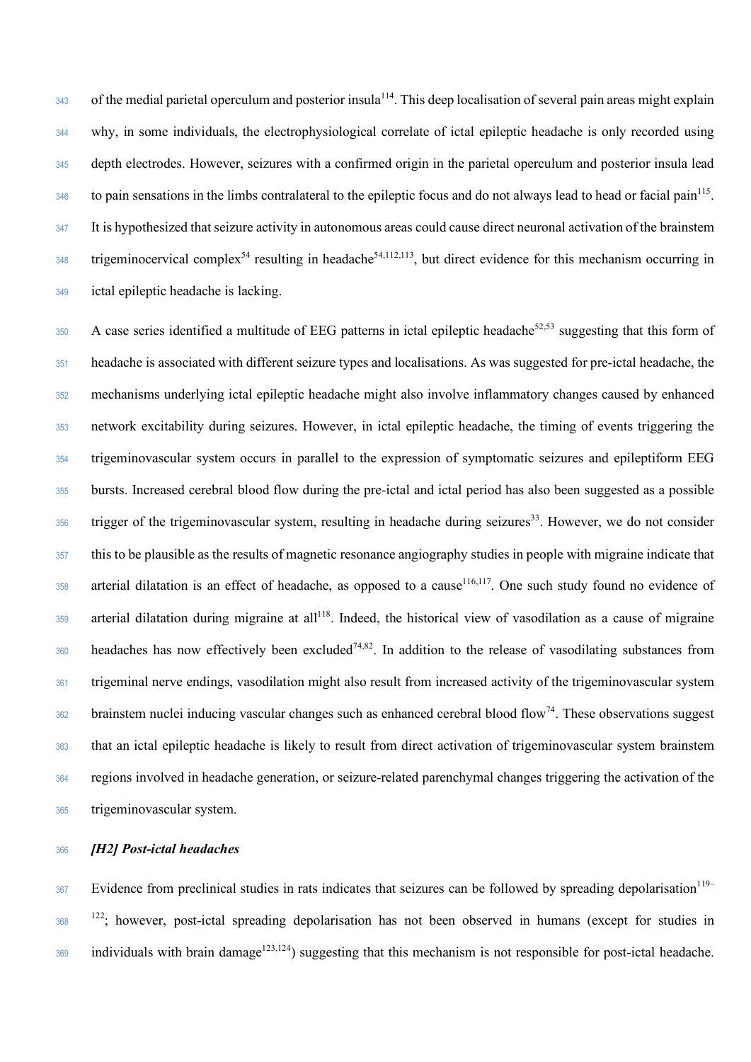of the medial parietal operculum and posterior insula[114]. This deep localisation of several pain areas might explain why, in some individuals, the electrophysiological correlate of ictal epileptic headache is only recorded using depth electrodes. However, seizures with a confirmed origin in the parietal operculum and posterior insula lead to pain sensations in the limbs contralateral to the epileptic focus and do not always lead to head or facial pain[115]. It is hypothesized that seizure activity in autonomous areas could cause direct neuronal activation of the brainstem trigeminocervical complex[54] resulting in headache[54,112,113], but direct evidence for this mechanism occurring in ictal epileptic headache is lacking.

A case series identified a multitude of EEG patterns in ictal epileptic headache[52,53] suggesting that this form of headache is associated with different seizure types and localisations. As was suggested for pre-ictal headache, the mechanisms underlying ictal epileptic headache might also involve inflammatory changes caused by enhanced network excitability during seizures. However, in ictal epileptic headache, the timing of events triggering the trigeminovascular system occurs in parallel to the expression of symptomatic seizures and epileptiform EEG bursts. Increased cerebral blood flow during the pre-ictal and ictal period has also been suggested as a possible trigger of the trigeminovascular system, resulting in headache during seizures[33]. However, we do not consider this to be plausible as the results of magnetic resonance angiography studies in people with migraine indicate that arterial dilatation is an effect of headache, as opposed to a cause[116,117]. One such study found no evidence of arterial dilatation during migraine at all[118]. Indeed, the historical view of vasodilation as a cause of migraine headaches has now effectively been excluded[74,82]. In addition to the release of vasodilating substances from trigeminal nerve endings, vasodilation might also result from increased activity of the trigeminovascular system brainstem nuclei inducing vascular changes such as enhanced cerebral blood flow[74]. These observations suggest that an ictal epileptic headache is likely to result from direct activation of trigeminovascular system brainstem regions involved in headache generation, or seizure-related parenchymal changes triggering the activation of the trigeminovascular system.

## *[H2] Post-ictal headaches*

Evidence from preclinical studies in rats indicates that seizures can be followed by spreading depolarisation[119–122]; however, post-ictal spreading depolarisation has not been observed in humans (except for studies in individuals with brain damage[123,124]) suggesting that this mechanism is not responsible for post-ictal headache.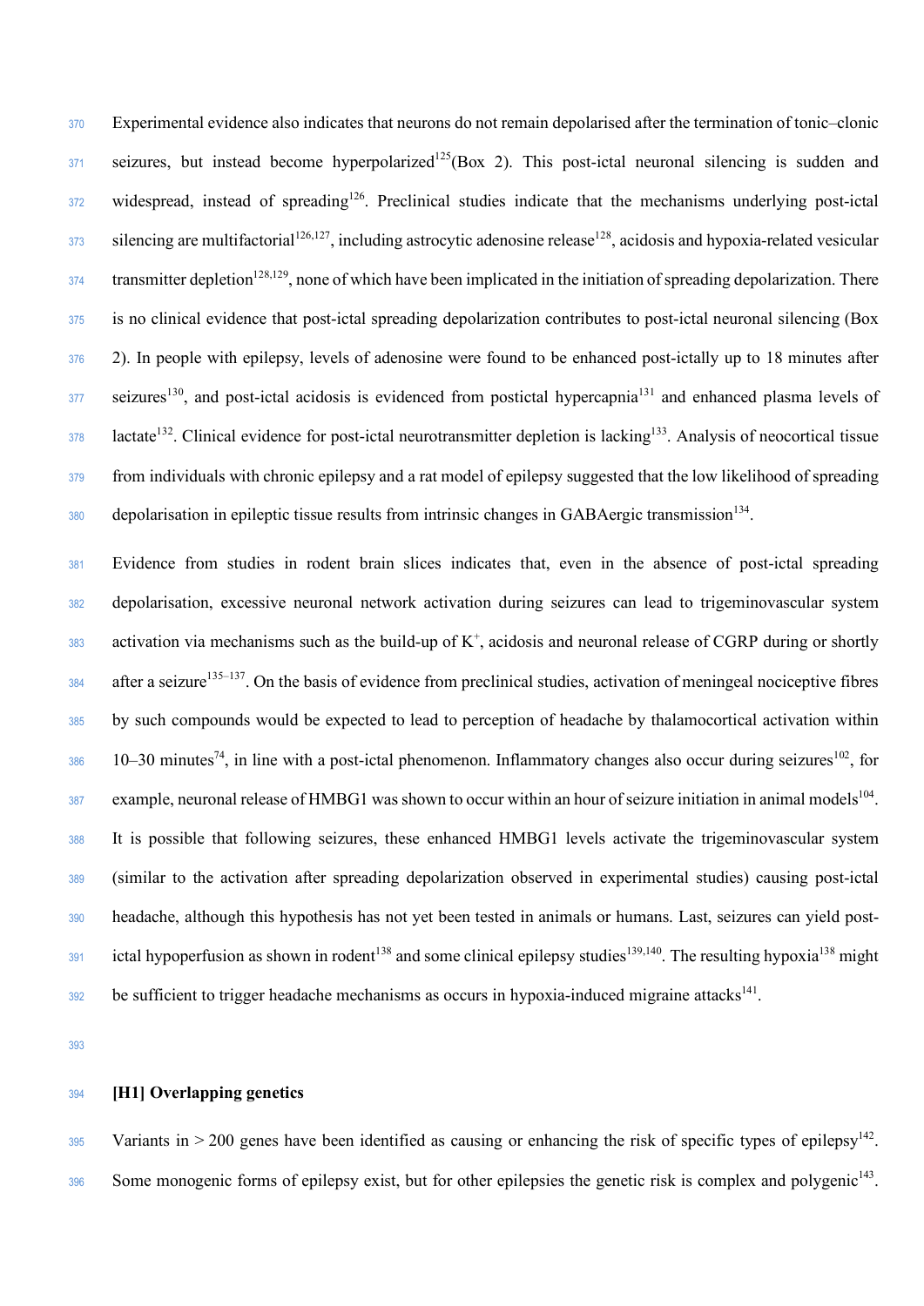Experimental evidence also indicates that neurons do not remain depolarised after the termination of tonic–clonic seizures, but instead become hyperpolarized[125](Box 2). This post-ictal neuronal silencing is sudden and widespread, instead of spreading[126]. Preclinical studies indicate that the mechanisms underlying post-ictal silencing are multifactorial[126,127], including astrocytic adenosine release[128], acidosis and hypoxia-related vesicular transmitter depletion[128,129], none of which have been implicated in the initiation of spreading depolarization. There is no clinical evidence that post-ictal spreading depolarization contributes to post-ictal neuronal silencing (Box 2). In people with epilepsy, levels of adenosine were found to be enhanced post-ictally up to 18 minutes after seizures[130], and post-ictal acidosis is evidenced from postictal hypercapnia[131] and enhanced plasma levels of lactate[132]. Clinical evidence for post-ictal neurotransmitter depletion is lacking[133]. Analysis of neocortical tissue from individuals with chronic epilepsy and a rat model of epilepsy suggested that the low likelihood of spreading depolarisation in epileptic tissue results from intrinsic changes in GABAergic transmission[134].

Evidence from studies in rodent brain slices indicates that, even in the absence of post-ictal spreading depolarisation, excessive neuronal network activation during seizures can lead to trigeminovascular system activation via mechanisms such as the build-up of $K^+$, acidosis and neuronal release of CGRP during or shortly after a seizure[135–137]. On the basis of evidence from preclinical studies, activation of meningeal nociceptive fibres by such compounds would be expected to lead to perception of headache by thalamocortical activation within 10–30 minutes[74], in line with a post-ictal phenomenon. Inflammatory changes also occur during seizures[102], for example, neuronal release of HMBG1 was shown to occur within an hour of seizure initiation in animal models[104]. It is possible that following seizures, these enhanced HMBG1 levels activate the trigeminovascular system (similar to the activation after spreading depolarization observed in experimental studies) causing post-ictal headache, although this hypothesis has not yet been tested in animals or humans. Last, seizures can yield post-ictal hypoperfusion as shown in rodent[138] and some clinical epilepsy studies[139,140]. The resulting hypoxia[138] might be sufficient to trigger headache mechanisms as occurs in hypoxia-induced migraine attacks[141].

# [H1] Overlapping genetics

Variants in > 200 genes have been identified as causing or enhancing the risk of specific types of epilepsy[142]. Some monogenic forms of epilepsy exist, but for other epilepsies the genetic risk is complex and polygenic[143].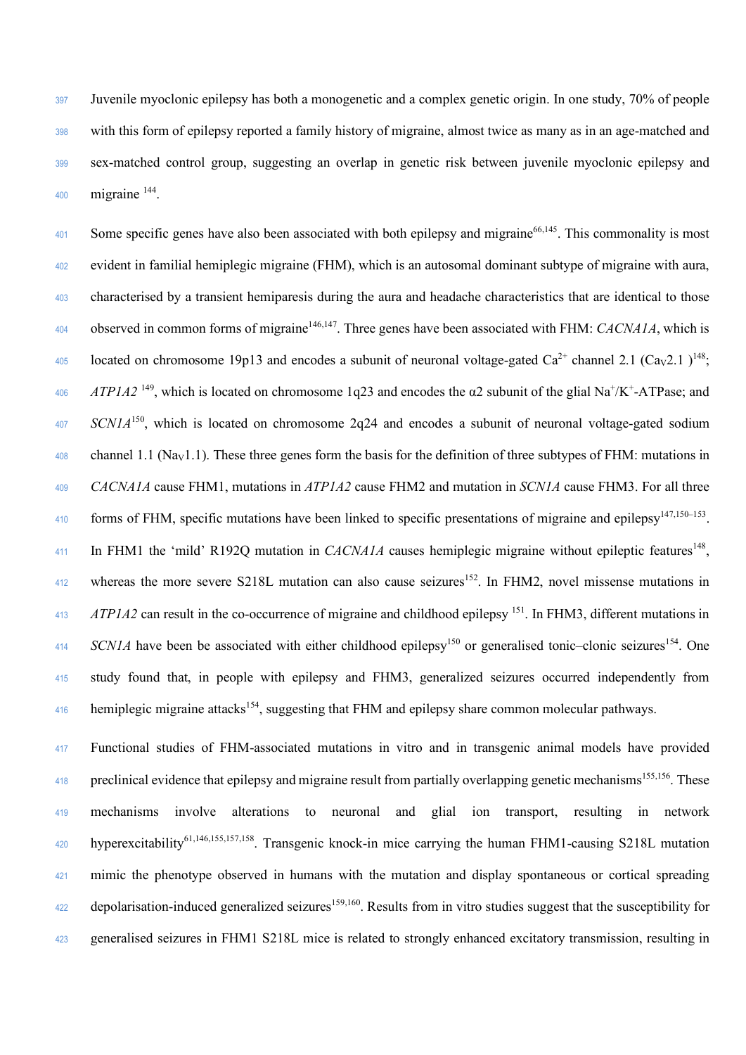Juvenile myoclonic epilepsy has both a monogenetic and a complex genetic origin. In one study, 70% of people with this form of epilepsy reported a family history of migraine, almost twice as many as in an age-matched and sex-matched control group, suggesting an overlap in genetic risk between juvenile myoclonic epilepsy and migraine [144].

Some specific genes have also been associated with both epilepsy and migraine[66,145]. This commonality is most evident in familial hemiplegic migraine (FHM), which is an autosomal dominant subtype of migraine with aura, characterised by a transient hemiparesis during the aura and headache characteristics that are identical to those observed in common forms of migraine[146,147]. Three genes have been associated with FHM: *CACNA1A*, which is located on chromosome 19p13 and encodes a subunit of neuronal voltage-gated $Ca^{2+}$ channel 2.1 ($Ca_V2.1$ )[148]; *ATP1A2* [149], which is located on chromosome 1q23 and encodes the α2 subunit of the glial $Na^+/K^+$-ATPase; and *SCN1A*[150], which is located on chromosome 2q24 and encodes a subunit of neuronal voltage-gated sodium channel 1.1 ($Na_V1.1$). These three genes form the basis for the definition of three subtypes of FHM: mutations in *CACNA1A* cause FHM1, mutations in *ATP1A2* cause FHM2 and mutation in *SCN1A* cause FHM3. For all three forms of FHM, specific mutations have been linked to specific presentations of migraine and epilepsy[147,150–153]. In FHM1 the 'mild' R192Q mutation in *CACNA1A* causes hemiplegic migraine without epileptic features[148], whereas the more severe S218L mutation can also cause seizures[152]. In FHM2, novel missense mutations in *ATP1A2* can result in the co-occurrence of migraine and childhood epilepsy [151]. In FHM3, different mutations in *SCN1A* have been be associated with either childhood epilepsy[150] or generalised tonic–clonic seizures[154]. One study found that, in people with epilepsy and FHM3, generalized seizures occurred independently from hemiplegic migraine attacks[154], suggesting that FHM and epilepsy share common molecular pathways.

Functional studies of FHM-associated mutations in vitro and in transgenic animal models have provided preclinical evidence that epilepsy and migraine result from partially overlapping genetic mechanisms[155,156]. These mechanisms involve alterations to neuronal and glial ion transport, resulting in network hyperexcitability[61,146,155,157,158]. Transgenic knock-in mice carrying the human FHM1-causing S218L mutation mimic the phenotype observed in humans with the mutation and display spontaneous or cortical spreading depolarisation-induced generalized seizures[159,160]. Results from in vitro studies suggest that the susceptibility for generalised seizures in FHM1 S218L mice is related to strongly enhanced excitatory transmission, resulting in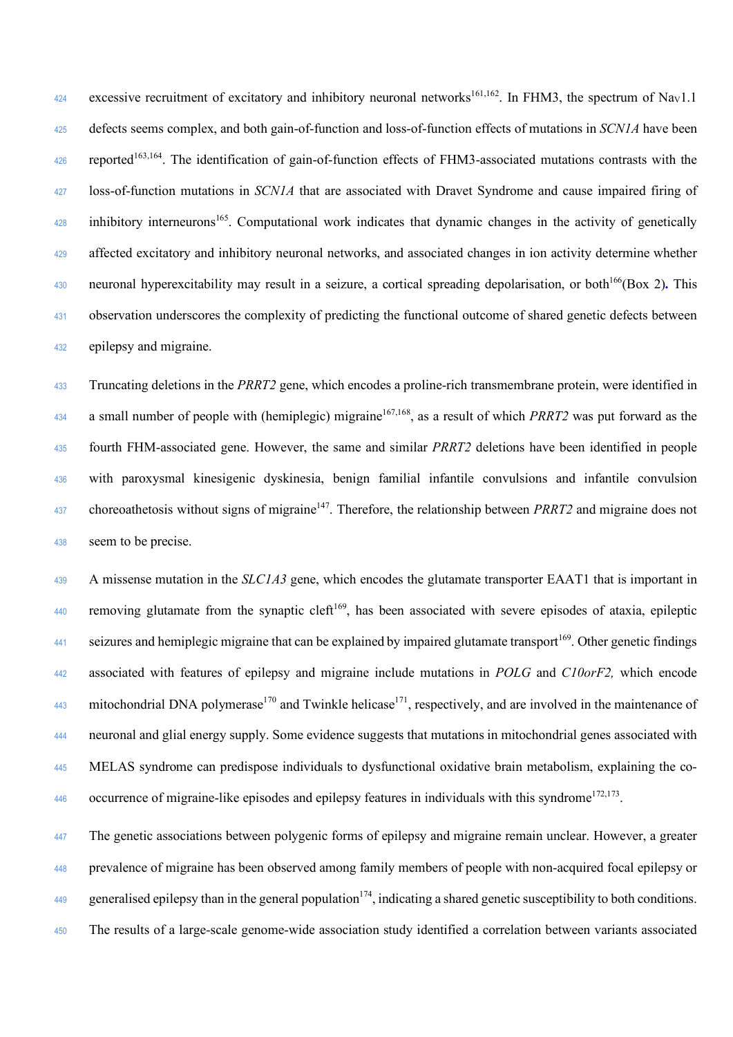excessive recruitment of excitatory and inhibitory neuronal networks[161,162]. In FHM3, the spectrum of $Na_V1.1$ defects seems complex, and both gain-of-function and loss-of-function effects of mutations in *SCN1A* have been reported[163,164]. The identification of gain-of-function effects of FHM3-associated mutations contrasts with the loss-of-function mutations in *SCN1A* that are associated with Dravet Syndrome and cause impaired firing of inhibitory interneurons[165]. Computational work indicates that dynamic changes in the activity of genetically affected excitatory and inhibitory neuronal networks, and associated changes in ion activity determine whether neuronal hyperexcitability may result in a seizure, a cortical spreading depolarisation, or both[166](Box 2). This observation underscores the complexity of predicting the functional outcome of shared genetic defects between epilepsy and migraine.

Truncating deletions in the *PRRT2* gene, which encodes a proline-rich transmembrane protein, were identified in a small number of people with (hemiplegic) migraine[167,168], as a result of which *PRRT2* was put forward as the fourth FHM-associated gene. However, the same and similar *PRRT2* deletions have been identified in people with paroxysmal kinesigenic dyskinesia, benign familial infantile convulsions and infantile convulsion choreoathetosis without signs of migraine[147]. Therefore, the relationship between *PRRT2* and migraine does not seem to be precise.

A missense mutation in the *SLC1A3* gene, which encodes the glutamate transporter EAAT1 that is important in removing glutamate from the synaptic cleft[169], has been associated with severe episodes of ataxia, epileptic seizures and hemiplegic migraine that can be explained by impaired glutamate transport[169]. Other genetic findings associated with features of epilepsy and migraine include mutations in *POLG* and *C10orF2,* which encode mitochondrial DNA polymerase[170] and Twinkle helicase[171], respectively, and are involved in the maintenance of neuronal and glial energy supply. Some evidence suggests that mutations in mitochondrial genes associated with MELAS syndrome can predispose individuals to dysfunctional oxidative brain metabolism, explaining the co-occurrence of migraine-like episodes and epilepsy features in individuals with this syndrome[172,173].

The genetic associations between polygenic forms of epilepsy and migraine remain unclear. However, a greater prevalence of migraine has been observed among family members of people with non-acquired focal epilepsy or generalised epilepsy than in the general population[174], indicating a shared genetic susceptibility to both conditions. The results of a large-scale genome-wide association study identified a correlation between variants associated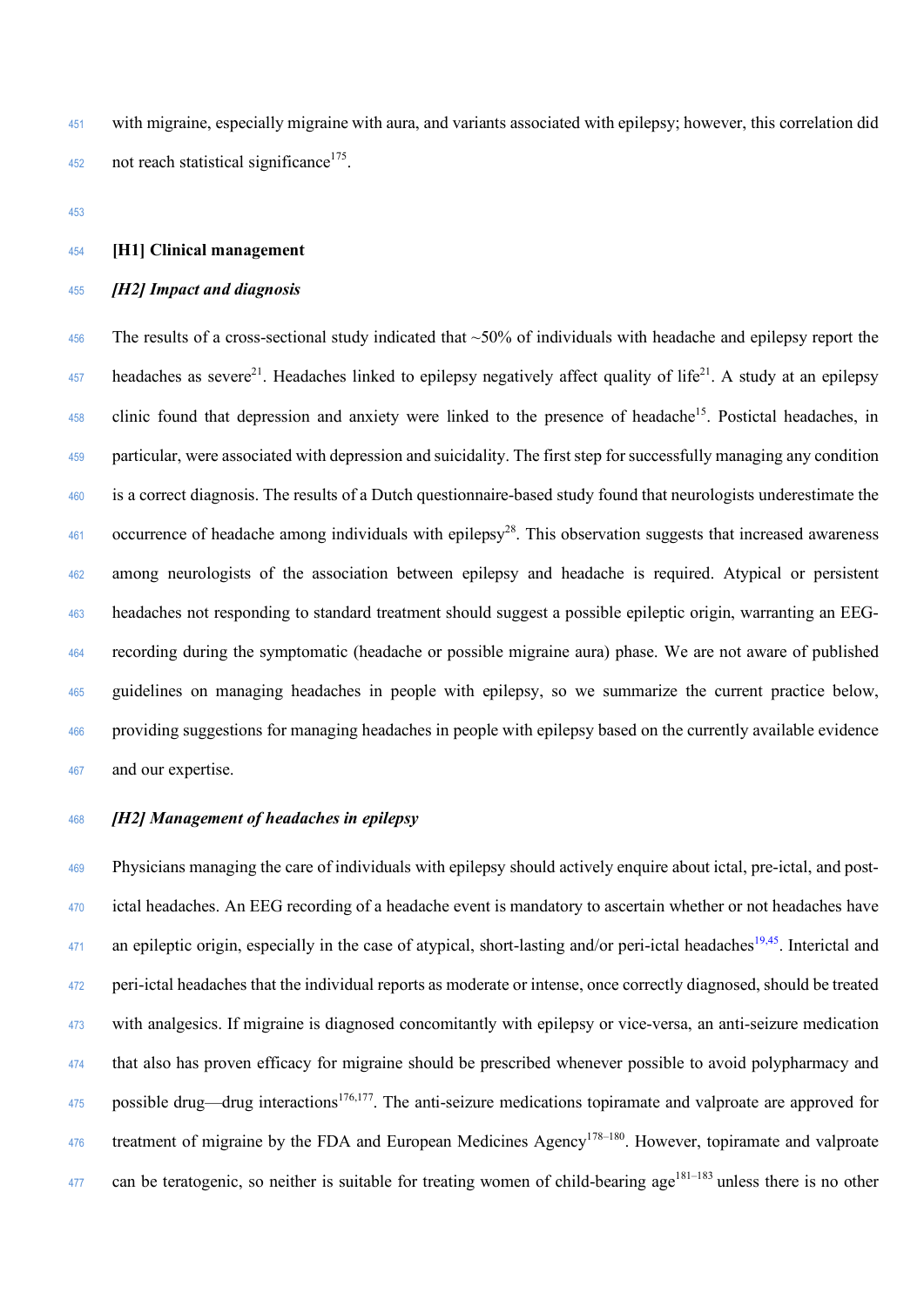with migraine, especially migraine with aura, and variants associated with epilepsy; however, this correlation did not reach statistical significance[175].

# [H1] Clinical management

## *[H2] Impact and diagnosis*

The results of a cross-sectional study indicated that ~50% of individuals with headache and epilepsy report the headaches as severe[21]. Headaches linked to epilepsy negatively affect quality of life[21]. A study at an epilepsy clinic found that depression and anxiety were linked to the presence of headache[15]. Postictal headaches, in particular, were associated with depression and suicidality. The first step for successfully managing any condition is a correct diagnosis. The results of a Dutch questionnaire-based study found that neurologists underestimate the occurrence of headache among individuals with epilepsy[28]. This observation suggests that increased awareness among neurologists of the association between epilepsy and headache is required. Atypical or persistent headaches not responding to standard treatment should suggest a possible epileptic origin, warranting an EEG-recording during the symptomatic (headache or possible migraine aura) phase. We are not aware of published guidelines on managing headaches in people with epilepsy, so we summarize the current practice below, providing suggestions for managing headaches in people with epilepsy based on the currently available evidence and our expertise.

## *[H2] Management of headaches in epilepsy*

Physicians managing the care of individuals with epilepsy should actively enquire about ictal, pre-ictal, and post-ictal headaches. An EEG recording of a headache event is mandatory to ascertain whether or not headaches have an epileptic origin, especially in the case of atypical, short-lasting and/or peri-ictal headaches[19,45]. Interictal and peri-ictal headaches that the individual reports as moderate or intense, once correctly diagnosed, should be treated with analgesics. If migraine is diagnosed concomitantly with epilepsy or vice-versa, an anti-seizure medication that also has proven efficacy for migraine should be prescribed whenever possible to avoid polypharmacy and possible drug—drug interactions[176,177]. The anti-seizure medications topiramate and valproate are approved for treatment of migraine by the FDA and European Medicines Agency[178–180]. However, topiramate and valproate can be teratogenic, so neither is suitable for treating women of child-bearing age[181–183] unless there is no other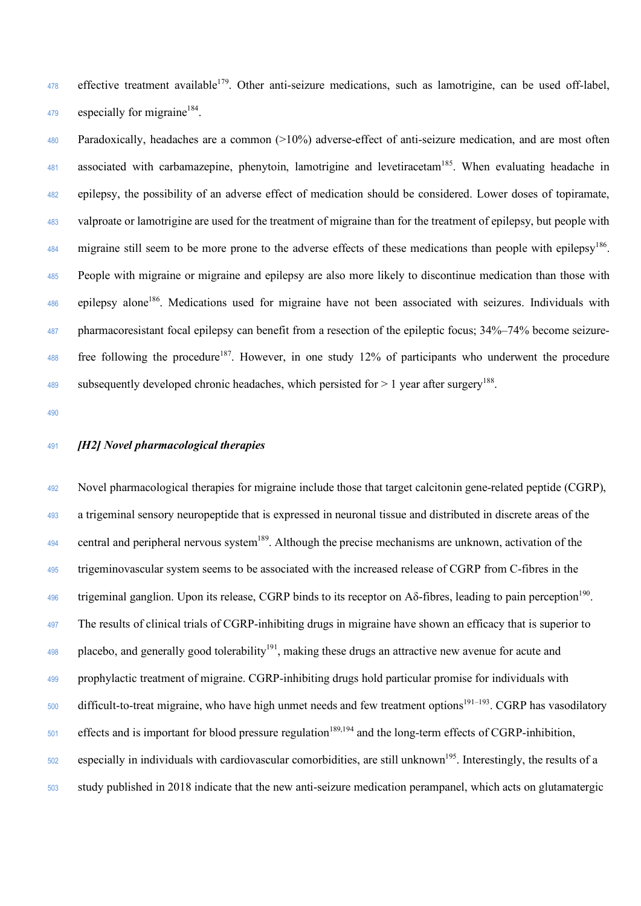effective treatment available[179]. Other anti-seizure medications, such as lamotrigine, can be used off-label, especially for migraine[184].

Paradoxically, headaches are a common (>10%) adverse-effect of anti-seizure medication, and are most often associated with carbamazepine, phenytoin, lamotrigine and levetiracetam[185]. When evaluating headache in epilepsy, the possibility of an adverse effect of medication should be considered. Lower doses of topiramate, valproate or lamotrigine are used for the treatment of migraine than for the treatment of epilepsy, but people with migraine still seem to be more prone to the adverse effects of these medications than people with epilepsy[186]. People with migraine or migraine and epilepsy are also more likely to discontinue medication than those with epilepsy alone[186]. Medications used for migraine have not been associated with seizures. Individuals with pharmacoresistant focal epilepsy can benefit from a resection of the epileptic focus; 34%–74% become seizure-free following the procedure[187]. However, in one study 12% of participants who underwent the procedure subsequently developed chronic headaches, which persisted for > 1 year after surgery[188].

***[H2] Novel pharmacological therapies***

Novel pharmacological therapies for migraine include those that target calcitonin gene-related peptide (CGRP), a trigeminal sensory neuropeptide that is expressed in neuronal tissue and distributed in discrete areas of the central and peripheral nervous system[189]. Although the precise mechanisms are unknown, activation of the trigeminovascular system seems to be associated with the increased release of CGRP from C-fibres in the trigeminal ganglion. Upon its release, CGRP binds to its receptor on Aδ-fibres, leading to pain perception[190]. The results of clinical trials of CGRP-inhibiting drugs in migraine have shown an efficacy that is superior to placebo, and generally good tolerability[191], making these drugs an attractive new avenue for acute and prophylactic treatment of migraine. CGRP-inhibiting drugs hold particular promise for individuals with difficult-to-treat migraine, who have high unmet needs and few treatment options[191–193]. CGRP has vasodilatory effects and is important for blood pressure regulation[189,194] and the long-term effects of CGRP-inhibition, especially in individuals with cardiovascular comorbidities, are still unknown[195]. Interestingly, the results of a study published in 2018 indicate that the new anti-seizure medication perampanel, which acts on glutamatergic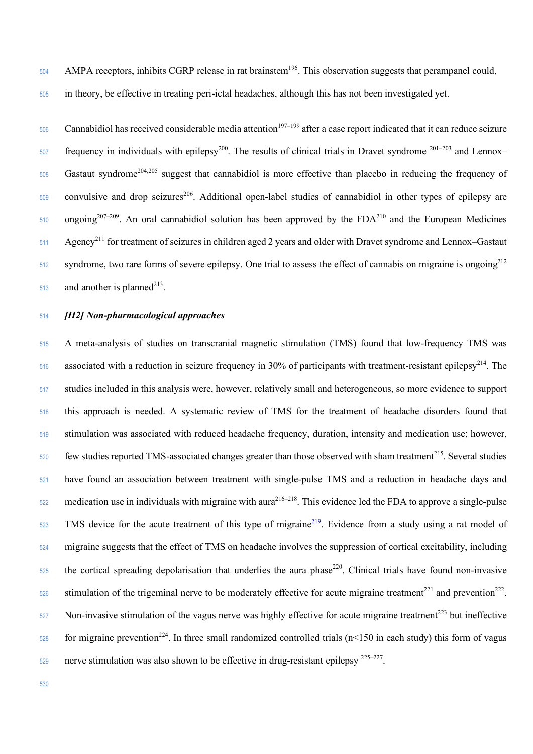AMPA receptors, inhibits CGRP release in rat brainstem[196]. This observation suggests that perampanel could, in theory, be effective in treating peri-ictal headaches, although this has not been investigated yet.

Cannabidiol has received considerable media attention[197–199] after a case report indicated that it can reduce seizure frequency in individuals with epilepsy[200]. The results of clinical trials in Dravet syndrome [201–203] and Lennox–Gastaut syndrome[204,205] suggest that cannabidiol is more effective than placebo in reducing the frequency of convulsive and drop seizures[206]. Additional open-label studies of cannabidiol in other types of epilepsy are ongoing[207–209]. An oral cannabidiol solution has been approved by the FDA[210] and the European Medicines Agency[211] for treatment of seizures in children aged 2 years and older with Dravet syndrome and Lennox–Gastaut syndrome, two rare forms of severe epilepsy. One trial to assess the effect of cannabis on migraine is ongoing[212] and another is planned[213].

## *[H2] Non-pharmacological approaches*

A meta-analysis of studies on transcranial magnetic stimulation (TMS) found that low-frequency TMS was associated with a reduction in seizure frequency in 30% of participants with treatment-resistant epilepsy[214]. The studies included in this analysis were, however, relatively small and heterogeneous, so more evidence to support this approach is needed. A systematic review of TMS for the treatment of headache disorders found that stimulation was associated with reduced headache frequency, duration, intensity and medication use; however, few studies reported TMS-associated changes greater than those observed with sham treatment[215]. Several studies have found an association between treatment with single-pulse TMS and a reduction in headache days and medication use in individuals with migraine with aura[216–218]. This evidence led the FDA to approve a single-pulse TMS device for the acute treatment of this type of migraine[219]. Evidence from a study using a rat model of migraine suggests that the effect of TMS on headache involves the suppression of cortical excitability, including the cortical spreading depolarisation that underlies the aura phase[220]. Clinical trials have found non-invasive stimulation of the trigeminal nerve to be moderately effective for acute migraine treatment[221] and prevention[222]. Non-invasive stimulation of the vagus nerve was highly effective for acute migraine treatment[223] but ineffective for migraine prevention[224]. In three small randomized controlled trials (n<150 in each study) this form of vagus nerve stimulation was also shown to be effective in drug-resistant epilepsy [225–227].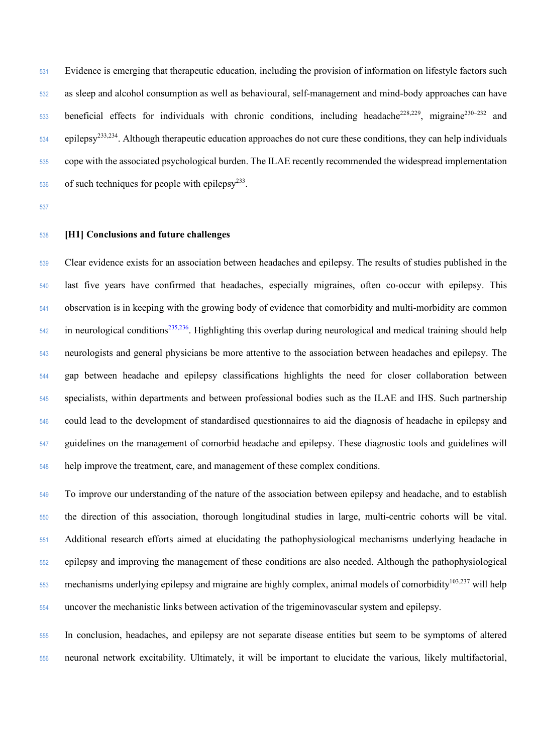Evidence is emerging that therapeutic education, including the provision of information on lifestyle factors such as sleep and alcohol consumption as well as behavioural, self-management and mind-body approaches can have beneficial effects for individuals with chronic conditions, including headache[228,229], migraine[230–232] and epilepsy[233,234]. Although therapeutic education approaches do not cure these conditions, they can help individuals cope with the associated psychological burden. The ILAE recently recommended the widespread implementation of such techniques for people with epilepsy[233].

## [H1] Conclusions and future challenges

Clear evidence exists for an association between headaches and epilepsy. The results of studies published in the last five years have confirmed that headaches, especially migraines, often co-occur with epilepsy. This observation is in keeping with the growing body of evidence that comorbidity and multi-morbidity are common in neurological conditions[235,236]. Highlighting this overlap during neurological and medical training should help neurologists and general physicians be more attentive to the association between headaches and epilepsy. The gap between headache and epilepsy classifications highlights the need for closer collaboration between specialists, within departments and between professional bodies such as the ILAE and IHS. Such partnership could lead to the development of standardised questionnaires to aid the diagnosis of headache in epilepsy and guidelines on the management of comorbid headache and epilepsy. These diagnostic tools and guidelines will help improve the treatment, care, and management of these complex conditions.

To improve our understanding of the nature of the association between epilepsy and headache, and to establish the direction of this association, thorough longitudinal studies in large, multi-centric cohorts will be vital. Additional research efforts aimed at elucidating the pathophysiological mechanisms underlying headache in epilepsy and improving the management of these conditions are also needed. Although the pathophysiological mechanisms underlying epilepsy and migraine are highly complex, animal models of comorbidity[103,237] will help uncover the mechanistic links between activation of the trigeminovascular system and epilepsy.

In conclusion, headaches, and epilepsy are not separate disease entities but seem to be symptoms of altered neuronal network excitability. Ultimately, it will be important to elucidate the various, likely multifactorial,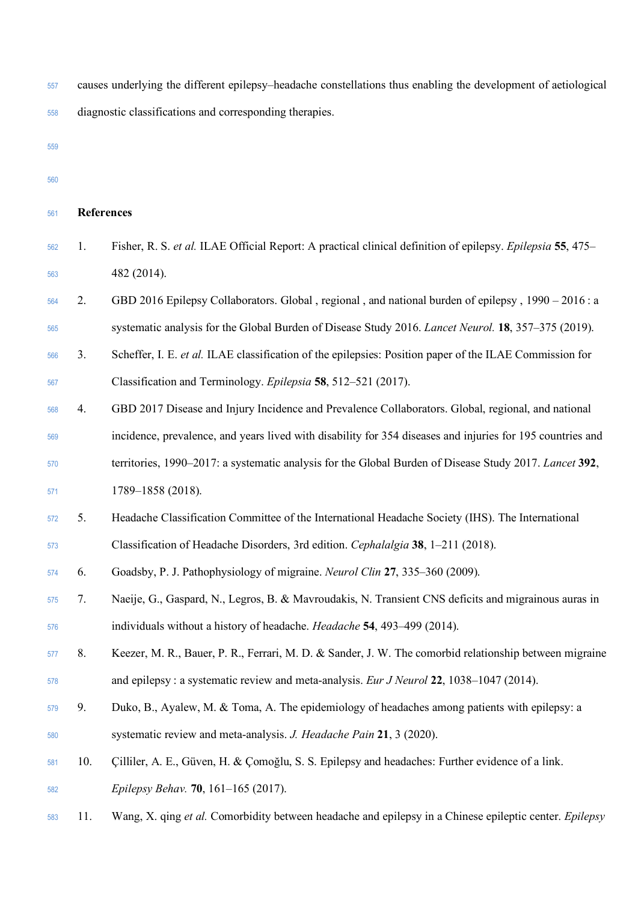causes underlying the different epilepsy–headache constellations thus enabling the development of aetiological diagnostic classifications and corresponding therapies.

## References

1. Fisher, R. S. *et al.* ILAE Official Report: A practical clinical definition of epilepsy. *Epilepsia* **55**, 475–482 (2014).
2. GBD 2016 Epilepsy Collaborators. Global , regional , and national burden of epilepsy , 1990 – 2016 : a systematic analysis for the Global Burden of Disease Study 2016. *Lancet Neurol.* **18**, 357–375 (2019).
3. Scheffer, I. E. *et al.* ILAE classification of the epilepsies: Position paper of the ILAE Commission for Classification and Terminology. *Epilepsia* **58**, 512–521 (2017).
4. GBD 2017 Disease and Injury Incidence and Prevalence Collaborators. Global, regional, and national incidence, prevalence, and years lived with disability for 354 diseases and injuries for 195 countries and territories, 1990–2017: a systematic analysis for the Global Burden of Disease Study 2017. *Lancet* **392**, 1789–1858 (2018).
5. Headache Classification Committee of the International Headache Society (IHS). The International Classification of Headache Disorders, 3rd edition. *Cephalalgia* **38**, 1–211 (2018).
6. Goadsby, P. J. Pathophysiology of migraine. *Neurol Clin* **27**, 335–360 (2009).
7. Naeije, G., Gaspard, N., Legros, B. & Mavroudakis, N. Transient CNS deficits and migrainous auras in individuals without a history of headache. *Headache* **54**, 493–499 (2014).
8. Keezer, M. R., Bauer, P. R., Ferrari, M. D. & Sander, J. W. The comorbid relationship between migraine and epilepsy : a systematic review and meta-analysis. *Eur J Neurol* **22**, 1038–1047 (2014).
9. Duko, B., Ayalew, M. & Toma, A. The epidemiology of headaches among patients with epilepsy: a systematic review and meta-analysis. *J. Headache Pain* **21**, 3 (2020).
10. Çilliler, A. E., Güven, H. & Çomoğlu, S. S. Epilepsy and headaches: Further evidence of a link. *Epilepsy Behav.* **70**, 161–165 (2017).
11. Wang, X. qing *et al.* Comorbidity between headache and epilepsy in a Chinese epileptic center. *Epilepsy*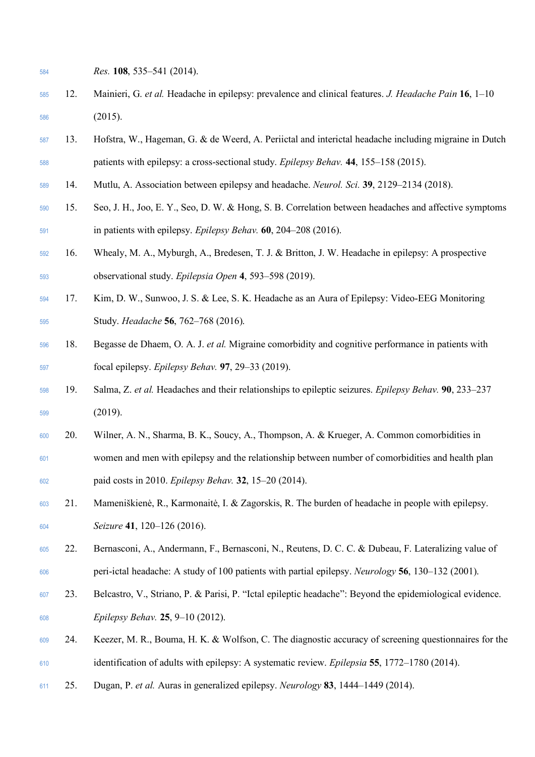*Res.* **108**, 535–541 (2014).

12. Mainieri, G. *et al.* Headache in epilepsy: prevalence and clinical features. *J. Headache Pain* **16**, 1–10 (2015).
13. Hofstra, W., Hageman, G. & de Weerd, A. Periictal and interictal headache including migraine in Dutch patients with epilepsy: a cross-sectional study. *Epilepsy Behav.* **44**, 155–158 (2015).
14. Mutlu, A. Association between epilepsy and headache. *Neurol. Sci.* **39**, 2129–2134 (2018).
15. Seo, J. H., Joo, E. Y., Seo, D. W. & Hong, S. B. Correlation between headaches and affective symptoms in patients with epilepsy. *Epilepsy Behav.* **60**, 204–208 (2016).
16. Whealy, M. A., Myburgh, A., Bredesen, T. J. & Britton, J. W. Headache in epilepsy: A prospective observational study. *Epilepsia Open* **4**, 593–598 (2019).
17. Kim, D. W., Sunwoo, J. S. & Lee, S. K. Headache as an Aura of Epilepsy: Video-EEG Monitoring Study. *Headache* **56**, 762–768 (2016).
18. Begasse de Dhaem, O. A. J. *et al.* Migraine comorbidity and cognitive performance in patients with focal epilepsy. *Epilepsy Behav.* **97**, 29–33 (2019).
19. Salma, Z. *et al.* Headaches and their relationships to epileptic seizures. *Epilepsy Behav.* **90**, 233–237 (2019).
20. Wilner, A. N., Sharma, B. K., Soucy, A., Thompson, A. & Krueger, A. Common comorbidities in women and men with epilepsy and the relationship between number of comorbidities and health plan paid costs in 2010. *Epilepsy Behav.* **32**, 15–20 (2014).
21. Mameniškienė, R., Karmonaitė, I. & Zagorskis, R. The burden of headache in people with epilepsy. *Seizure* **41**, 120–126 (2016).
22. Bernasconi, A., Andermann, F., Bernasconi, N., Reutens, D. C. C. & Dubeau, F. Lateralizing value of peri-ictal headache: A study of 100 patients with partial epilepsy. *Neurology* **56**, 130–132 (2001).
23. Belcastro, V., Striano, P. & Parisi, P. "Ictal epileptic headache": Beyond the epidemiological evidence. *Epilepsy Behav.* **25**, 9–10 (2012).
24. Keezer, M. R., Bouma, H. K. & Wolfson, C. The diagnostic accuracy of screening questionnaires for the identification of adults with epilepsy: A systematic review. *Epilepsia* **55**, 1772–1780 (2014).
25. Dugan, P. *et al.* Auras in generalized epilepsy. *Neurology* **83**, 1444–1449 (2014).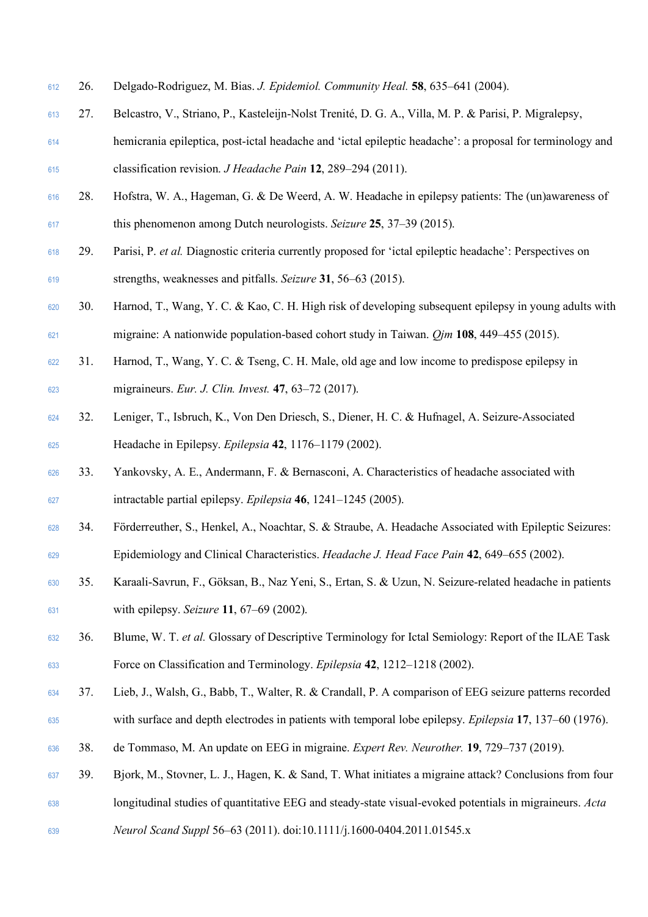26. Delgado-Rodriguez, M. Bias. *J. Epidemiol. Community Heal.* **58**, 635–641 (2004).
27. Belcastro, V., Striano, P., Kasteleijn-Nolst Trenité, D. G. A., Villa, M. P. & Parisi, P. Migralepsy, hemicrania epileptica, post-ictal headache and 'ictal epileptic headache': a proposal for terminology and classification revision. *J Headache Pain* **12**, 289–294 (2011).
28. Hofstra, W. A., Hageman, G. & De Weerd, A. W. Headache in epilepsy patients: The (un)awareness of this phenomenon among Dutch neurologists. *Seizure* **25**, 37–39 (2015).
29. Parisi, P. *et al.* Diagnostic criteria currently proposed for 'ictal epileptic headache': Perspectives on strengths, weaknesses and pitfalls. *Seizure* **31**, 56–63 (2015).
30. Harnod, T., Wang, Y. C. & Kao, C. H. High risk of developing subsequent epilepsy in young adults with migraine: A nationwide population-based cohort study in Taiwan. *Qjm* **108**, 449–455 (2015).
31. Harnod, T., Wang, Y. C. & Tseng, C. H. Male, old age and low income to predispose epilepsy in migraineurs. *Eur. J. Clin. Invest.* **47**, 63–72 (2017).
32. Leniger, T., Isbruch, K., Von Den Driesch, S., Diener, H. C. & Hufnagel, A. Seizure-Associated Headache in Epilepsy. *Epilepsia* **42**, 1176–1179 (2002).
33. Yankovsky, A. E., Andermann, F. & Bernasconi, A. Characteristics of headache associated with intractable partial epilepsy. *Epilepsia* **46**, 1241–1245 (2005).
34. Förderreuther, S., Henkel, A., Noachtar, S. & Straube, A. Headache Associated with Epileptic Seizures: Epidemiology and Clinical Characteristics. *Headache J. Head Face Pain* **42**, 649–655 (2002).
35. Karaali-Savrun, F., Göksan, B., Naz Yeni, S., Ertan, S. & Uzun, N. Seizure-related headache in patients with epilepsy. *Seizure* **11**, 67–69 (2002).
36. Blume, W. T. *et al.* Glossary of Descriptive Terminology for Ictal Semiology: Report of the ILAE Task Force on Classification and Terminology. *Epilepsia* **42**, 1212–1218 (2002).
37. Lieb, J., Walsh, G., Babb, T., Walter, R. & Crandall, P. A comparison of EEG seizure patterns recorded with surface and depth electrodes in patients with temporal lobe epilepsy. *Epilepsia* **17**, 137–60 (1976).
38. de Tommaso, M. An update on EEG in migraine. *Expert Rev. Neurother.* **19**, 729–737 (2019).
39. Bjork, M., Stovner, L. J., Hagen, K. & Sand, T. What initiates a migraine attack? Conclusions from four longitudinal studies of quantitative EEG and steady-state visual-evoked potentials in migraineurs. *Acta Neurol Scand Suppl* 56–63 (2011). doi:10.1111/j.1600-0404.2011.01545.x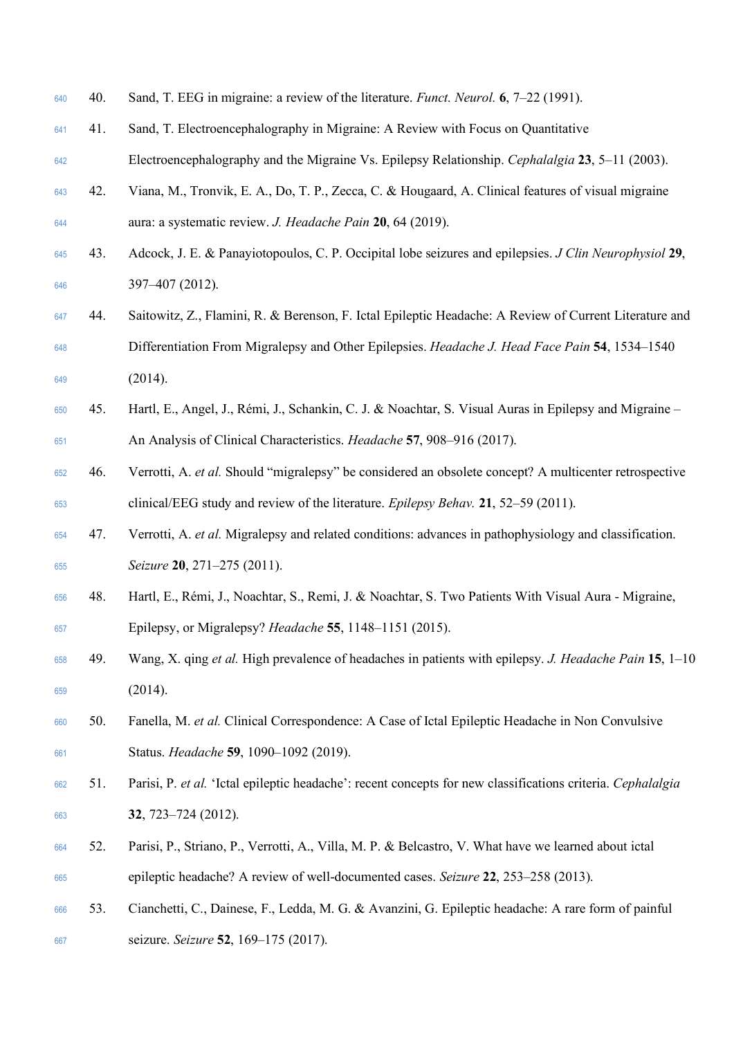40. Sand, T. EEG in migraine: a review of the literature. *Funct. Neurol.* **6**, 7–22 (1991).
41. Sand, T. Electroencephalography in Migraine: A Review with Focus on Quantitative Electroencephalography and the Migraine Vs. Epilepsy Relationship. *Cephalalgia* **23**, 5–11 (2003).
42. Viana, M., Tronvik, E. A., Do, T. P., Zecca, C. & Hougaard, A. Clinical features of visual migraine aura: a systematic review. *J. Headache Pain* **20**, 64 (2019).
43. Adcock, J. E. & Panayiotopoulos, C. P. Occipital lobe seizures and epilepsies. *J Clin Neurophysiol* **29**, 397–407 (2012).
44. Saitowitz, Z., Flamini, R. & Berenson, F. Ictal Epileptic Headache: A Review of Current Literature and Differentiation From Migralepsy and Other Epilepsies. *Headache J. Head Face Pain* **54**, 1534–1540 (2014).
45. Hartl, E., Angel, J., Rémi, J., Schankin, C. J. & Noachtar, S. Visual Auras in Epilepsy and Migraine – An Analysis of Clinical Characteristics. *Headache* **57**, 908–916 (2017).
46. Verrotti, A. *et al.* Should "migralepsy" be considered an obsolete concept? A multicenter retrospective clinical/EEG study and review of the literature. *Epilepsy Behav.* **21**, 52–59 (2011).
47. Verrotti, A. *et al.* Migralepsy and related conditions: advances in pathophysiology and classification. *Seizure* **20**, 271–275 (2011).
48. Hartl, E., Rémi, J., Noachtar, S., Remi, J. & Noachtar, S. Two Patients With Visual Aura - Migraine, Epilepsy, or Migralepsy? *Headache* **55**, 1148–1151 (2015).
49. Wang, X. qing *et al.* High prevalence of headaches in patients with epilepsy. *J. Headache Pain* **15**, 1–10 (2014).
50. Fanella, M. *et al.* Clinical Correspondence: A Case of Ictal Epileptic Headache in Non Convulsive Status. *Headache* **59**, 1090–1092 (2019).
51. Parisi, P. *et al.* 'Ictal epileptic headache': recent concepts for new classifications criteria. *Cephalalgia* **32**, 723–724 (2012).
52. Parisi, P., Striano, P., Verrotti, A., Villa, M. P. & Belcastro, V. What have we learned about ictal epileptic headache? A review of well-documented cases. *Seizure* **22**, 253–258 (2013).
53. Cianchetti, C., Dainese, F., Ledda, M. G. & Avanzini, G. Epileptic headache: A rare form of painful seizure. *Seizure* **52**, 169–175 (2017).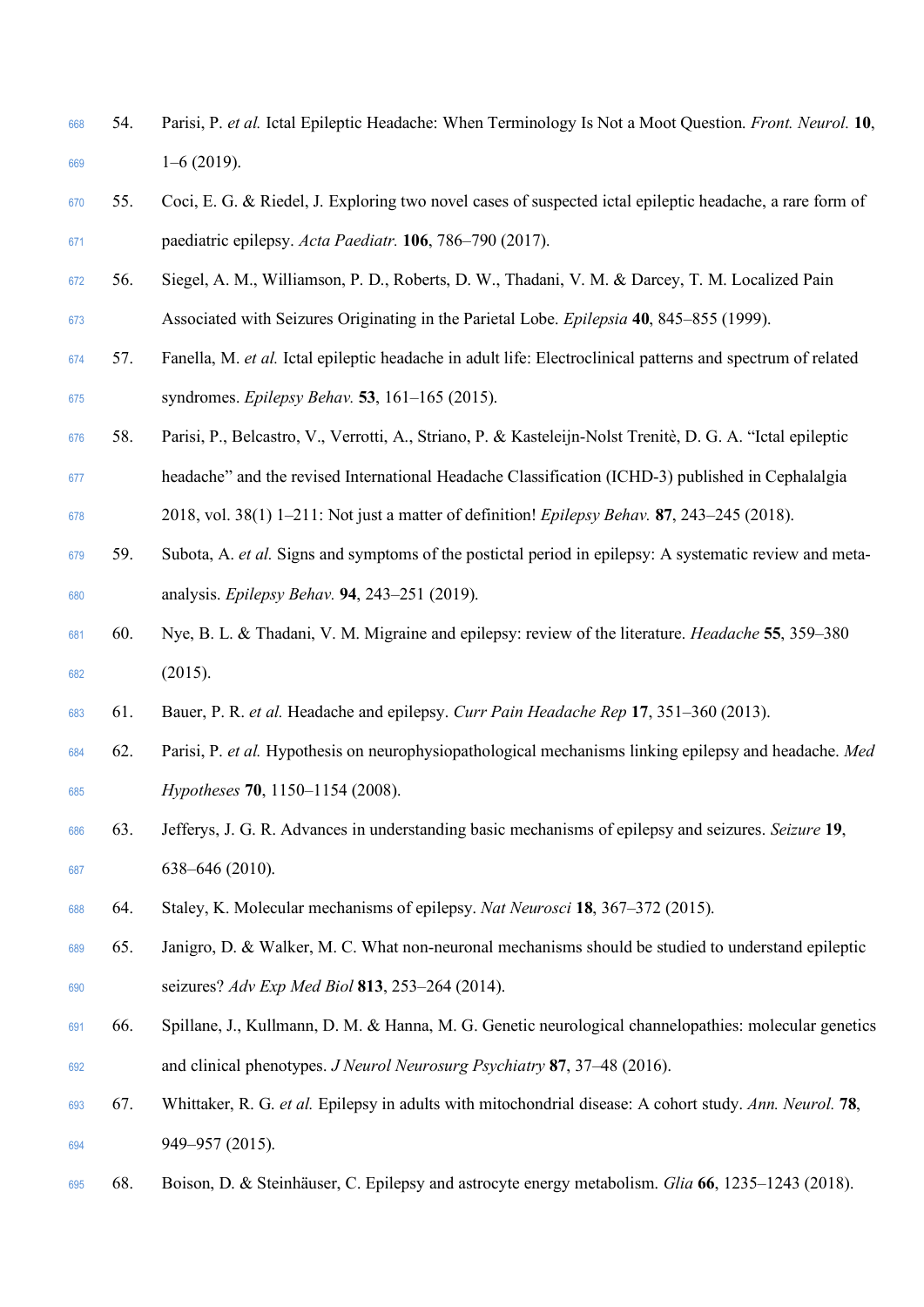54. Parisi, P. *et al.* Ictal Epileptic Headache: When Terminology Is Not a Moot Question. *Front. Neurol.* **10**, 1–6 (2019).
55. Coci, E. G. & Riedel, J. Exploring two novel cases of suspected ictal epileptic headache, a rare form of paediatric epilepsy. *Acta Paediatr.* **106**, 786–790 (2017).
56. Siegel, A. M., Williamson, P. D., Roberts, D. W., Thadani, V. M. & Darcey, T. M. Localized Pain Associated with Seizures Originating in the Parietal Lobe. *Epilepsia* **40**, 845–855 (1999).
57. Fanella, M. *et al.* Ictal epileptic headache in adult life: Electroclinical patterns and spectrum of related syndromes. *Epilepsy Behav.* **53**, 161–165 (2015).
58. Parisi, P., Belcastro, V., Verrotti, A., Striano, P. & Kasteleijn-Nolst Trenitè, D. G. A. "Ictal epileptic headache" and the revised International Headache Classification (ICHD-3) published in Cephalalgia 2018, vol. 38(1) 1–211: Not just a matter of definition! *Epilepsy Behav.* **87**, 243–245 (2018).
59. Subota, A. *et al.* Signs and symptoms of the postictal period in epilepsy: A systematic review and meta-analysis. *Epilepsy Behav.* **94**, 243–251 (2019).
60. Nye, B. L. & Thadani, V. M. Migraine and epilepsy: review of the literature. *Headache* **55**, 359–380 (2015).
61. Bauer, P. R. *et al.* Headache and epilepsy. *Curr Pain Headache Rep* **17**, 351–360 (2013).
62. Parisi, P. *et al.* Hypothesis on neurophysiopathological mechanisms linking epilepsy and headache. *Med Hypotheses* **70**, 1150–1154 (2008).
63. Jefferys, J. G. R. Advances in understanding basic mechanisms of epilepsy and seizures. *Seizure* **19**, 638–646 (2010).
64. Staley, K. Molecular mechanisms of epilepsy. *Nat Neurosci* **18**, 367–372 (2015).
65. Janigro, D. & Walker, M. C. What non-neuronal mechanisms should be studied to understand epileptic seizures? *Adv Exp Med Biol* **813**, 253–264 (2014).
66. Spillane, J., Kullmann, D. M. & Hanna, M. G. Genetic neurological channelopathies: molecular genetics and clinical phenotypes. *J Neurol Neurosurg Psychiatry* **87**, 37–48 (2016).
67. Whittaker, R. G. *et al.* Epilepsy in adults with mitochondrial disease: A cohort study. *Ann. Neurol.* **78**, 949–957 (2015).
68. Boison, D. & Steinhäuser, C. Epilepsy and astrocyte energy metabolism. *Glia* **66**, 1235–1243 (2018).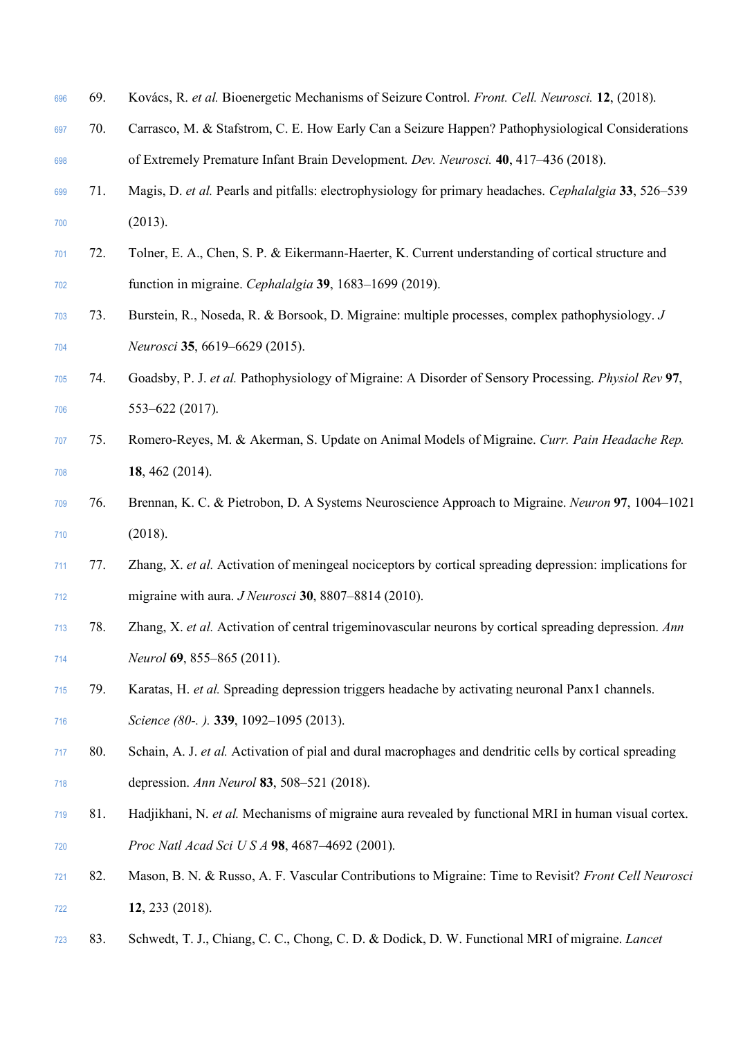69. Kovács, R. *et al.* Bioenergetic Mechanisms of Seizure Control. *Front. Cell. Neurosci.* **12**, (2018).
70. Carrasco, M. & Stafstrom, C. E. How Early Can a Seizure Happen? Pathophysiological Considerations of Extremely Premature Infant Brain Development. *Dev. Neurosci.* **40**, 417–436 (2018).
71. Magis, D. *et al.* Pearls and pitfalls: electrophysiology for primary headaches. *Cephalalgia* **33**, 526–539 (2013).
72. Tolner, E. A., Chen, S. P. & Eikermann-Haerter, K. Current understanding of cortical structure and function in migraine. *Cephalalgia* **39**, 1683–1699 (2019).
73. Burstein, R., Noseda, R. & Borsook, D. Migraine: multiple processes, complex pathophysiology. *J Neurosci* **35**, 6619–6629 (2015).
74. Goadsby, P. J. *et al.* Pathophysiology of Migraine: A Disorder of Sensory Processing. *Physiol Rev* **97**, 553–622 (2017).
75. Romero-Reyes, M. & Akerman, S. Update on Animal Models of Migraine. *Curr. Pain Headache Rep.* **18**, 462 (2014).
76. Brennan, K. C. & Pietrobon, D. A Systems Neuroscience Approach to Migraine. *Neuron* **97**, 1004–1021 (2018).
77. Zhang, X. *et al.* Activation of meningeal nociceptors by cortical spreading depression: implications for migraine with aura. *J Neurosci* **30**, 8807–8814 (2010).
78. Zhang, X. *et al.* Activation of central trigeminovascular neurons by cortical spreading depression. *Ann Neurol* **69**, 855–865 (2011).
79. Karatas, H. *et al.* Spreading depression triggers headache by activating neuronal Panx1 channels. *Science (80-. ).* **339**, 1092–1095 (2013).
80. Schain, A. J. *et al.* Activation of pial and dural macrophages and dendritic cells by cortical spreading depression. *Ann Neurol* **83**, 508–521 (2018).
81. Hadjikhani, N. *et al.* Mechanisms of migraine aura revealed by functional MRI in human visual cortex. *Proc Natl Acad Sci U S A* **98**, 4687–4692 (2001).
82. Mason, B. N. & Russo, A. F. Vascular Contributions to Migraine: Time to Revisit? *Front Cell Neurosci* **12**, 233 (2018).
83. Schwedt, T. J., Chiang, C. C., Chong, C. D. & Dodick, D. W. Functional MRI of migraine. *Lancet*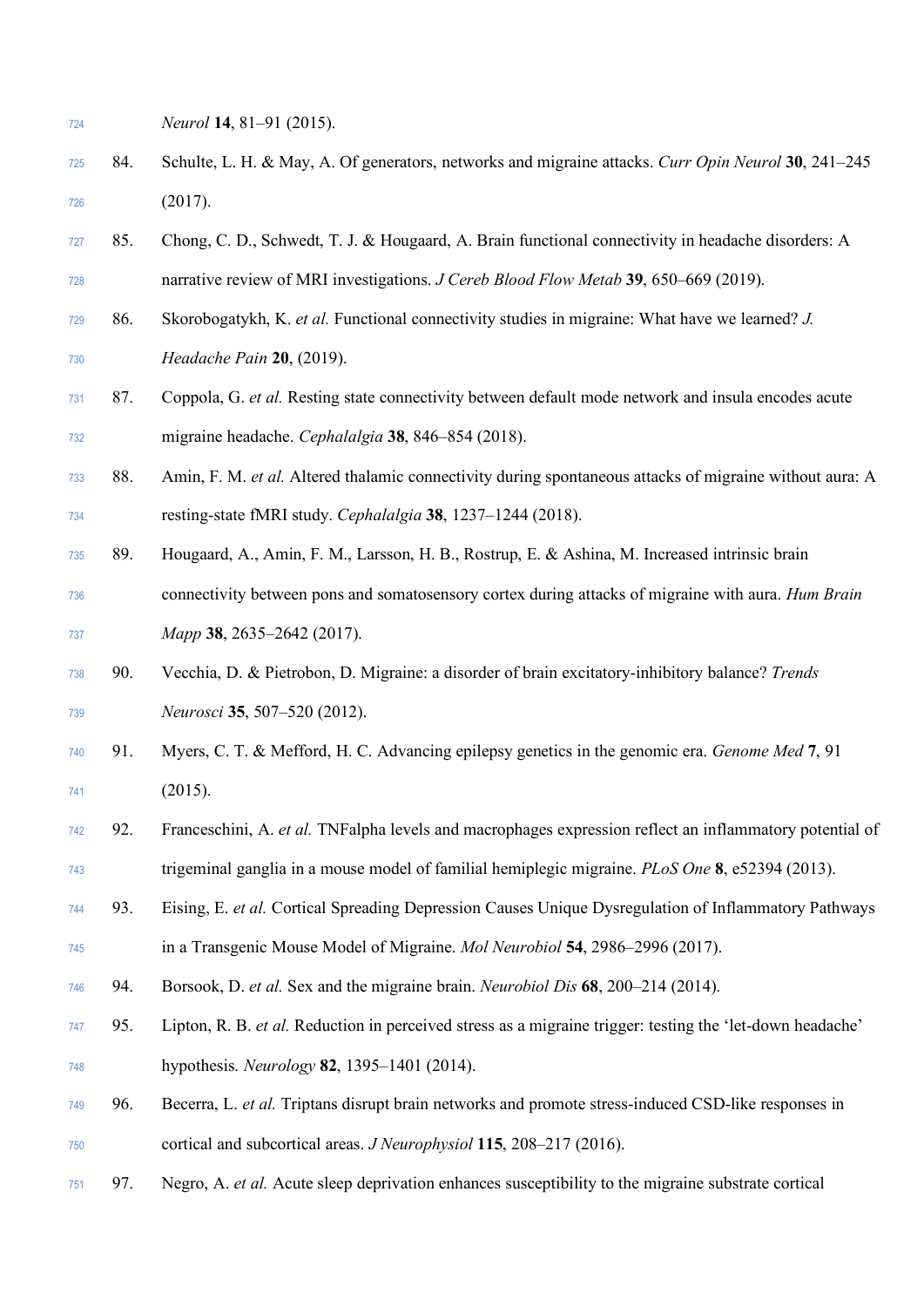*Neurol* **14**, 81–91 (2015).

84. Schulte, L. H. & May, A. Of generators, networks and migraine attacks. *Curr Opin Neurol* **30**, 241–245 (2017).
85. Chong, C. D., Schwedt, T. J. & Hougaard, A. Brain functional connectivity in headache disorders: A narrative review of MRI investigations. *J Cereb Blood Flow Metab* **39**, 650–669 (2019).
86. Skorobogatykh, K. *et al.* Functional connectivity studies in migraine: What have we learned? *J. Headache Pain* **20**, (2019).
87. Coppola, G. *et al.* Resting state connectivity between default mode network and insula encodes acute migraine headache. *Cephalalgia* **38**, 846–854 (2018).
88. Amin, F. M. *et al.* Altered thalamic connectivity during spontaneous attacks of migraine without aura: A resting-state fMRI study. *Cephalalgia* **38**, 1237–1244 (2018).
89. Hougaard, A., Amin, F. M., Larsson, H. B., Rostrup, E. & Ashina, M. Increased intrinsic brain connectivity between pons and somatosensory cortex during attacks of migraine with aura. *Hum Brain Mapp* **38**, 2635–2642 (2017).
90. Vecchia, D. & Pietrobon, D. Migraine: a disorder of brain excitatory-inhibitory balance? *Trends Neurosci* **35**, 507–520 (2012).
91. Myers, C. T. & Mefford, H. C. Advancing epilepsy genetics in the genomic era. *Genome Med* **7**, 91 (2015).
92. Franceschini, A. *et al.* TNFalpha levels and macrophages expression reflect an inflammatory potential of trigeminal ganglia in a mouse model of familial hemiplegic migraine. *PLoS One* **8**, e52394 (2013).
93. Eising, E. *et al.* Cortical Spreading Depression Causes Unique Dysregulation of Inflammatory Pathways in a Transgenic Mouse Model of Migraine. *Mol Neurobiol* **54**, 2986–2996 (2017).
94. Borsook, D. *et al.* Sex and the migraine brain. *Neurobiol Dis* **68**, 200–214 (2014).
95. Lipton, R. B. *et al.* Reduction in perceived stress as a migraine trigger: testing the 'let-down headache' hypothesis. *Neurology* **82**, 1395–1401 (2014).
96. Becerra, L. *et al.* Triptans disrupt brain networks and promote stress-induced CSD-like responses in cortical and subcortical areas. *J Neurophysiol* **115**, 208–217 (2016).
97. Negro, A. *et al.* Acute sleep deprivation enhances susceptibility to the migraine substrate cortical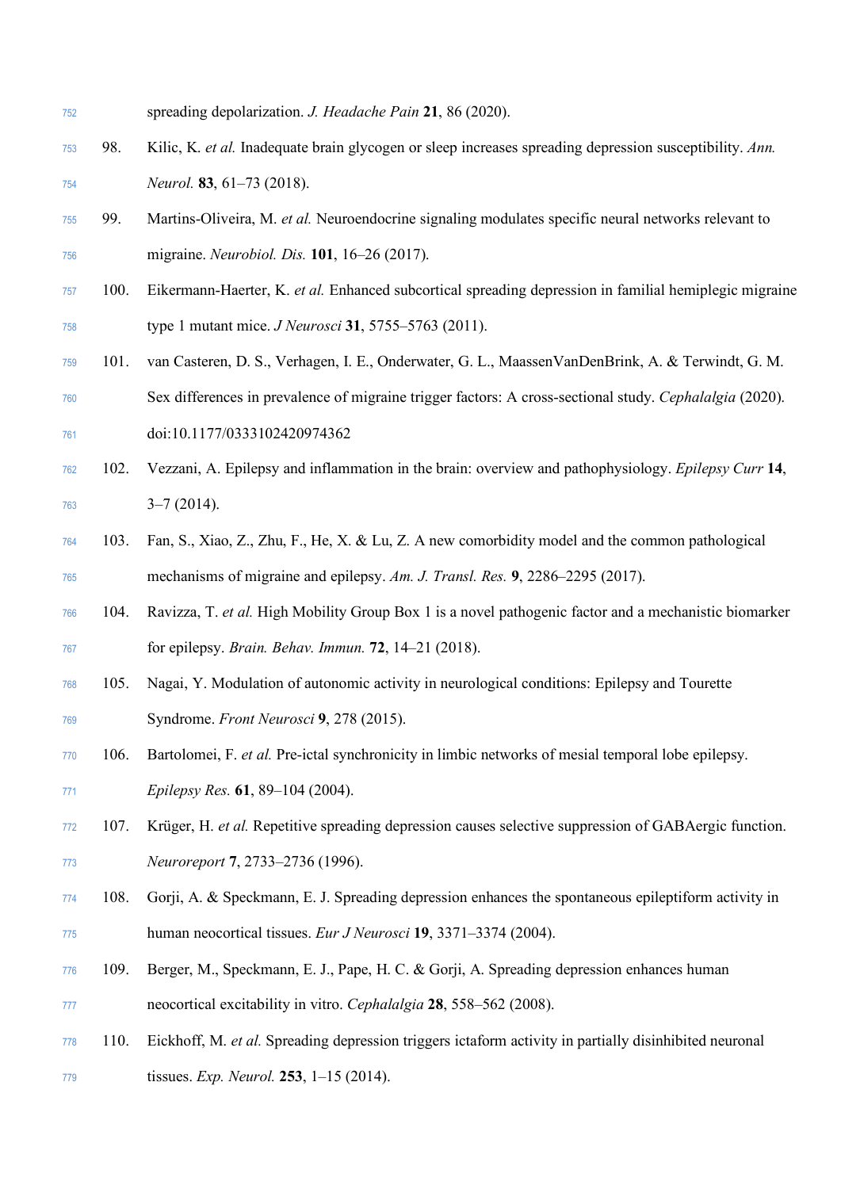spreading depolarization. *J. Headache Pain* **21**, 86 (2020).

98. Kilic, K. *et al.* Inadequate brain glycogen or sleep increases spreading depression susceptibility. *Ann. Neurol.* **83**, 61–73 (2018).

99. Martins-Oliveira, M. *et al.* Neuroendocrine signaling modulates specific neural networks relevant to migraine. *Neurobiol. Dis.* **101**, 16–26 (2017).

100. Eikermann-Haerter, K. *et al.* Enhanced subcortical spreading depression in familial hemiplegic migraine type 1 mutant mice. *J Neurosci* **31**, 5755–5763 (2011).

101. van Casteren, D. S., Verhagen, I. E., Onderwater, G. L., MaassenVanDenBrink, A. & Terwindt, G. M. Sex differences in prevalence of migraine trigger factors: A cross-sectional study. *Cephalalgia* (2020). doi:10.1177/0333102420974362

102. Vezzani, A. Epilepsy and inflammation in the brain: overview and pathophysiology. *Epilepsy Curr* **14**, 3–7 (2014).

103. Fan, S., Xiao, Z., Zhu, F., He, X. & Lu, Z. A new comorbidity model and the common pathological mechanisms of migraine and epilepsy. *Am. J. Transl. Res.* **9**, 2286–2295 (2017).

104. Ravizza, T. *et al.* High Mobility Group Box 1 is a novel pathogenic factor and a mechanistic biomarker for epilepsy. *Brain. Behav. Immun.* **72**, 14–21 (2018).

105. Nagai, Y. Modulation of autonomic activity in neurological conditions: Epilepsy and Tourette Syndrome. *Front Neurosci* **9**, 278 (2015).

106. Bartolomei, F. *et al.* Pre-ictal synchronicity in limbic networks of mesial temporal lobe epilepsy. *Epilepsy Res.* **61**, 89–104 (2004).

107. Krüger, H. *et al.* Repetitive spreading depression causes selective suppression of GABAergic function. *Neuroreport* **7**, 2733–2736 (1996).

108. Gorji, A. & Speckmann, E. J. Spreading depression enhances the spontaneous epileptiform activity in human neocortical tissues. *Eur J Neurosci* **19**, 3371–3374 (2004).

109. Berger, M., Speckmann, E. J., Pape, H. C. & Gorji, A. Spreading depression enhances human neocortical excitability in vitro. *Cephalalgia* **28**, 558–562 (2008).

110. Eickhoff, M. *et al.* Spreading depression triggers ictaform activity in partially disinhibited neuronal tissues. *Exp. Neurol.* **253**, 1–15 (2014).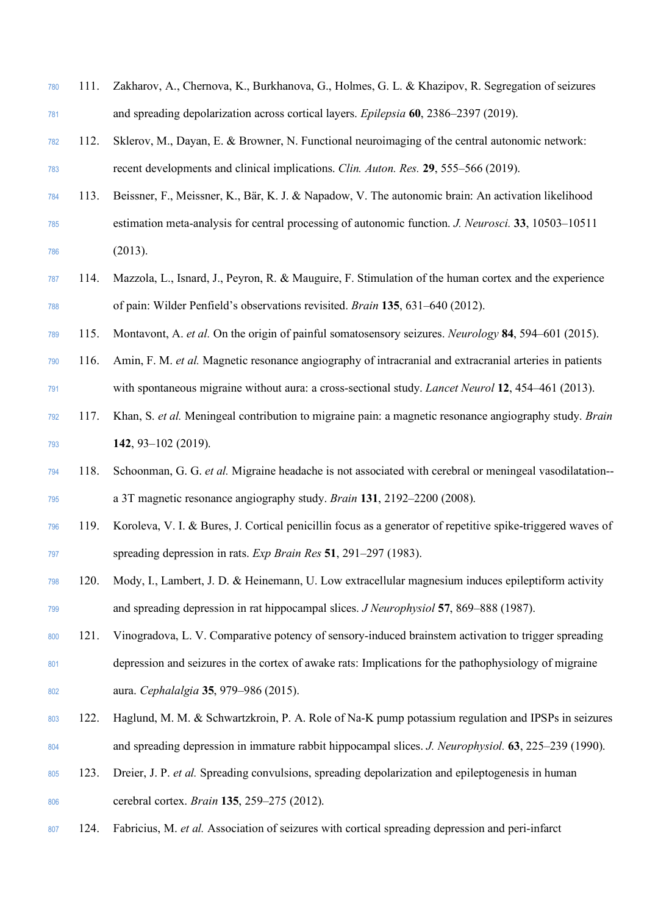111. Zakharov, A., Chernova, K., Burkhanova, G., Holmes, G. L. & Khazipov, R. Segregation of seizures and spreading depolarization across cortical layers. *Epilepsia* **60**, 2386–2397 (2019).

112. Sklerov, M., Dayan, E. & Browner, N. Functional neuroimaging of the central autonomic network: recent developments and clinical implications. *Clin. Auton. Res.* **29**, 555–566 (2019).

113. Beissner, F., Meissner, K., Bär, K. J. & Napadow, V. The autonomic brain: An activation likelihood estimation meta-analysis for central processing of autonomic function. *J. Neurosci.* **33**, 10503–10511 (2013).

114. Mazzola, L., Isnard, J., Peyron, R. & Mauguire, F. Stimulation of the human cortex and the experience of pain: Wilder Penfield's observations revisited. *Brain* **135**, 631–640 (2012).

115. Montavont, A. *et al.* On the origin of painful somatosensory seizures. *Neurology* **84**, 594–601 (2015).

116. Amin, F. M. *et al.* Magnetic resonance angiography of intracranial and extracranial arteries in patients with spontaneous migraine without aura: a cross-sectional study. *Lancet Neurol* **12**, 454–461 (2013).

117. Khan, S. *et al.* Meningeal contribution to migraine pain: a magnetic resonance angiography study. *Brain* **142**, 93–102 (2019).

118. Schoonman, G. G. *et al.* Migraine headache is not associated with cerebral or meningeal vasodilatation--a 3T magnetic resonance angiography study. *Brain* **131**, 2192–2200 (2008).

119. Koroleva, V. I. & Bures, J. Cortical penicillin focus as a generator of repetitive spike-triggered waves of spreading depression in rats. *Exp Brain Res* **51**, 291–297 (1983).

120. Mody, I., Lambert, J. D. & Heinemann, U. Low extracellular magnesium induces epileptiform activity and spreading depression in rat hippocampal slices. *J Neurophysiol* **57**, 869–888 (1987).

121. Vinogradova, L. V. Comparative potency of sensory-induced brainstem activation to trigger spreading depression and seizures in the cortex of awake rats: Implications for the pathophysiology of migraine aura. *Cephalalgia* **35**, 979–986 (2015).

122. Haglund, M. M. & Schwartzkroin, P. A. Role of Na-K pump potassium regulation and IPSPs in seizures and spreading depression in immature rabbit hippocampal slices. *J. Neurophysiol.* **63**, 225–239 (1990).

123. Dreier, J. P. *et al.* Spreading convulsions, spreading depolarization and epileptogenesis in human cerebral cortex. *Brain* **135**, 259–275 (2012).

124. Fabricius, M. *et al.* Association of seizures with cortical spreading depression and peri-infarct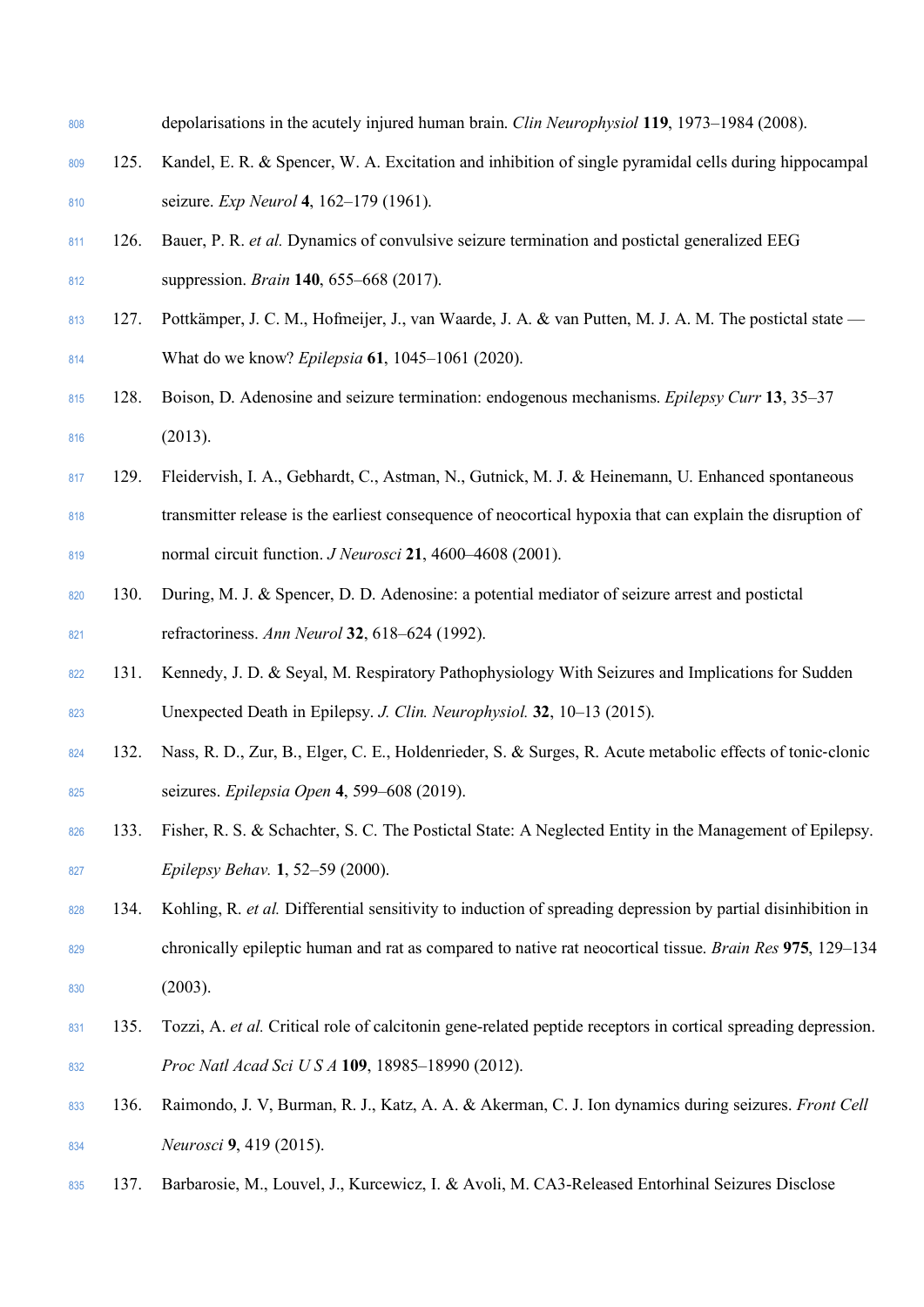depolarisations in the acutely injured human brain. *Clin Neurophysiol* **119**, 1973–1984 (2008).

125. Kandel, E. R. & Spencer, W. A. Excitation and inhibition of single pyramidal cells during hippocampal seizure. *Exp Neurol* **4**, 162–179 (1961).

126. Bauer, P. R. *et al.* Dynamics of convulsive seizure termination and postictal generalized EEG suppression. *Brain* **140**, 655–668 (2017).

127. Pottkämper, J. C. M., Hofmeijer, J., van Waarde, J. A. & van Putten, M. J. A. M. The postictal state — What do we know? *Epilepsia* **61**, 1045–1061 (2020).

128. Boison, D. Adenosine and seizure termination: endogenous mechanisms. *Epilepsy Curr* **13**, 35–37 (2013).

129. Fleidervish, I. A., Gebhardt, C., Astman, N., Gutnick, M. J. & Heinemann, U. Enhanced spontaneous transmitter release is the earliest consequence of neocortical hypoxia that can explain the disruption of normal circuit function. *J Neurosci* **21**, 4600–4608 (2001).

130. During, M. J. & Spencer, D. D. Adenosine: a potential mediator of seizure arrest and postictal refractoriness. *Ann Neurol* **32**, 618–624 (1992).

131. Kennedy, J. D. & Seyal, M. Respiratory Pathophysiology With Seizures and Implications for Sudden Unexpected Death in Epilepsy. *J. Clin. Neurophysiol.* **32**, 10–13 (2015).

132. Nass, R. D., Zur, B., Elger, C. E., Holdenrieder, S. & Surges, R. Acute metabolic effects of tonic-clonic seizures. *Epilepsia Open* **4**, 599–608 (2019).

133. Fisher, R. S. & Schachter, S. C. The Postictal State: A Neglected Entity in the Management of Epilepsy. *Epilepsy Behav.* **1**, 52–59 (2000).

134. Kohling, R. *et al.* Differential sensitivity to induction of spreading depression by partial disinhibition in chronically epileptic human and rat as compared to native rat neocortical tissue. *Brain Res* **975**, 129–134 (2003).

135. Tozzi, A. *et al.* Critical role of calcitonin gene-related peptide receptors in cortical spreading depression. *Proc Natl Acad Sci U S A* **109**, 18985–18990 (2012).

136. Raimondo, J. V, Burman, R. J., Katz, A. A. & Akerman, C. J. Ion dynamics during seizures. *Front Cell Neurosci* **9**, 419 (2015).

137. Barbarosie, M., Louvel, J., Kurcewicz, I. & Avoli, M. CA3-Released Entorhinal Seizures Disclose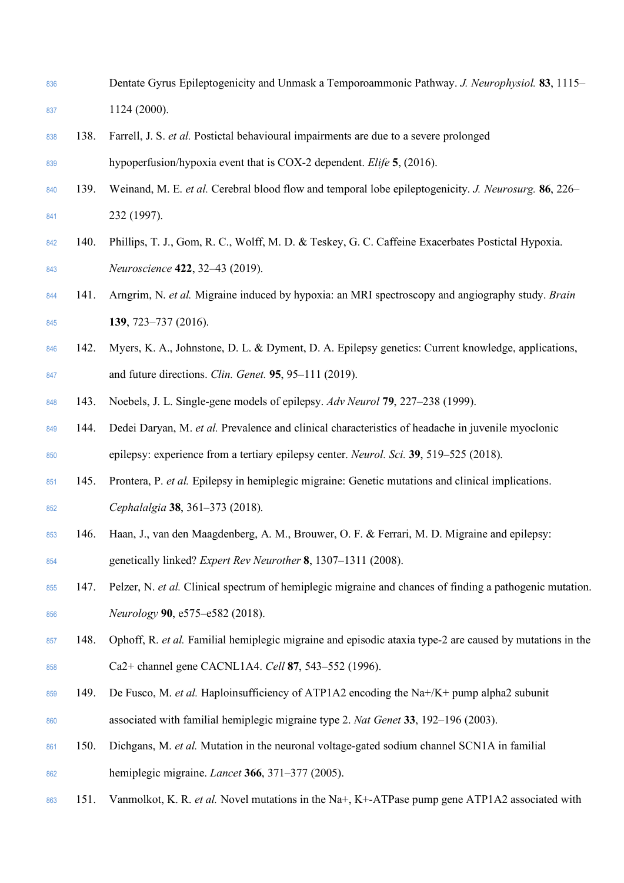Dentate Gyrus Epileptogenicity and Unmask a Temporoammonic Pathway. *J. Neurophysiol.* **83**, 1115–1124 (2000).

138. Farrell, J. S. *et al.* Postictal behavioural impairments are due to a severe prolonged hypoperfusion/hypoxia event that is COX-2 dependent. *Elife* **5**, (2016).

139. Weinand, M. E. *et al.* Cerebral blood flow and temporal lobe epileptogenicity. *J. Neurosurg.* **86**, 226–232 (1997).

140. Phillips, T. J., Gom, R. C., Wolff, M. D. & Teskey, G. C. Caffeine Exacerbates Postictal Hypoxia. *Neuroscience* **422**, 32–43 (2019).

141. Arngrim, N. *et al.* Migraine induced by hypoxia: an MRI spectroscopy and angiography study. *Brain* **139**, 723–737 (2016).

142. Myers, K. A., Johnstone, D. L. & Dyment, D. A. Epilepsy genetics: Current knowledge, applications, and future directions. *Clin. Genet.* **95**, 95–111 (2019).

143. Noebels, J. L. Single-gene models of epilepsy. *Adv Neurol* **79**, 227–238 (1999).

144. Dedei Daryan, M. *et al.* Prevalence and clinical characteristics of headache in juvenile myoclonic epilepsy: experience from a tertiary epilepsy center. *Neurol. Sci.* **39**, 519–525 (2018).

145. Prontera, P. *et al.* Epilepsy in hemiplegic migraine: Genetic mutations and clinical implications. *Cephalalgia* **38**, 361–373 (2018).

146. Haan, J., van den Maagdenberg, A. M., Brouwer, O. F. & Ferrari, M. D. Migraine and epilepsy: genetically linked? *Expert Rev Neurother* **8**, 1307–1311 (2008).

147. Pelzer, N. *et al.* Clinical spectrum of hemiplegic migraine and chances of finding a pathogenic mutation. *Neurology* **90**, e575–e582 (2018).

148. Ophoff, R. *et al.* Familial hemiplegic migraine and episodic ataxia type-2 are caused by mutations in the Ca2+ channel gene CACNL1A4. *Cell* **87**, 543–552 (1996).

149. De Fusco, M. *et al.* Haploinsufficiency of ATP1A2 encoding the Na+/K+ pump alpha2 subunit associated with familial hemiplegic migraine type 2. *Nat Genet* **33**, 192–196 (2003).

150. Dichgans, M. *et al.* Mutation in the neuronal voltage-gated sodium channel SCN1A in familial hemiplegic migraine. *Lancet* **366**, 371–377 (2005).

151. Vanmolkot, K. R. *et al.* Novel mutations in the Na+, K+-ATPase pump gene ATP1A2 associated with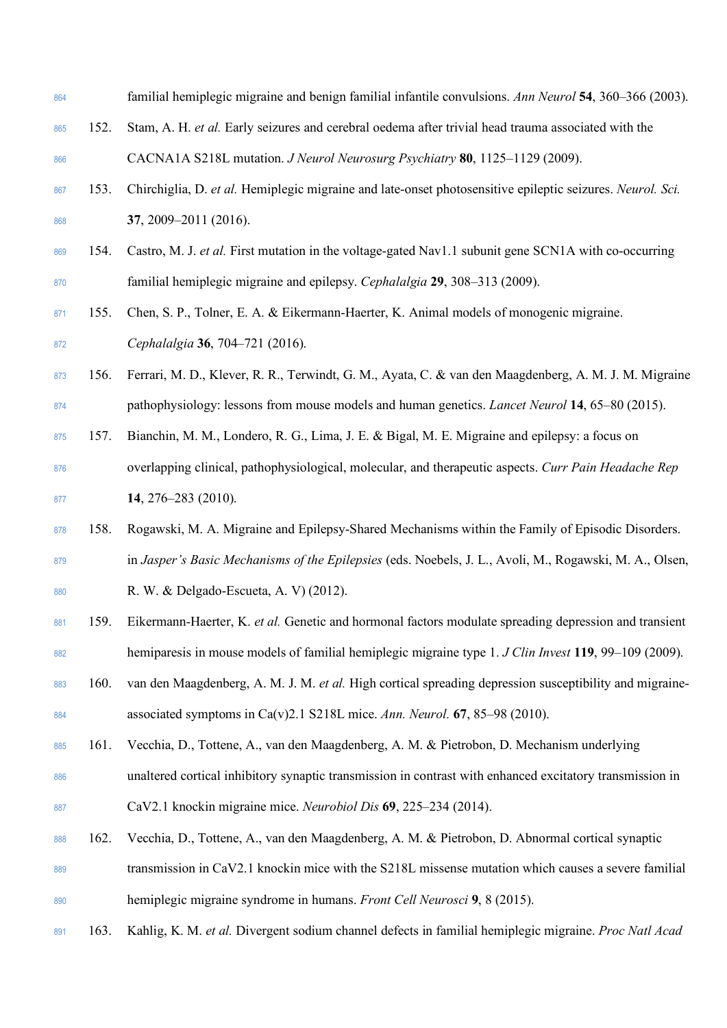familial hemiplegic migraine and benign familial infantile convulsions. *Ann Neurol* **54**, 360–366 (2003).

152. Stam, A. H. *et al.* Early seizures and cerebral oedema after trivial head trauma associated with the CACNA1A S218L mutation. *J Neurol Neurosurg Psychiatry* **80**, 1125–1129 (2009).

153. Chirchiglia, D. *et al.* Hemiplegic migraine and late-onset photosensitive epileptic seizures. *Neurol. Sci.* **37**, 2009–2011 (2016).

154. Castro, M. J. *et al.* First mutation in the voltage-gated Nav1.1 subunit gene SCN1A with co-occurring familial hemiplegic migraine and epilepsy. *Cephalalgia* **29**, 308–313 (2009).

155. Chen, S. P., Tolner, E. A. & Eikermann-Haerter, K. Animal models of monogenic migraine. *Cephalalgia* **36**, 704–721 (2016).

156. Ferrari, M. D., Klever, R. R., Terwindt, G. M., Ayata, C. & van den Maagdenberg, A. M. J. M. Migraine pathophysiology: lessons from mouse models and human genetics. *Lancet Neurol* **14**, 65–80 (2015).

157. Bianchin, M. M., Londero, R. G., Lima, J. E. & Bigal, M. E. Migraine and epilepsy: a focus on overlapping clinical, pathophysiological, molecular, and therapeutic aspects. *Curr Pain Headache Rep* **14**, 276–283 (2010).

158. Rogawski, M. A. Migraine and Epilepsy-Shared Mechanisms within the Family of Episodic Disorders. in *Jasper's Basic Mechanisms of the Epilepsies* (eds. Noebels, J. L., Avoli, M., Rogawski, M. A., Olsen, R. W. & Delgado-Escueta, A. V) (2012).

159. Eikermann-Haerter, K. *et al.* Genetic and hormonal factors modulate spreading depression and transient hemiparesis in mouse models of familial hemiplegic migraine type 1. *J Clin Invest* **119**, 99–109 (2009).

160. van den Maagdenberg, A. M. J. M. *et al.* High cortical spreading depression susceptibility and migraine-associated symptoms in Ca(v)2.1 S218L mice. *Ann. Neurol.* **67**, 85–98 (2010).

161. Vecchia, D., Tottene, A., van den Maagdenberg, A. M. & Pietrobon, D. Mechanism underlying unaltered cortical inhibitory synaptic transmission in contrast with enhanced excitatory transmission in CaV2.1 knockin migraine mice. *Neurobiol Dis* **69**, 225–234 (2014).

162. Vecchia, D., Tottene, A., van den Maagdenberg, A. M. & Pietrobon, D. Abnormal cortical synaptic transmission in CaV2.1 knockin mice with the S218L missense mutation which causes a severe familial hemiplegic migraine syndrome in humans. *Front Cell Neurosci* **9**, 8 (2015).

163. Kahlig, K. M. *et al.* Divergent sodium channel defects in familial hemiplegic migraine. *Proc Natl Acad*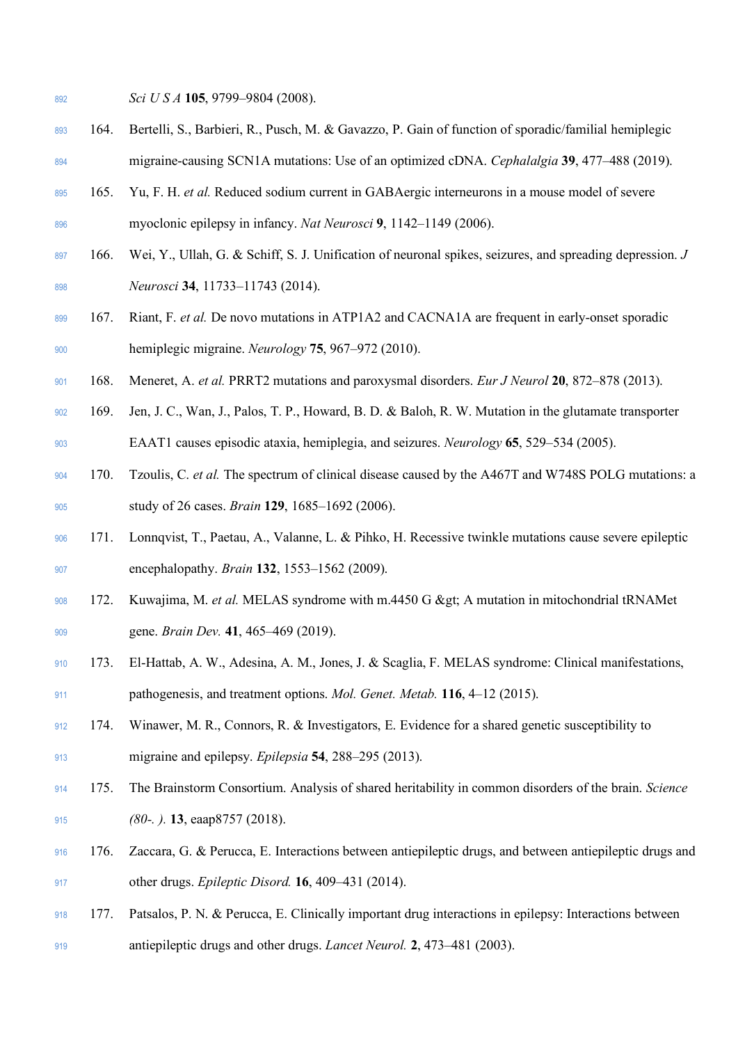*Sci U S A* **105**, 9799–9804 (2008).

164. Bertelli, S., Barbieri, R., Pusch, M. & Gavazzo, P. Gain of function of sporadic/familial hemiplegic migraine-causing SCN1A mutations: Use of an optimized cDNA. *Cephalalgia* **39**, 477–488 (2019).
165. Yu, F. H. *et al.* Reduced sodium current in GABAergic interneurons in a mouse model of severe myoclonic epilepsy in infancy. *Nat Neurosci* **9**, 1142–1149 (2006).
166. Wei, Y., Ullah, G. & Schiff, S. J. Unification of neuronal spikes, seizures, and spreading depression. *J Neurosci* **34**, 11733–11743 (2014).
167. Riant, F. *et al.* De novo mutations in ATP1A2 and CACNA1A are frequent in early-onset sporadic hemiplegic migraine. *Neurology* **75**, 967–972 (2010).
168. Meneret, A. *et al.* PRRT2 mutations and paroxysmal disorders. *Eur J Neurol* **20**, 872–878 (2013).
169. Jen, J. C., Wan, J., Palos, T. P., Howard, B. D. & Baloh, R. W. Mutation in the glutamate transporter EAAT1 causes episodic ataxia, hemiplegia, and seizures. *Neurology* **65**, 529–534 (2005).
170. Tzoulis, C. *et al.* The spectrum of clinical disease caused by the A467T and W748S POLG mutations: a study of 26 cases. *Brain* **129**, 1685–1692 (2006).
171. Lonnqvist, T., Paetau, A., Valanne, L. & Pihko, H. Recessive twinkle mutations cause severe epileptic encephalopathy. *Brain* **132**, 1553–1562 (2009).
172. Kuwajima, M. *et al.* MELAS syndrome with m.4450 G &gt; A mutation in mitochondrial tRNAMet gene. *Brain Dev.* **41**, 465–469 (2019).
173. El-Hattab, A. W., Adesina, A. M., Jones, J. & Scaglia, F. MELAS syndrome: Clinical manifestations, pathogenesis, and treatment options. *Mol. Genet. Metab.* **116**, 4–12 (2015).
174. Winawer, M. R., Connors, R. & Investigators, E. Evidence for a shared genetic susceptibility to migraine and epilepsy. *Epilepsia* **54**, 288–295 (2013).
175. The Brainstorm Consortium. Analysis of shared heritability in common disorders of the brain. *Science (80-. ).* **13**, eaap8757 (2018).
176. Zaccara, G. & Perucca, E. Interactions between antiepileptic drugs, and between antiepileptic drugs and other drugs. *Epileptic Disord.* **16**, 409–431 (2014).
177. Patsalos, P. N. & Perucca, E. Clinically important drug interactions in epilepsy: Interactions between antiepileptic drugs and other drugs. *Lancet Neurol.* **2**, 473–481 (2003).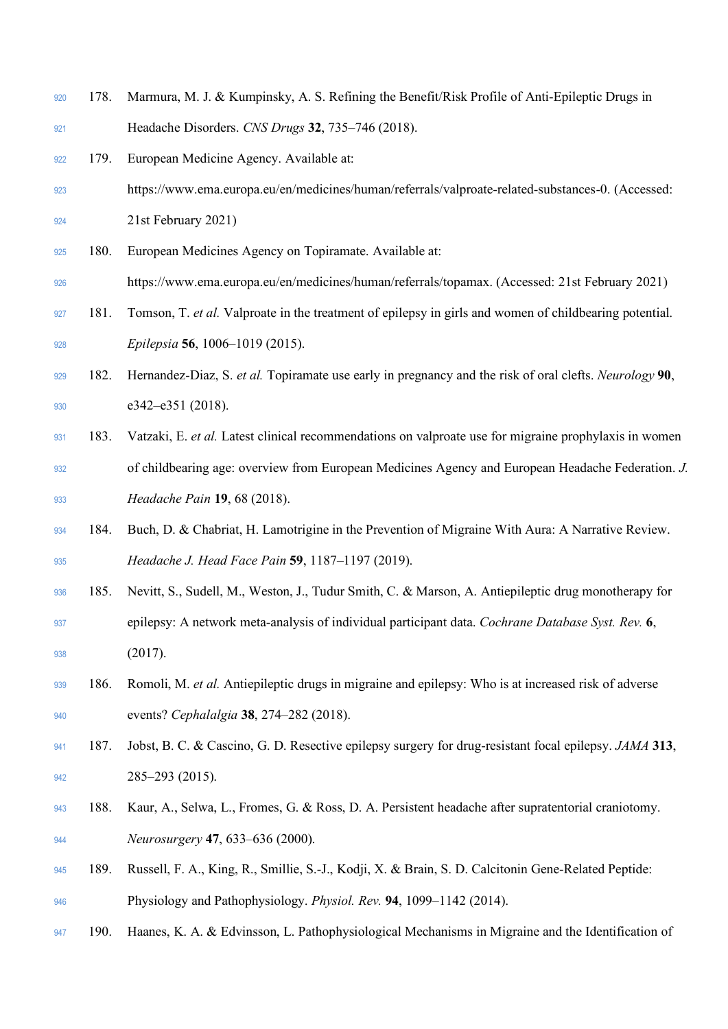178. Marmura, M. J. & Kumpinsky, A. S. Refining the Benefit/Risk Profile of Anti-Epileptic Drugs in Headache Disorders. *CNS Drugs* **32**, 735–746 (2018).

179. European Medicine Agency. Available at: https://www.ema.europa.eu/en/medicines/human/referrals/valproate-related-substances-0. (Accessed: 21st February 2021)

180. European Medicines Agency on Topiramate. Available at: https://www.ema.europa.eu/en/medicines/human/referrals/topamax. (Accessed: 21st February 2021)

181. Tomson, T. *et al.* Valproate in the treatment of epilepsy in girls and women of childbearing potential. *Epilepsia* **56**, 1006–1019 (2015).

182. Hernandez-Diaz, S. *et al.* Topiramate use early in pregnancy and the risk of oral clefts. *Neurology* **90**, e342–e351 (2018).

183. Vatzaki, E. *et al.* Latest clinical recommendations on valproate use for migraine prophylaxis in women of childbearing age: overview from European Medicines Agency and European Headache Federation. *J. Headache Pain* **19**, 68 (2018).

184. Buch, D. & Chabriat, H. Lamotrigine in the Prevention of Migraine With Aura: A Narrative Review. *Headache J. Head Face Pain* **59**, 1187–1197 (2019).

185. Nevitt, S., Sudell, M., Weston, J., Tudur Smith, C. & Marson, A. Antiepileptic drug monotherapy for epilepsy: A network meta-analysis of individual participant data. *Cochrane Database Syst. Rev.* **6**, (2017).

186. Romoli, M. *et al.* Antiepileptic drugs in migraine and epilepsy: Who is at increased risk of adverse events? *Cephalalgia* **38**, 274–282 (2018).

187. Jobst, B. C. & Cascino, G. D. Resective epilepsy surgery for drug-resistant focal epilepsy. *JAMA* **313**, 285–293 (2015).

188. Kaur, A., Selwa, L., Fromes, G. & Ross, D. A. Persistent headache after supratentorial craniotomy. *Neurosurgery* **47**, 633–636 (2000).

189. Russell, F. A., King, R., Smillie, S.-J., Kodji, X. & Brain, S. D. Calcitonin Gene-Related Peptide: Physiology and Pathophysiology. *Physiol. Rev.* **94**, 1099–1142 (2014).

190. Haanes, K. A. & Edvinsson, L. Pathophysiological Mechanisms in Migraine and the Identification of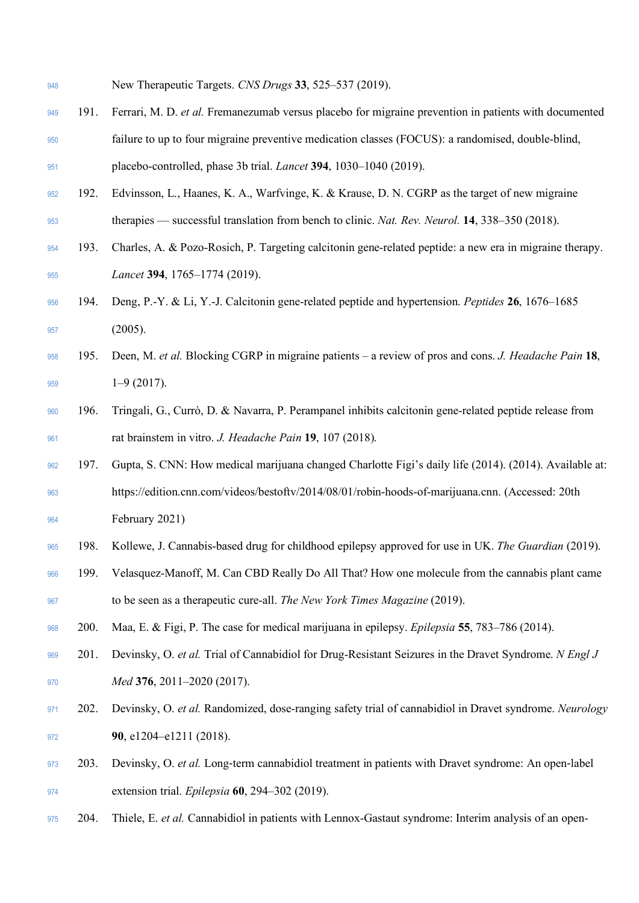New Therapeutic Targets. *CNS Drugs* **33**, 525–537 (2019).

191. Ferrari, M. D. *et al.* Fremanezumab versus placebo for migraine prevention in patients with documented failure to up to four migraine preventive medication classes (FOCUS): a randomised, double-blind, placebo-controlled, phase 3b trial. *Lancet* **394**, 1030–1040 (2019).

192. Edvinsson, L., Haanes, K. A., Warfvinge, K. & Krause, D. N. CGRP as the target of new migraine therapies — successful translation from bench to clinic. *Nat. Rev. Neurol.* **14**, 338–350 (2018).

193. Charles, A. & Pozo-Rosich, P. Targeting calcitonin gene-related peptide: a new era in migraine therapy. *Lancet* **394**, 1765–1774 (2019).

194. Deng, P.-Y. & Li, Y.-J. Calcitonin gene-related peptide and hypertension. *Peptides* **26**, 1676–1685 (2005).

195. Deen, M. *et al.* Blocking CGRP in migraine patients – a review of pros and cons. *J. Headache Pain* **18**, 1–9 (2017).

196. Tringali, G., Currò, D. & Navarra, P. Perampanel inhibits calcitonin gene-related peptide release from rat brainstem in vitro. *J. Headache Pain* **19**, 107 (2018).

197. Gupta, S. CNN: How medical marijuana changed Charlotte Figi's daily life (2014). (2014). Available at: https://edition.cnn.com/videos/bestoftv/2014/08/01/robin-hoods-of-marijuana.cnn. (Accessed: 20th February 2021)

198. Kollewe, J. Cannabis-based drug for childhood epilepsy approved for use in UK. *The Guardian* (2019).

199. Velasquez-Manoff, M. Can CBD Really Do All That? How one molecule from the cannabis plant came to be seen as a therapeutic cure-all. *The New York Times Magazine* (2019).

200. Maa, E. & Figi, P. The case for medical marijuana in epilepsy. *Epilepsia* **55**, 783–786 (2014).

201. Devinsky, O. *et al.* Trial of Cannabidiol for Drug-Resistant Seizures in the Dravet Syndrome. *N Engl J Med* **376**, 2011–2020 (2017).

202. Devinsky, O. *et al.* Randomized, dose-ranging safety trial of cannabidiol in Dravet syndrome. *Neurology* **90**, e1204–e1211 (2018).

203. Devinsky, O. *et al.* Long-term cannabidiol treatment in patients with Dravet syndrome: An open-label extension trial. *Epilepsia* **60**, 294–302 (2019).

204. Thiele, E. *et al.* Cannabidiol in patients with Lennox-Gastaut syndrome: Interim analysis of an open-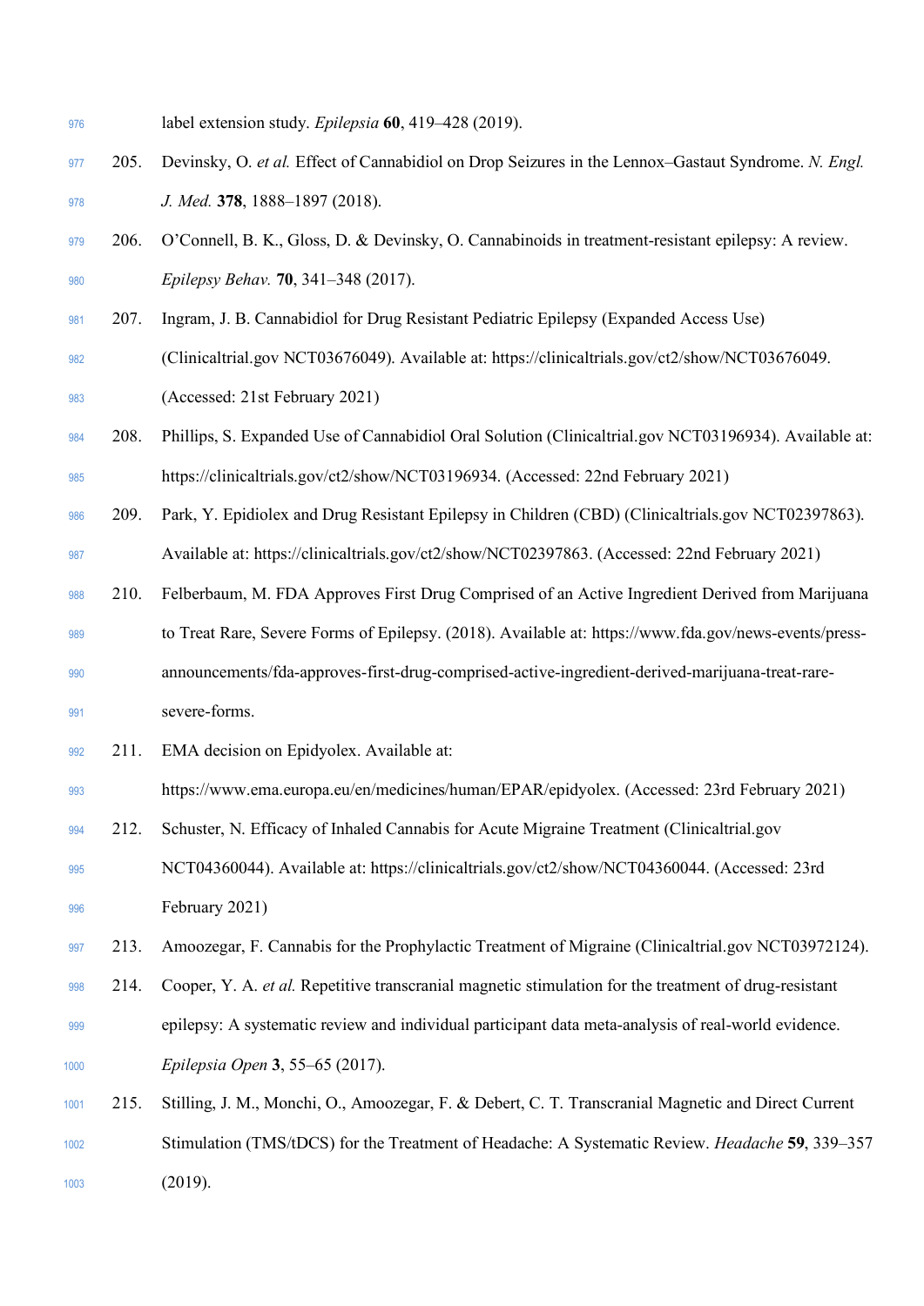label extension study. *Epilepsia* **60**, 419–428 (2019).

205. Devinsky, O. *et al.* Effect of Cannabidiol on Drop Seizures in the Lennox–Gastaut Syndrome. *N. Engl. J. Med.* **378**, 1888–1897 (2018).

206. O'Connell, B. K., Gloss, D. & Devinsky, O. Cannabinoids in treatment-resistant epilepsy: A review. *Epilepsy Behav.* **70**, 341–348 (2017).

207. Ingram, J. B. Cannabidiol for Drug Resistant Pediatric Epilepsy (Expanded Access Use) (Clinicaltrial.gov NCT03676049). Available at: https://clinicaltrials.gov/ct2/show/NCT03676049. (Accessed: 21st February 2021)

208. Phillips, S. Expanded Use of Cannabidiol Oral Solution (Clinicaltrial.gov NCT03196934). Available at: https://clinicaltrials.gov/ct2/show/NCT03196934. (Accessed: 22nd February 2021)

209. Park, Y. Epidiolex and Drug Resistant Epilepsy in Children (CBD) (Clinicaltrials.gov NCT02397863). Available at: https://clinicaltrials.gov/ct2/show/NCT02397863. (Accessed: 22nd February 2021)

210. Felberbaum, M. FDA Approves First Drug Comprised of an Active Ingredient Derived from Marijuana to Treat Rare, Severe Forms of Epilepsy. (2018). Available at: https://www.fda.gov/news-events/press-announcements/fda-approves-first-drug-comprised-active-ingredient-derived-marijuana-treat-rare-severe-forms.

211. EMA decision on Epidyolex. Available at: https://www.ema.europa.eu/en/medicines/human/EPAR/epidyolex. (Accessed: 23rd February 2021)

212. Schuster, N. Efficacy of Inhaled Cannabis for Acute Migraine Treatment (Clinicaltrial.gov NCT04360044). Available at: https://clinicaltrials.gov/ct2/show/NCT04360044. (Accessed: 23rd February 2021)

213. Amoozegar, F. Cannabis for the Prophylactic Treatment of Migraine (Clinicaltrial.gov NCT03972124).

214. Cooper, Y. A. *et al.* Repetitive transcranial magnetic stimulation for the treatment of drug-resistant epilepsy: A systematic review and individual participant data meta-analysis of real-world evidence. *Epilepsia Open* **3**, 55–65 (2017).

215. Stilling, J. M., Monchi, O., Amoozegar, F. & Debert, C. T. Transcranial Magnetic and Direct Current Stimulation (TMS/tDCS) for the Treatment of Headache: A Systematic Review. *Headache* **59**, 339–357 (2019).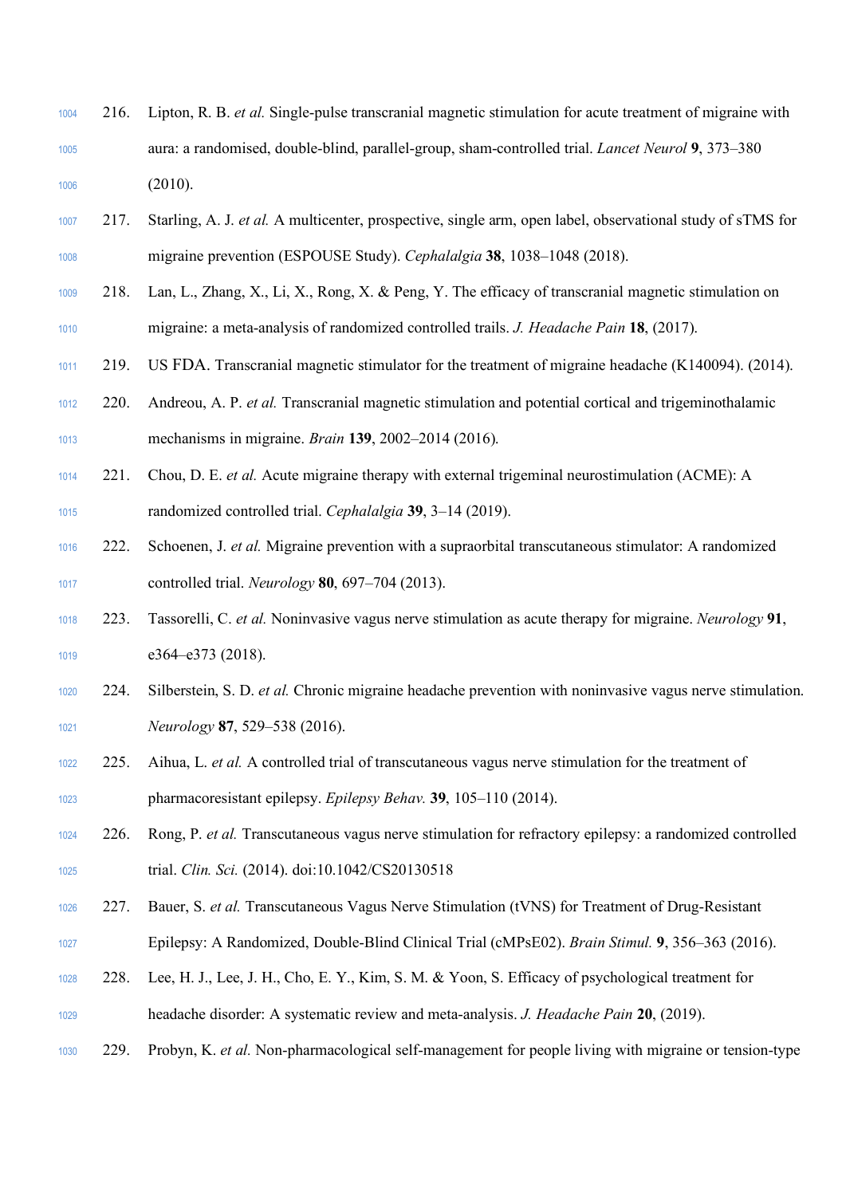216. Lipton, R. B. *et al.* Single-pulse transcranial magnetic stimulation for acute treatment of migraine with aura: a randomised, double-blind, parallel-group, sham-controlled trial. *Lancet Neurol* **9**, 373–380 (2010).

217. Starling, A. J. *et al.* A multicenter, prospective, single arm, open label, observational study of sTMS for migraine prevention (ESPOUSE Study). *Cephalalgia* **38**, 1038–1048 (2018).

218. Lan, L., Zhang, X., Li, X., Rong, X. & Peng, Y. The efficacy of transcranial magnetic stimulation on migraine: a meta-analysis of randomized controlled trails. *J. Headache Pain* **18**, (2017).

219. US FDA. Transcranial magnetic stimulator for the treatment of migraine headache (K140094). (2014).

220. Andreou, A. P. *et al.* Transcranial magnetic stimulation and potential cortical and trigeminothalamic mechanisms in migraine. *Brain* **139**, 2002–2014 (2016).

221. Chou, D. E. *et al.* Acute migraine therapy with external trigeminal neurostimulation (ACME): A randomized controlled trial. *Cephalalgia* **39**, 3–14 (2019).

222. Schoenen, J. *et al.* Migraine prevention with a supraorbital transcutaneous stimulator: A randomized controlled trial. *Neurology* **80**, 697–704 (2013).

223. Tassorelli, C. *et al.* Noninvasive vagus nerve stimulation as acute therapy for migraine. *Neurology* **91**, e364–e373 (2018).

224. Silberstein, S. D. *et al.* Chronic migraine headache prevention with noninvasive vagus nerve stimulation. *Neurology* **87**, 529–538 (2016).

225. Aihua, L. *et al.* A controlled trial of transcutaneous vagus nerve stimulation for the treatment of pharmacoresistant epilepsy. *Epilepsy Behav.* **39**, 105–110 (2014).

226. Rong, P. *et al.* Transcutaneous vagus nerve stimulation for refractory epilepsy: a randomized controlled trial. *Clin. Sci.* (2014). doi:10.1042/CS20130518

227. Bauer, S. *et al.* Transcutaneous Vagus Nerve Stimulation (tVNS) for Treatment of Drug-Resistant Epilepsy: A Randomized, Double-Blind Clinical Trial (cMPsE02). *Brain Stimul.* **9**, 356–363 (2016).

228. Lee, H. J., Lee, J. H., Cho, E. Y., Kim, S. M. & Yoon, S. Efficacy of psychological treatment for headache disorder: A systematic review and meta-analysis. *J. Headache Pain* **20**, (2019).

229. Probyn, K. *et al.* Non-pharmacological self-management for people living with migraine or tension-type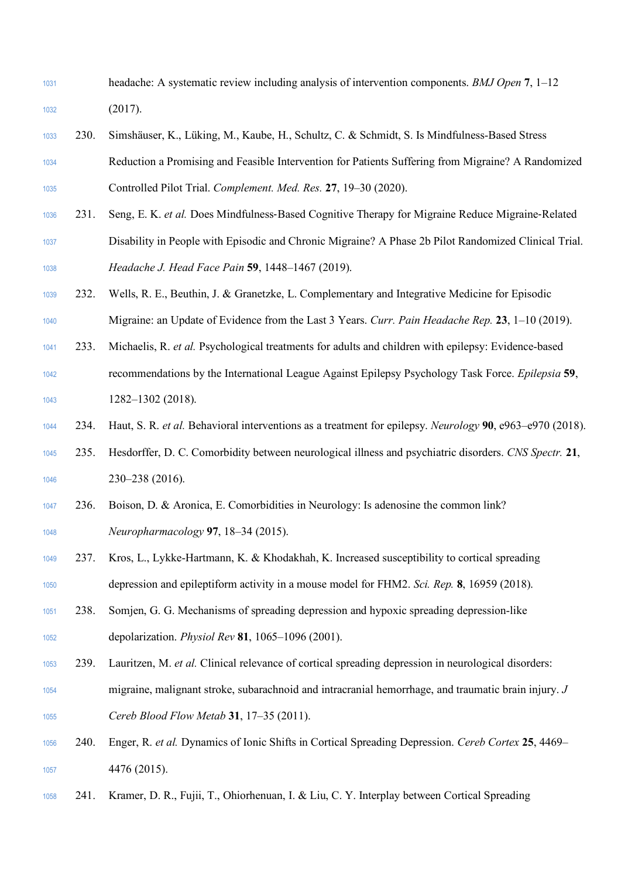headache: A systematic review including analysis of intervention components. *BMJ Open* **7**, 1–12 (2017).

230. Simshäuser, K., Lüking, M., Kaube, H., Schultz, C. & Schmidt, S. Is Mindfulness-Based Stress Reduction a Promising and Feasible Intervention for Patients Suffering from Migraine? A Randomized Controlled Pilot Trial. *Complement. Med. Res.* **27**, 19–30 (2020).

231. Seng, E. K. *et al.* Does Mindfulness-Based Cognitive Therapy for Migraine Reduce Migraine-Related Disability in People with Episodic and Chronic Migraine? A Phase 2b Pilot Randomized Clinical Trial. *Headache J. Head Face Pain* **59**, 1448–1467 (2019).

232. Wells, R. E., Beuthin, J. & Granetzke, L. Complementary and Integrative Medicine for Episodic Migraine: an Update of Evidence from the Last 3 Years. *Curr. Pain Headache Rep.* **23**, 1–10 (2019).

233. Michaelis, R. *et al.* Psychological treatments for adults and children with epilepsy: Evidence-based recommendations by the International League Against Epilepsy Psychology Task Force. *Epilepsia* **59**, 1282–1302 (2018).

234. Haut, S. R. *et al.* Behavioral interventions as a treatment for epilepsy. *Neurology* **90**, e963–e970 (2018).

235. Hesdorffer, D. C. Comorbidity between neurological illness and psychiatric disorders. *CNS Spectr.* **21**, 230–238 (2016).

236. Boison, D. & Aronica, E. Comorbidities in Neurology: Is adenosine the common link? *Neuropharmacology* **97**, 18–34 (2015).

237. Kros, L., Lykke-Hartmann, K. & Khodakhah, K. Increased susceptibility to cortical spreading depression and epileptiform activity in a mouse model for FHM2. *Sci. Rep.* **8**, 16959 (2018).

238. Somjen, G. G. Mechanisms of spreading depression and hypoxic spreading depression-like depolarization. *Physiol Rev* **81**, 1065–1096 (2001).

239. Lauritzen, M. *et al.* Clinical relevance of cortical spreading depression in neurological disorders: migraine, malignant stroke, subarachnoid and intracranial hemorrhage, and traumatic brain injury. *J Cereb Blood Flow Metab* **31**, 17–35 (2011).

240. Enger, R. *et al.* Dynamics of Ionic Shifts in Cortical Spreading Depression. *Cereb Cortex* **25**, 4469–4476 (2015).

241. Kramer, D. R., Fujii, T., Ohiorhenuan, I. & Liu, C. Y. Interplay between Cortical Spreading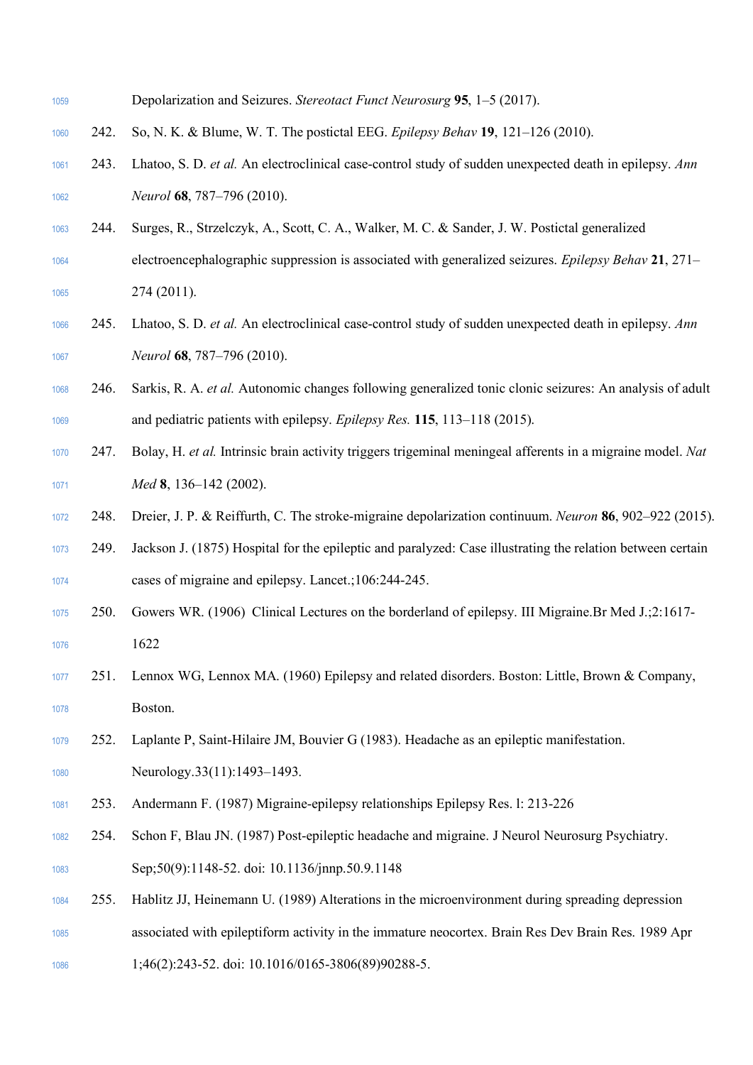Depolarization and Seizures. *Stereotact Funct Neurosurg* **95**, 1–5 (2017).

242. So, N. K. & Blume, W. T. The postictal EEG. *Epilepsy Behav* **19**, 121–126 (2010).

243. Lhatoo, S. D. *et al.* An electroclinical case-control study of sudden unexpected death in epilepsy. *Ann Neurol* **68**, 787–796 (2010).

244. Surges, R., Strzelczyk, A., Scott, C. A., Walker, M. C. & Sander, J. W. Postictal generalized electroencephalographic suppression is associated with generalized seizures. *Epilepsy Behav* **21**, 271–274 (2011).

245. Lhatoo, S. D. *et al.* An electroclinical case-control study of sudden unexpected death in epilepsy. *Ann Neurol* **68**, 787–796 (2010).

246. Sarkis, R. A. *et al.* Autonomic changes following generalized tonic clonic seizures: An analysis of adult and pediatric patients with epilepsy. *Epilepsy Res.* **115**, 113–118 (2015).

247. Bolay, H. *et al.* Intrinsic brain activity triggers trigeminal meningeal afferents in a migraine model. *Nat Med* **8**, 136–142 (2002).

248. Dreier, J. P. & Reiffurth, C. The stroke-migraine depolarization continuum. *Neuron* **86**, 902–922 (2015).

249. Jackson J. (1875) Hospital for the epileptic and paralyzed: Case illustrating the relation between certain cases of migraine and epilepsy. Lancet.;106:244-245.

250. Gowers WR. (1906) Clinical Lectures on the borderland of epilepsy. III Migraine.Br Med J.;2:1617-1622

251. Lennox WG, Lennox MA. (1960) Epilepsy and related disorders. Boston: Little, Brown & Company, Boston.

252. Laplante P, Saint-Hilaire JM, Bouvier G (1983). Headache as an epileptic manifestation. Neurology.33(11):1493–1493.

253. Andermann F. (1987) Migraine-epilepsy relationships Epilepsy Res. l: 213-226

254. Schon F, Blau JN. (1987) Post-epileptic headache and migraine. J Neurol Neurosurg Psychiatry. Sep;50(9):1148-52. doi: 10.1136/jnnp.50.9.1148

255. Hablitz JJ, Heinemann U. (1989) Alterations in the microenvironment during spreading depression associated with epileptiform activity in the immature neocortex. Brain Res Dev Brain Res. 1989 Apr 1;46(2):243-52. doi: 10.1016/0165-3806(89)90288-5.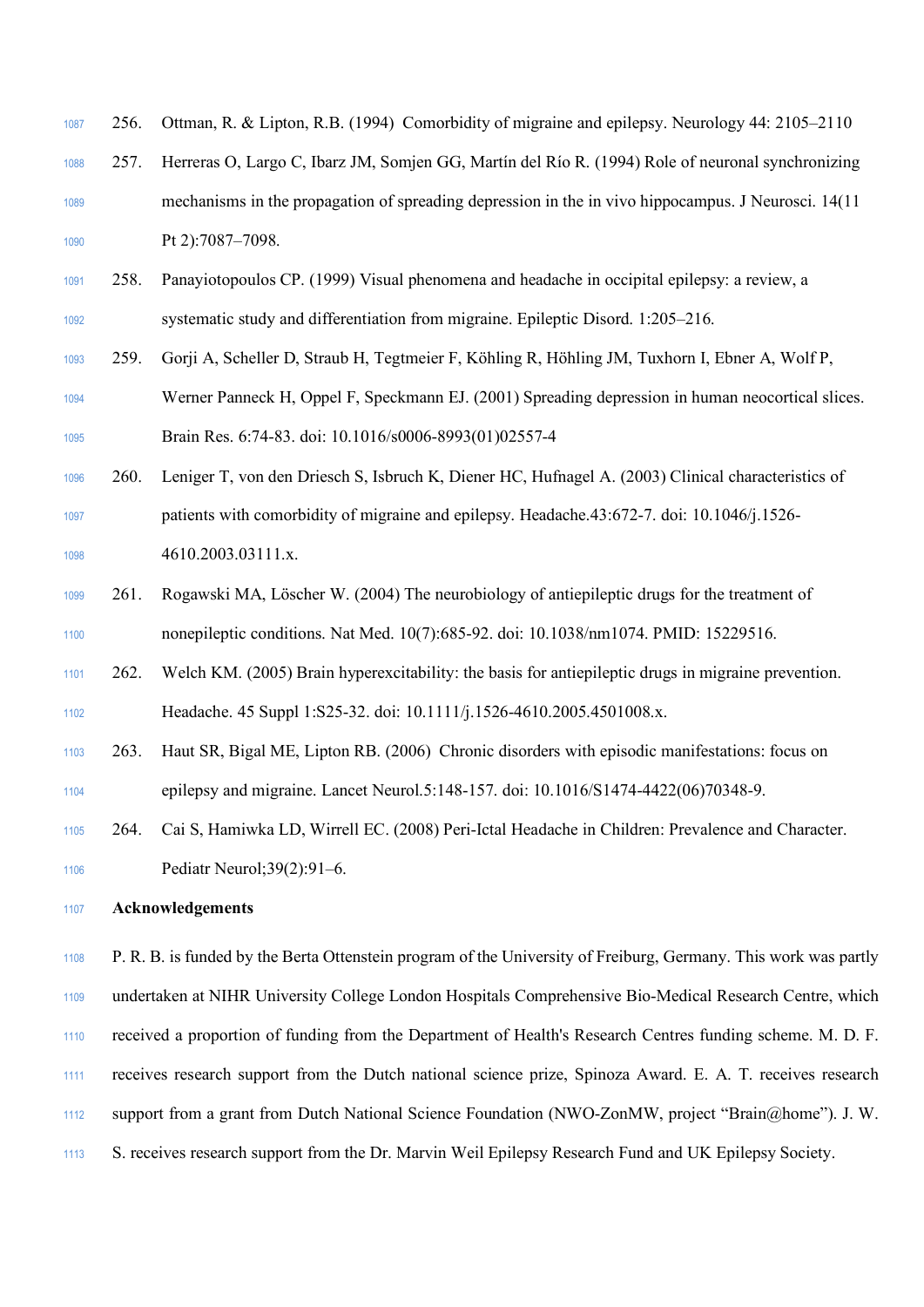256. Ottman, R. & Lipton, R.B. (1994) Comorbidity of migraine and epilepsy. Neurology 44: 2105–2110
257. Herreras O, Largo C, Ibarz JM, Somjen GG, Martín del Río R. (1994) Role of neuronal synchronizing mechanisms in the propagation of spreading depression in the in vivo hippocampus. J Neurosci. 14(11 Pt 2):7087–7098.
258. Panayiotopoulos CP. (1999) Visual phenomena and headache in occipital epilepsy: a review, a systematic study and differentiation from migraine. Epileptic Disord. 1:205–216.
259. Gorji A, Scheller D, Straub H, Tegtmeier F, Köhling R, Höhling JM, Tuxhorn I, Ebner A, Wolf P, Werner Panneck H, Oppel F, Speckmann EJ. (2001) Spreading depression in human neocortical slices. Brain Res. 6:74-83. doi: 10.1016/s0006-8993(01)02557-4
260. Leniger T, von den Driesch S, Isbruch K, Diener HC, Hufnagel A. (2003) Clinical characteristics of patients with comorbidity of migraine and epilepsy. Headache.43:672-7. doi: 10.1046/j.1526-4610.2003.03111.x.
261. Rogawski MA, Löscher W. (2004) The neurobiology of antiepileptic drugs for the treatment of nonepileptic conditions. Nat Med. 10(7):685-92. doi: 10.1038/nm1074. PMID: 15229516.
262. Welch KM. (2005) Brain hyperexcitability: the basis for antiepileptic drugs in migraine prevention. Headache. 45 Suppl 1:S25-32. doi: 10.1111/j.1526-4610.2005.4501008.x.
263. Haut SR, Bigal ME, Lipton RB. (2006) Chronic disorders with episodic manifestations: focus on epilepsy and migraine. Lancet Neurol.5:148-157. doi: 10.1016/S1474-4422(06)70348-9.
264. Cai S, Hamiwka LD, Wirrell EC. (2008) Peri-Ictal Headache in Children: Prevalence and Character. Pediatr Neurol;39(2):91–6.

## Acknowledgements

P. R. B. is funded by the Berta Ottenstein program of the University of Freiburg, Germany. This work was partly undertaken at NIHR University College London Hospitals Comprehensive Bio-Medical Research Centre, which received a proportion of funding from the Department of Health's Research Centres funding scheme. M. D. F. receives research support from the Dutch national science prize, Spinoza Award. E. A. T. receives research support from a grant from Dutch National Science Foundation (NWO-ZonMW, project "Brain@home"). J. W. S. receives research support from the Dr. Marvin Weil Epilepsy Research Fund and UK Epilepsy Society.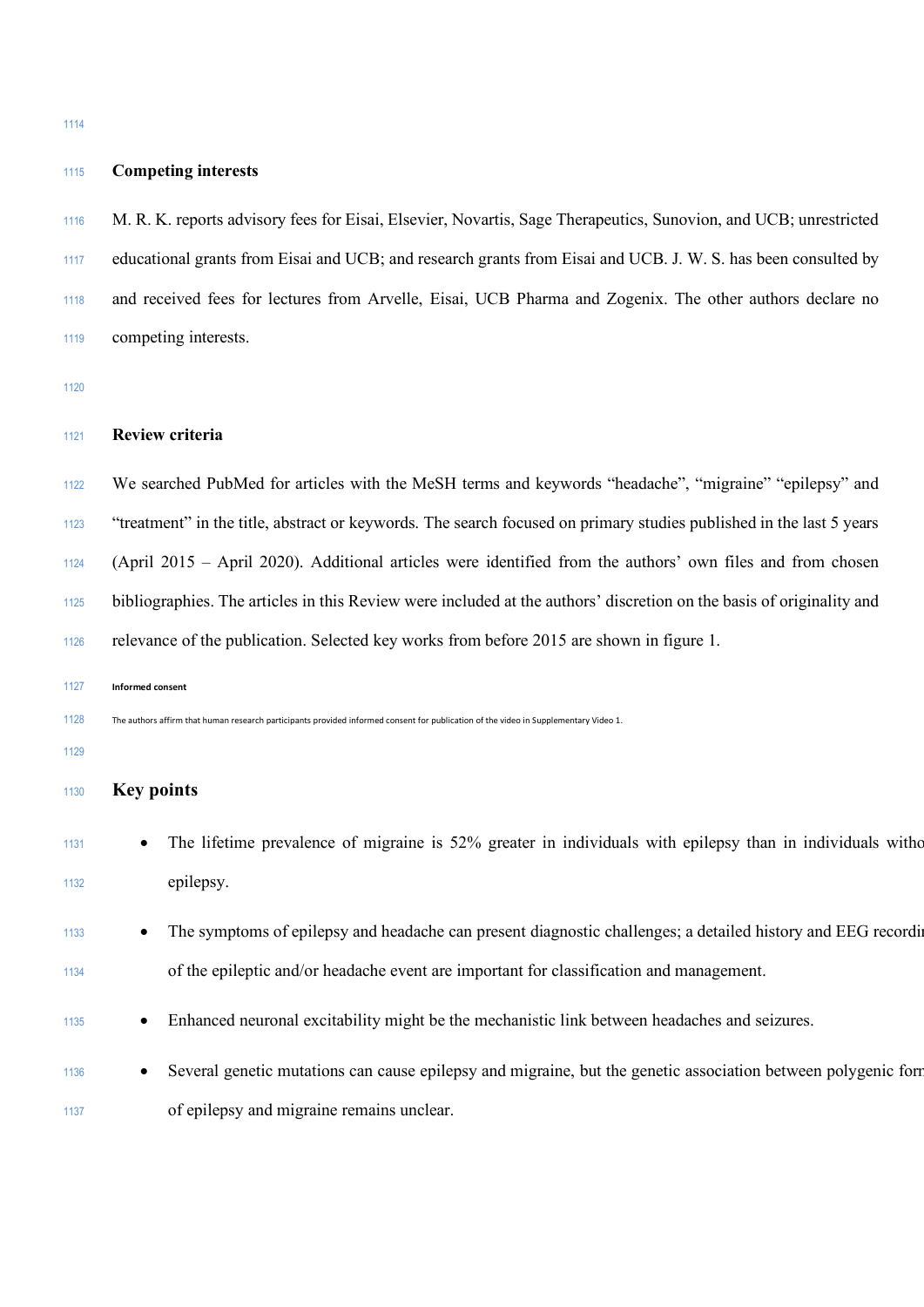## Competing interests

M. R. K. reports advisory fees for Eisai, Elsevier, Novartis, Sage Therapeutics, Sunovion, and UCB; unrestricted educational grants from Eisai and UCB; and research grants from Eisai and UCB. J. W. S. has been consulted by and received fees for lectures from Arvelle, Eisai, UCB Pharma and Zogenix. The other authors declare no competing interests.

## Review criteria

We searched PubMed for articles with the MeSH terms and keywords "headache", "migraine" "epilepsy" and "treatment" in the title, abstract or keywords. The search focused on primary studies published in the last 5 years (April 2015 – April 2020). Additional articles were identified from the authors' own files and from chosen bibliographies. The articles in this Review were included at the authors' discretion on the basis of originality and relevance of the publication. Selected key works from before 2015 are shown in figure 1.

**Informed consent**

The authors affirm that human research participants provided informed consent for publication of the video in Supplementary Video 1.

## Key points

- The lifetime prevalence of migraine is 52% greater in individuals with epilepsy than in individuals without epilepsy.
- The symptoms of epilepsy and headache can present diagnostic challenges; a detailed history and EEG recording of the epileptic and/or headache event are important for classification and management.
- Enhanced neuronal excitability might be the mechanistic link between headaches and seizures.
- Several genetic mutations can cause epilepsy and migraine, but the genetic association between polygenic forms of epilepsy and migraine remains unclear.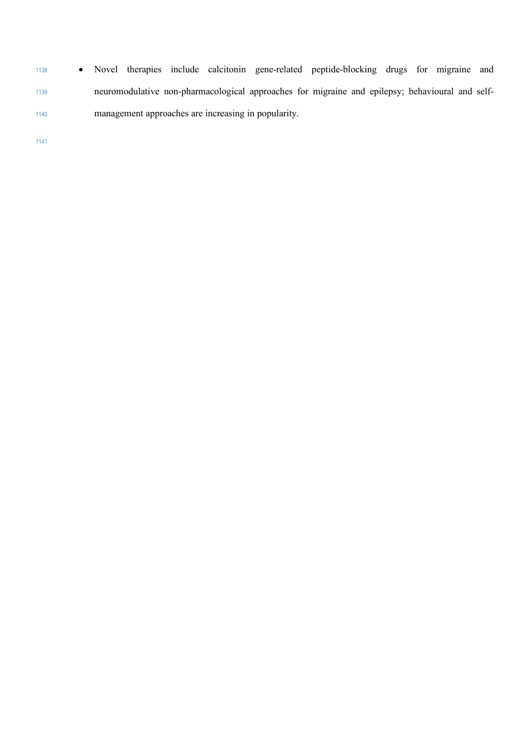- Novel therapies include calcitonin gene-related peptide-blocking drugs for migraine and neuromodulative non-pharmacological approaches for migraine and epilepsy; behavioural and self-management approaches are increasing in popularity.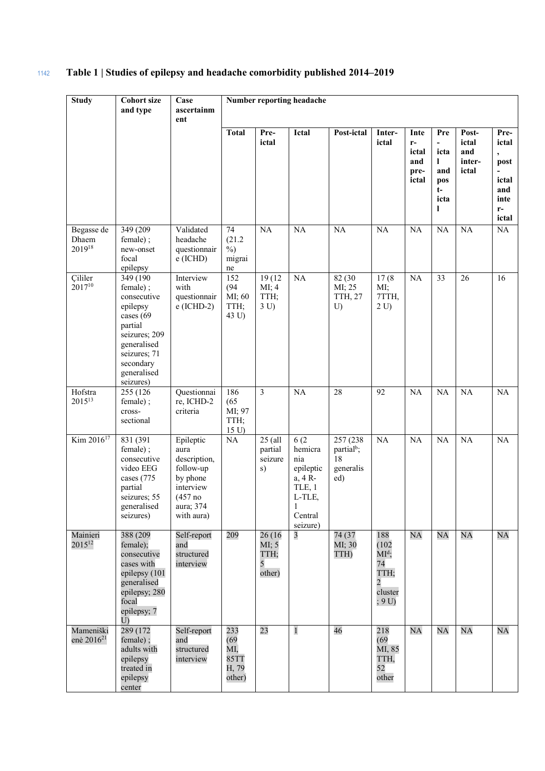# Table 1 | Studies of epilepsy and headache comorbidity published 2014–2019

| Study | Cohort size and type | Case ascertainment | Number reporting headache | | | | | | | | |
|---|---|---|---|---|---|---|---|---|---|---|---|
| | | | Total | Pre-ictal | Ictal | Post-ictal | Inter-ictal | Inter-ictal and pre-ictal | Pre-ictal and post-ictal | Post-ictal and inter-ictal | Pre-ictal, post-ictal and inter-ictal |
| Begasse de Dhaem 2019[18] | 349 (209 female) ; new-onset focal epilepsy | Validated headache questionnaire (ICHD) | 74 (21.2 %) migraine | NA | NA | NA | NA | NA | NA | NA | NA |
| Çililer 2017[10] | 349 (190 female) ; consecutive epilepsy cases (69 partial seizures; 209 generalised seizures; 71 secondary generalised seizures) | Interview with questionnaire (ICHD-2) | 152 (94 MI; 60 TTH; 43 U) | 19 (12 MI; 4 TTH; 3 U) | NA | 82 (30 MI; 25 TTH, 27 U) | 17 (8 MI; 7TTH, 2 U) | NA | 33 | 26 | 16 |
| Hofstra 2015[13] | 255 (126 female) ; cross-sectional | Questionnaire, ICHD-2 criteria | 186 (65 MI; 97 TTH; 15 U) | 3 | NA | 28 | 92 | NA | NA | NA | NA |
| Kim 2016[17] | 831 (391 female) ; consecutive video EEG cases (775 partial seizures; 55 generalised seizures) | Epileptic aura description, follow-up by phone interview (457 no aura; 374 with aura) | NA | 25 (all partial seizures) | 6 (2 hemicrania epileptica, 4 R-TLE, 1 L-TLE, 1 Central seizure) | 257 (238 partial[b]; 18 generalised) | NA | NA | NA | NA | NA |
| Mainieri 2015[12] | 388 (209 female); consecutive cases with epilepsy (101 generalised epilepsy; 280 focal epilepsy; 7 U) | Self-report and structured interview | 209 | 26 (16 MI; 5 TTH; 5 other) | 3 | 74 (37 MI; 30 TTH) | 188 (102 MI[d]; 74 TTH; 2 cluster; 9 U) | NA | NA | NA | NA |
| Mameniškienė 2016[21] | 289 (172 female) ; adults with epilepsy treated in epilepsy center | Self-report and structured interview | 233 (69 MI, 85TTH, 79 other) | 23 | 1 | 46 | 218 (69 MI, 85 TTH, 52 other | NA | NA | NA | NA |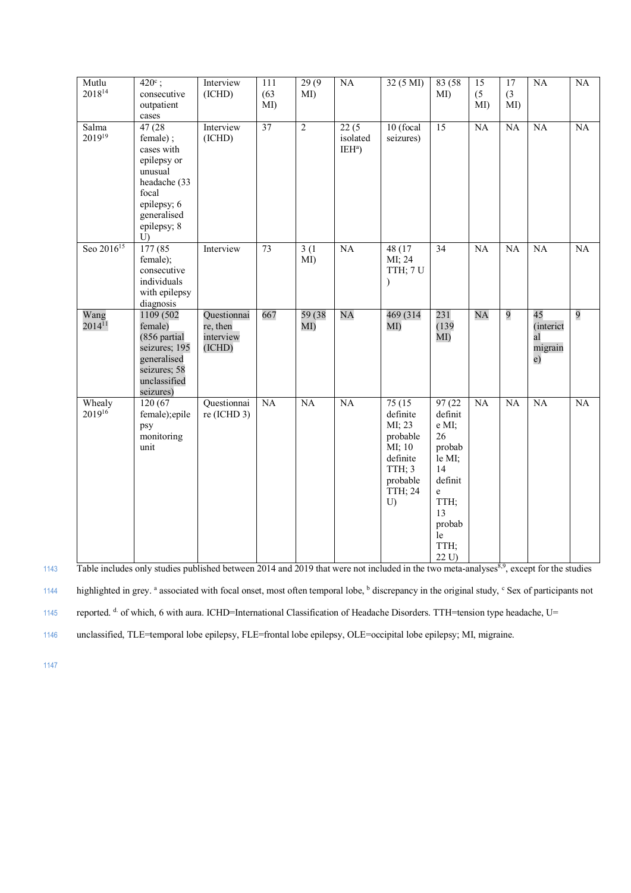| | | | | | | | | | | | |
|---|---|---|---|---|---|---|---|---|---|---|---|
| Mutlu 2018[14] | 420[c] ; consecutive outpatient cases | Interview (ICHD) | 111 (63 MI) | 29 (9 MI) | NA | 32 (5 MI) | 83 (58 MI) | 15 (5 MI) | 17 (3 MI) | NA | NA |
| Salma 2019[19] | 47 (28 female) ; cases with epilepsy or unusual headache (33 focal epilepsy; 6 generalised epilepsy; 8 U) | Interview (ICHD) | 37 | 2 | 22 (5 isolated IEH[a]) | 10 (focal seizures) | 15 | NA | NA | NA | NA |
| Seo 2016[15] | 177 (85 female); consecutive individuals with epilepsy diagnosis | Interview | 73 | 3 (1 MI) | NA | 48 (17 MI; 24 TTH; 7 U ) | 34 | NA | NA | NA | NA |
| Wang 2014[11] | 1109 (502 female) (856 partial seizures; 195 generalised seizures; 58 unclassified seizures) | Questionnaire, then interview (ICHD) | 667 | 59 (38 MI) | NA | 469 (314 MI) | 231 (139 MI) | NA | 9 | 45 (interictal migraine) | 9 |
| Whealy 2019[16] | 120 (67 female);epilepsy monitoring unit | Questionnaire (ICHD 3) | NA | NA | NA | 75 (15 definite MI; 23 probable MI; 10 definite TTH; 3 probable TTH; 24 U) | 97 (22 definite MI; 26 probable MI; 14 definite TTH; 13 probable TTH; 22 U) | NA | NA | NA | NA |

Table includes only studies published between 2014 and 2019 that were not included in the two meta-analyses[8,9], except for the studies highlighted in grey. [a] associated with focal onset, most often temporal lobe, [b] discrepancy in the original study, [c] Sex of participants not reported. [d] of which, 6 with aura. ICHD=International Classification of Headache Disorders. TTH=tension type headache, U= unclassified, TLE=temporal lobe epilepsy, FLE=frontal lobe epilepsy, OLE=occipital lobe epilepsy; MI, migraine.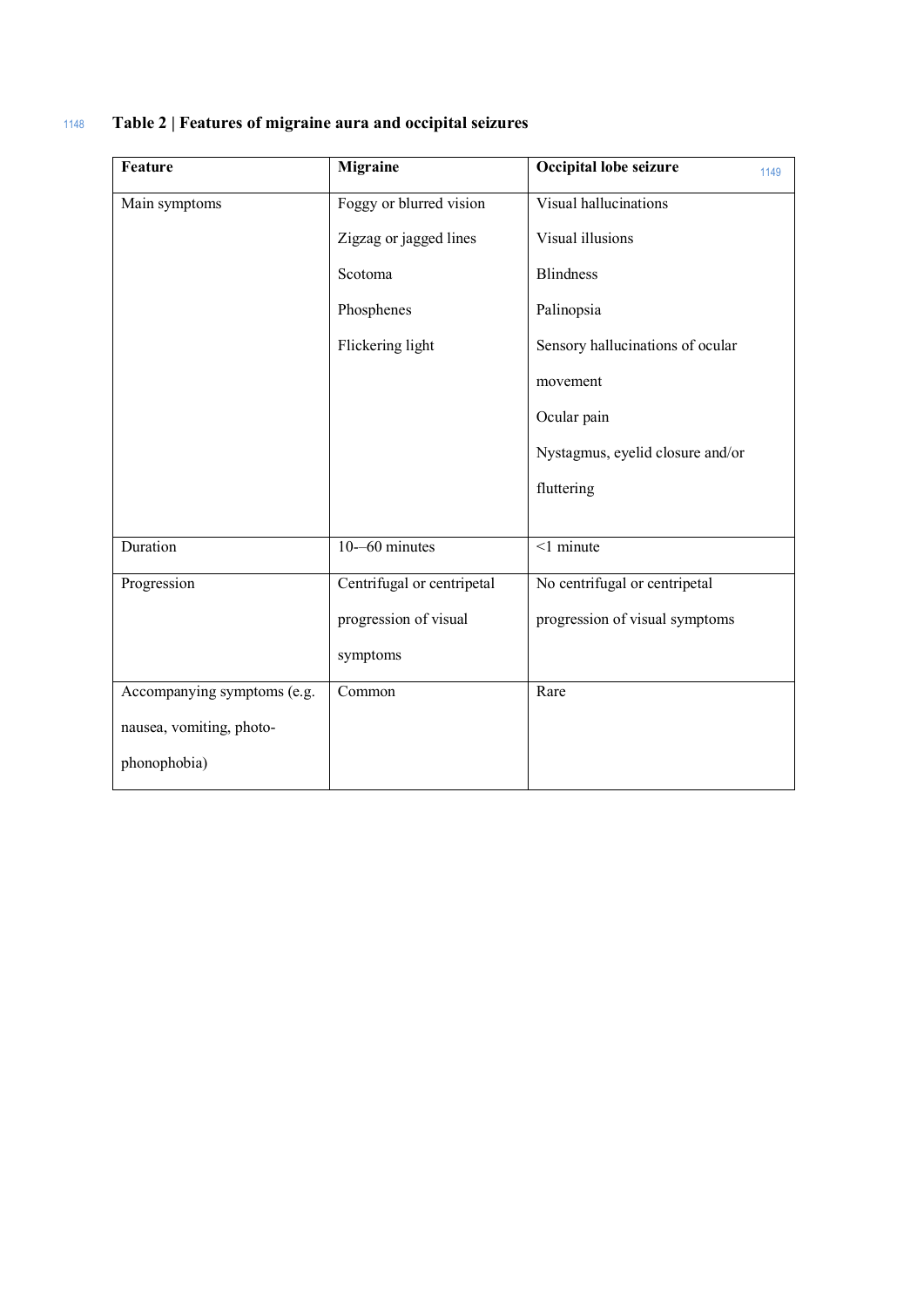**Table 2 | Features of migraine aura and occipital seizures**

| Feature | Migraine | Occipital lobe seizure |
|---|---|---|
| Main symptoms | Foggy or blurred vision<br>Zigzag or jagged lines<br>Scotoma<br>Phosphenes<br>Flickering light | Visual hallucinations<br>Visual illusions<br>Blindness<br>Palinopsia<br>Sensory hallucinations of ocular movement<br>Ocular pain<br>Nystagmus, eyelid closure and/or fluttering |
| Duration | 10-–60 minutes | <1 minute |
| Progression | Centrifugal or centripetal progression of visual symptoms | No centrifugal or centripetal progression of visual symptoms |
| Accompanying symptoms (e.g. nausea, vomiting, photo-phonophobia) | Common | Rare |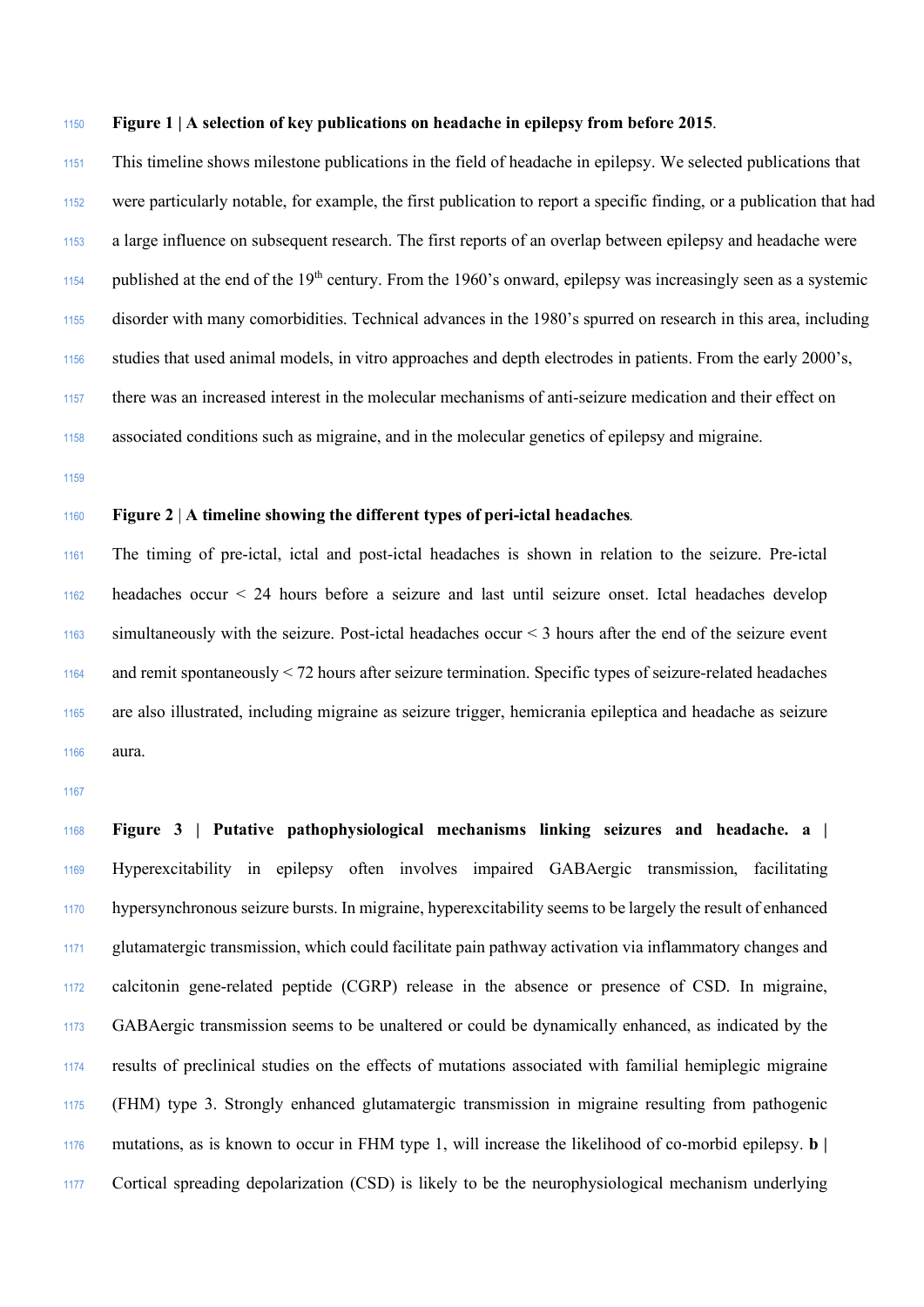**Figure 1 | A selection of key publications on headache in epilepsy from before 2015**.

This timeline shows milestone publications in the field of headache in epilepsy. We selected publications that were particularly notable, for example, the first publication to report a specific finding, or a publication that had a large influence on subsequent research. The first reports of an overlap between epilepsy and headache were published at the end of the 19th century. From the 1960's onward, epilepsy was increasingly seen as a systemic disorder with many comorbidities. Technical advances in the 1980's spurred on research in this area, including studies that used animal models, in vitro approaches and depth electrodes in patients. From the early 2000's, there was an increased interest in the molecular mechanisms of anti-seizure medication and their effect on associated conditions such as migraine, and in the molecular genetics of epilepsy and migraine.

**Figure 2** | **A timeline showing the different types of peri-ictal headaches**.

The timing of pre-ictal, ictal and post-ictal headaches is shown in relation to the seizure. Pre-ictal headaches occur < 24 hours before a seizure and last until seizure onset. Ictal headaches develop simultaneously with the seizure. Post-ictal headaches occur < 3 hours after the end of the seizure event and remit spontaneously < 72 hours after seizure termination. Specific types of seizure-related headaches are also illustrated, including migraine as seizure trigger, hemicrania epileptica and headache as seizure aura.

**Figure 3 | Putative pathophysiological mechanisms linking seizures and headache. a |** Hyperexcitability in epilepsy often involves impaired GABAergic transmission, facilitating hypersynchronous seizure bursts. In migraine, hyperexcitability seems to be largely the result of enhanced glutamatergic transmission, which could facilitate pain pathway activation via inflammatory changes and calcitonin gene-related peptide (CGRP) release in the absence or presence of CSD. In migraine, GABAergic transmission seems to be unaltered or could be dynamically enhanced, as indicated by the results of preclinical studies on the effects of mutations associated with familial hemiplegic migraine (FHM) type 3. Strongly enhanced glutamatergic transmission in migraine resulting from pathogenic mutations, as is known to occur in FHM type 1, will increase the likelihood of co-morbid epilepsy. **b |** Cortical spreading depolarization (CSD) is likely to be the neurophysiological mechanism underlying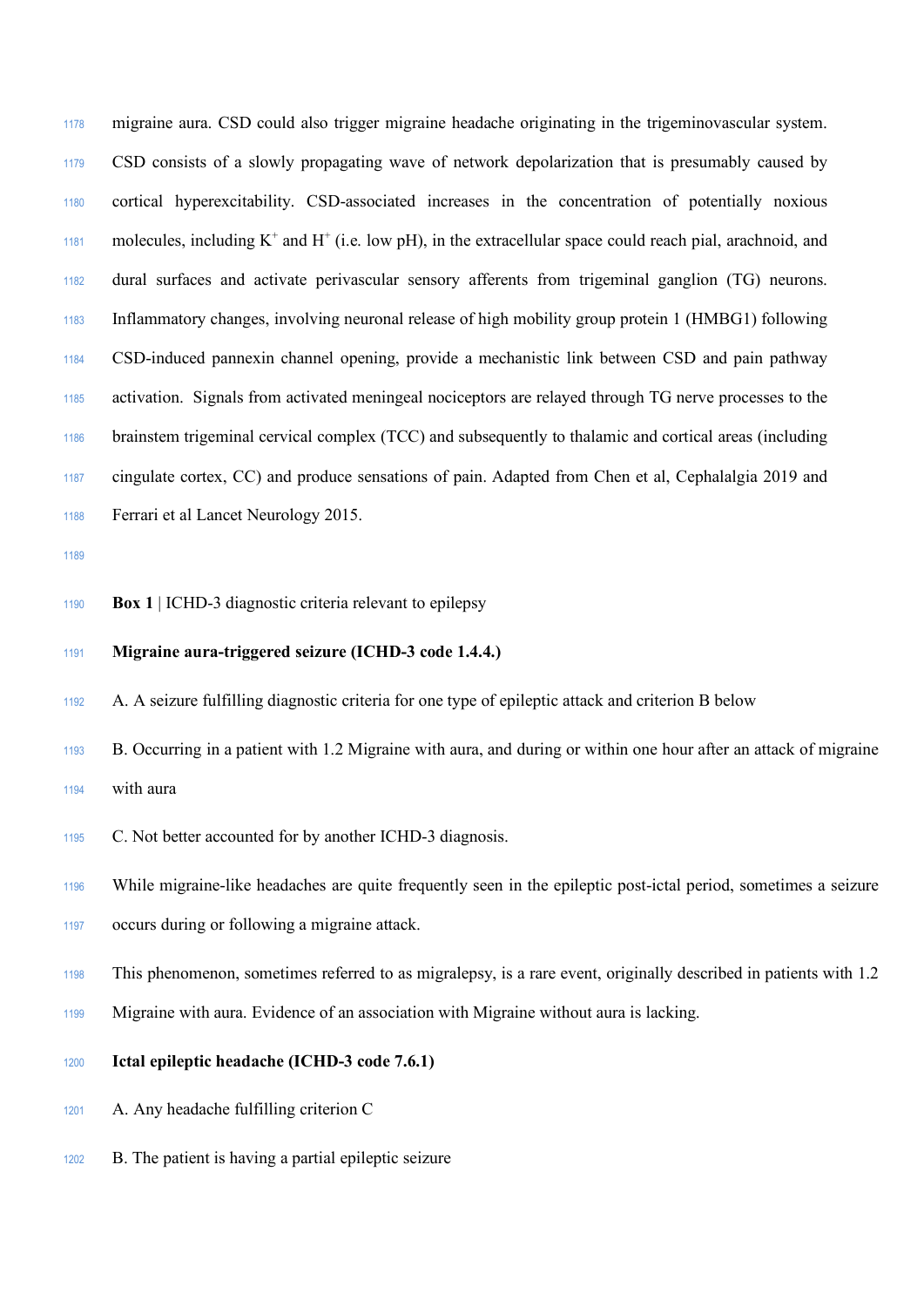migraine aura. CSD could also trigger migraine headache originating in the trigeminovascular system. CSD consists of a slowly propagating wave of network depolarization that is presumably caused by cortical hyperexcitability. CSD-associated increases in the concentration of potentially noxious molecules, including $K^+$ and $H^+$ (i.e. low pH), in the extracellular space could reach pial, arachnoid, and dural surfaces and activate perivascular sensory afferents from trigeminal ganglion (TG) neurons. Inflammatory changes, involving neuronal release of high mobility group protein 1 (HMBG1) following CSD-induced pannexin channel opening, provide a mechanistic link between CSD and pain pathway activation. Signals from activated meningeal nociceptors are relayed through TG nerve processes to the brainstem trigeminal cervical complex (TCC) and subsequently to thalamic and cortical areas (including cingulate cortex, CC) and produce sensations of pain. Adapted from Chen et al, Cephalalgia 2019 and Ferrari et al Lancet Neurology 2015.

**Box 1** | ICHD-3 diagnostic criteria relevant to epilepsy

**Migraine aura-triggered seizure (ICHD-3 code 1.4.4.)**

A. A seizure fulfilling diagnostic criteria for one type of epileptic attack and criterion B below

B. Occurring in a patient with 1.2 Migraine with aura, and during or within one hour after an attack of migraine with aura

C. Not better accounted for by another ICHD-3 diagnosis.

While migraine-like headaches are quite frequently seen in the epileptic post-ictal period, sometimes a seizure occurs during or following a migraine attack.

This phenomenon, sometimes referred to as migralepsy, is a rare event, originally described in patients with 1.2 Migraine with aura. Evidence of an association with Migraine without aura is lacking.

**Ictal epileptic headache (ICHD-3 code 7.6.1)**

A. Any headache fulfilling criterion C

B. The patient is having a partial epileptic seizure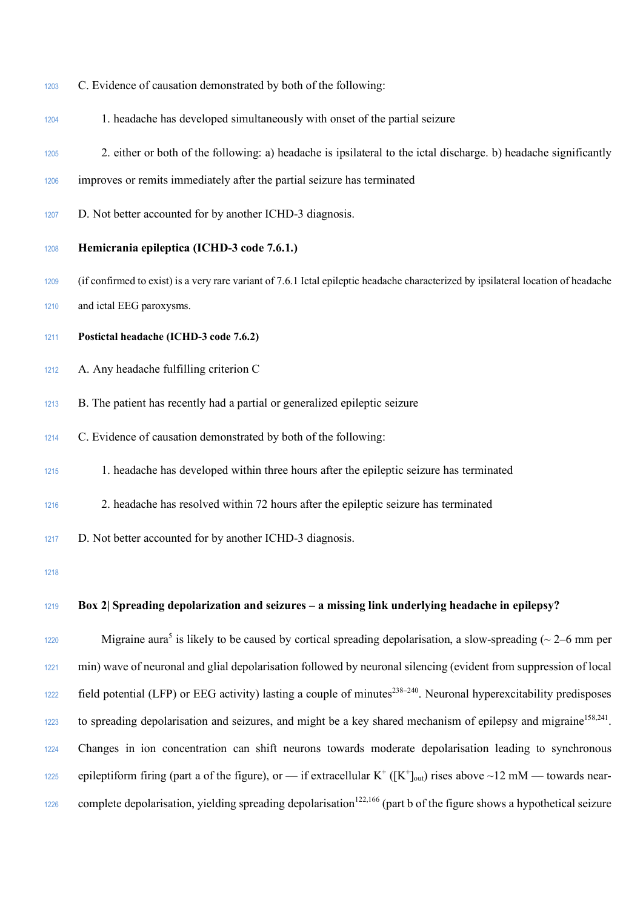C. Evidence of causation demonstrated by both of the following:

1. headache has developed simultaneously with onset of the partial seizure

2. either or both of the following: a) headache is ipsilateral to the ictal discharge. b) headache significantly improves or remits immediately after the partial seizure has terminated

D. Not better accounted for by another ICHD-3 diagnosis.

**Hemicrania epileptica (ICHD-3 code 7.6.1.)**

(if confirmed to exist) is a very rare variant of 7.6.1 Ictal epileptic headache characterized by ipsilateral location of headache and ictal EEG paroxysms.

**Postictal headache (ICHD-3 code 7.6.2)**

A. Any headache fulfilling criterion C

B. The patient has recently had a partial or generalized epileptic seizure

C. Evidence of causation demonstrated by both of the following:

1. headache has developed within three hours after the epileptic seizure has terminated

2. headache has resolved within 72 hours after the epileptic seizure has terminated

D. Not better accounted for by another ICHD-3 diagnosis.

**Box 2| Spreading depolarization and seizures – a missing link underlying headache in epilepsy?**

Migraine aura[5] is likely to be caused by cortical spreading depolarisation, a slow-spreading (~ 2–6 mm per min) wave of neuronal and glial depolarisation followed by neuronal silencing (evident from suppression of local field potential (LFP) or EEG activity) lasting a couple of minutes[238–240]. Neuronal hyperexcitability predisposes to spreading depolarisation and seizures, and might be a key shared mechanism of epilepsy and migraine[158,241]. Changes in ion concentration can shift neurons towards moderate depolarisation leading to synchronous epileptiform firing (part a of the figure), or — if extracellular $K^+$ ($[K^+]_{out}$) rises above ~12 mM — towards near-complete depolarisation, yielding spreading depolarisation[122,166] (part b of the figure shows a hypothetical seizure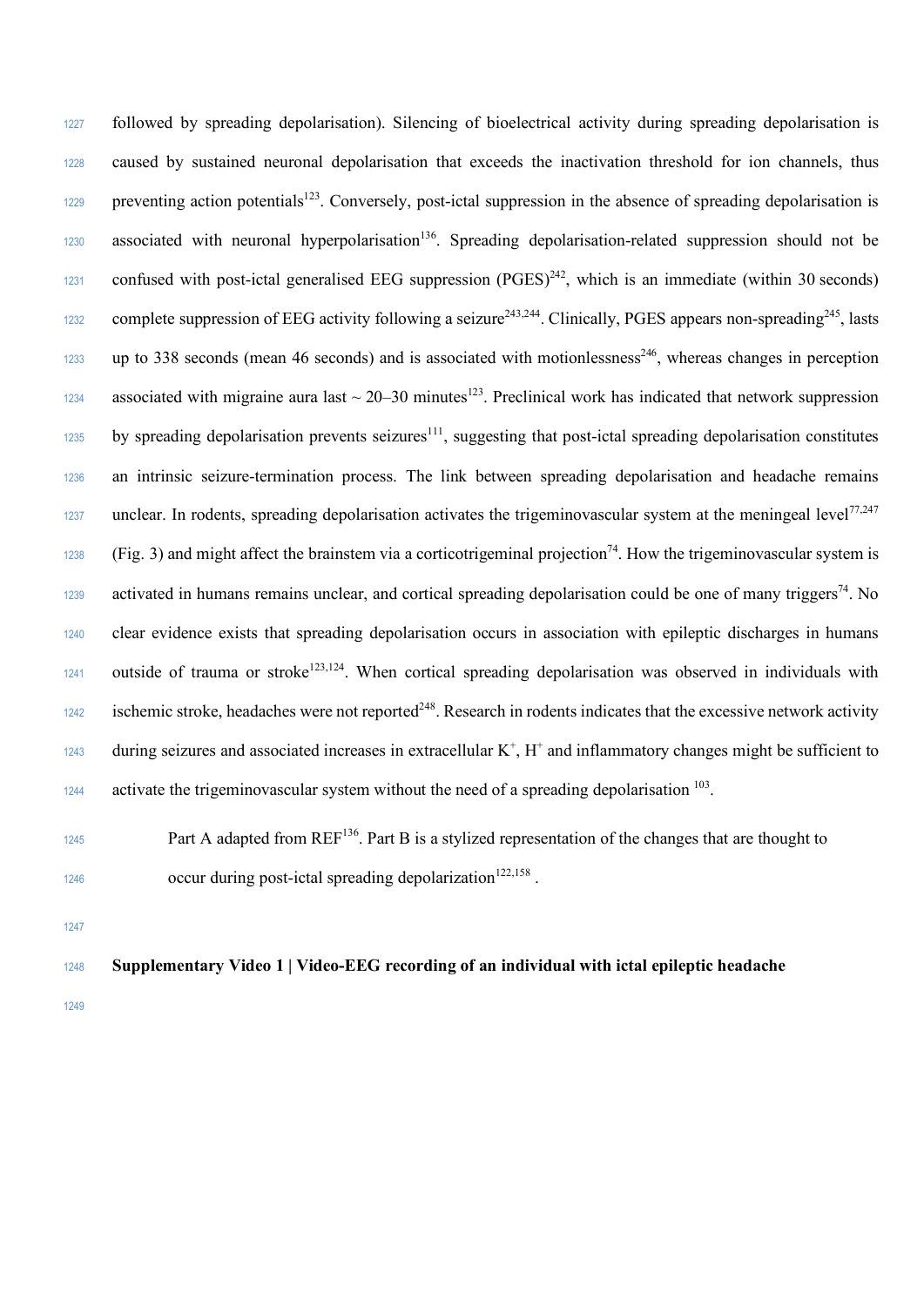followed by spreading depolarisation). Silencing of bioelectrical activity during spreading depolarisation is caused by sustained neuronal depolarisation that exceeds the inactivation threshold for ion channels, thus preventing action potentials[123]. Conversely, post-ictal suppression in the absence of spreading depolarisation is associated with neuronal hyperpolarisation[136]. Spreading depolarisation-related suppression should not be confused with post-ictal generalised EEG suppression (PGES)[242], which is an immediate (within 30 seconds) complete suppression of EEG activity following a seizure[243,244]. Clinically, PGES appears non-spreading[245], lasts up to 338 seconds (mean 46 seconds) and is associated with motionlessness[246], whereas changes in perception associated with migraine aura last ~ 20–30 minutes[123]. Preclinical work has indicated that network suppression by spreading depolarisation prevents seizures[111], suggesting that post-ictal spreading depolarisation constitutes an intrinsic seizure-termination process. The link between spreading depolarisation and headache remains unclear. In rodents, spreading depolarisation activates the trigeminovascular system at the meningeal level[77,247] (Fig. 3) and might affect the brainstem via a corticotrigeminal projection[74]. How the trigeminovascular system is activated in humans remains unclear, and cortical spreading depolarisation could be one of many triggers[74]. No clear evidence exists that spreading depolarisation occurs in association with epileptic discharges in humans outside of trauma or stroke[123,124]. When cortical spreading depolarisation was observed in individuals with ischemic stroke, headaches were not reported[248]. Research in rodents indicates that the excessive network activity during seizures and associated increases in extracellular $K^+$, $H^+$ and inflammatory changes might be sufficient to activate the trigeminovascular system without the need of a spreading depolarisation [103].

Part A adapted from REF[136]. Part B is a stylized representation of the changes that are thought to occur during post-ictal spreading depolarization[122,158] .

**Supplementary Video 1 | Video-EEG recording of an individual with ictal epileptic headache**